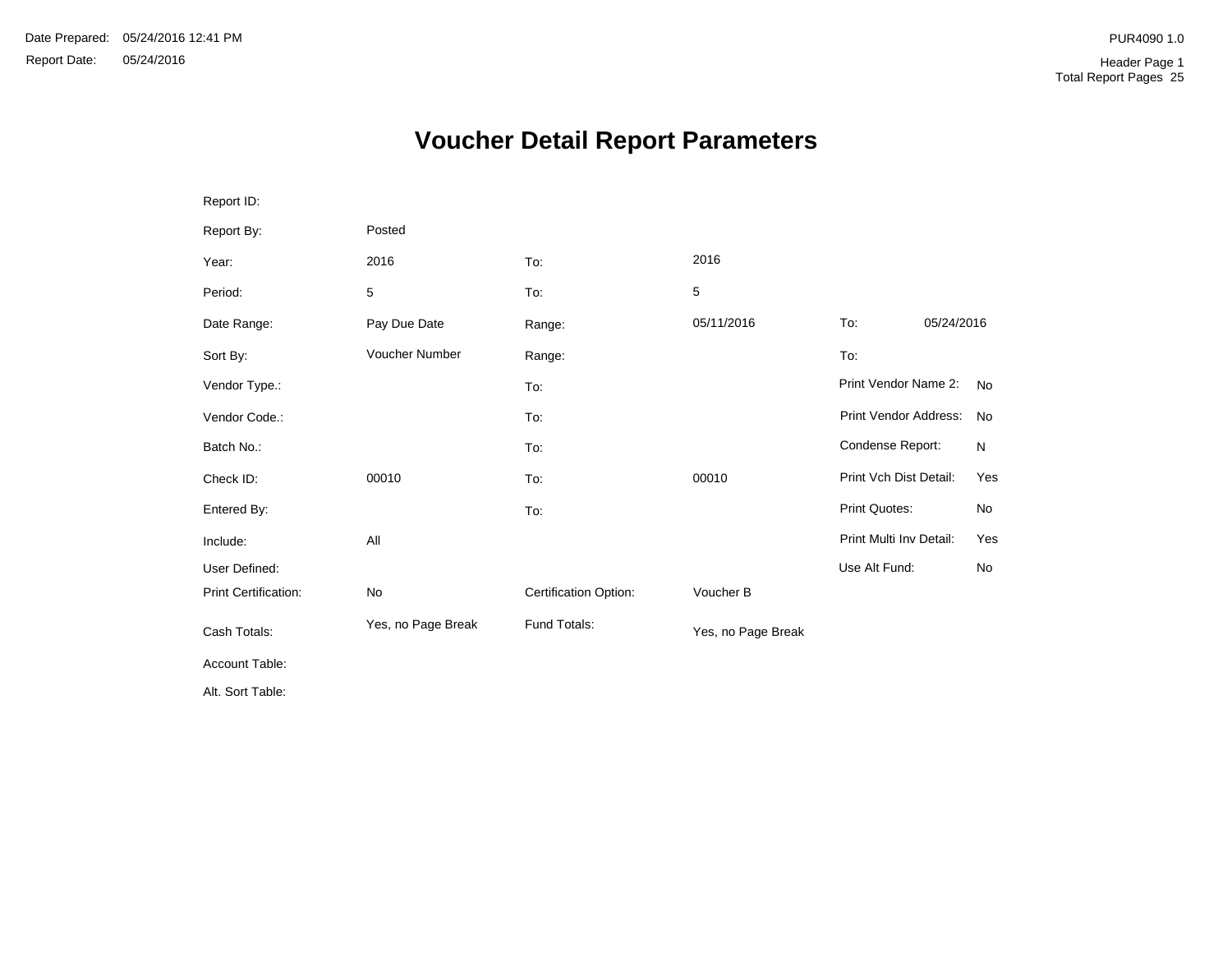Date Prepared: 05/24/2016 12:41 PM

Report Date: 05/24/2016

PUR4090 1.0

Header Page 1

Total Report Pages 25

# Voucher Detail Report Parameters

| | | | | | |
|---|---|---|---|---|---|
| Report ID: | | | | | |
| Report By: | Posted | | | | |
| Year: | 2016 | To: | 2016 | | |
| Period: | 5 | To: | 5 | | |
| Date Range: | Pay Due Date | Range: | 05/11/2016 | To: | 05/24/2016 |
| Sort By: | Voucher Number | Range: | | To: | |
| Vendor Type.: | | To: | | Print Vendor Name 2: | No |
| Vendor Code.: | | To: | | Print Vendor Address: | No |
| Batch No.: | | To: | | Condense Report: | N |
| Check ID: | 00010 | To: | 00010 | Print Vch Dist Detail: | Yes |
| Entered By: | | To: | | Print Quotes: | No |
| Include: | All | | | Print Multi Inv Detail: | Yes |
| User Defined: | | | | Use Alt Fund: | No |
| Print Certification: | No | Certification Option: | Voucher B | | |
| Cash Totals: | Yes, no Page Break | Fund Totals: | Yes, no Page Break | | |
| Account Table: | | | | | |
| Alt. Sort Table: | | | | | |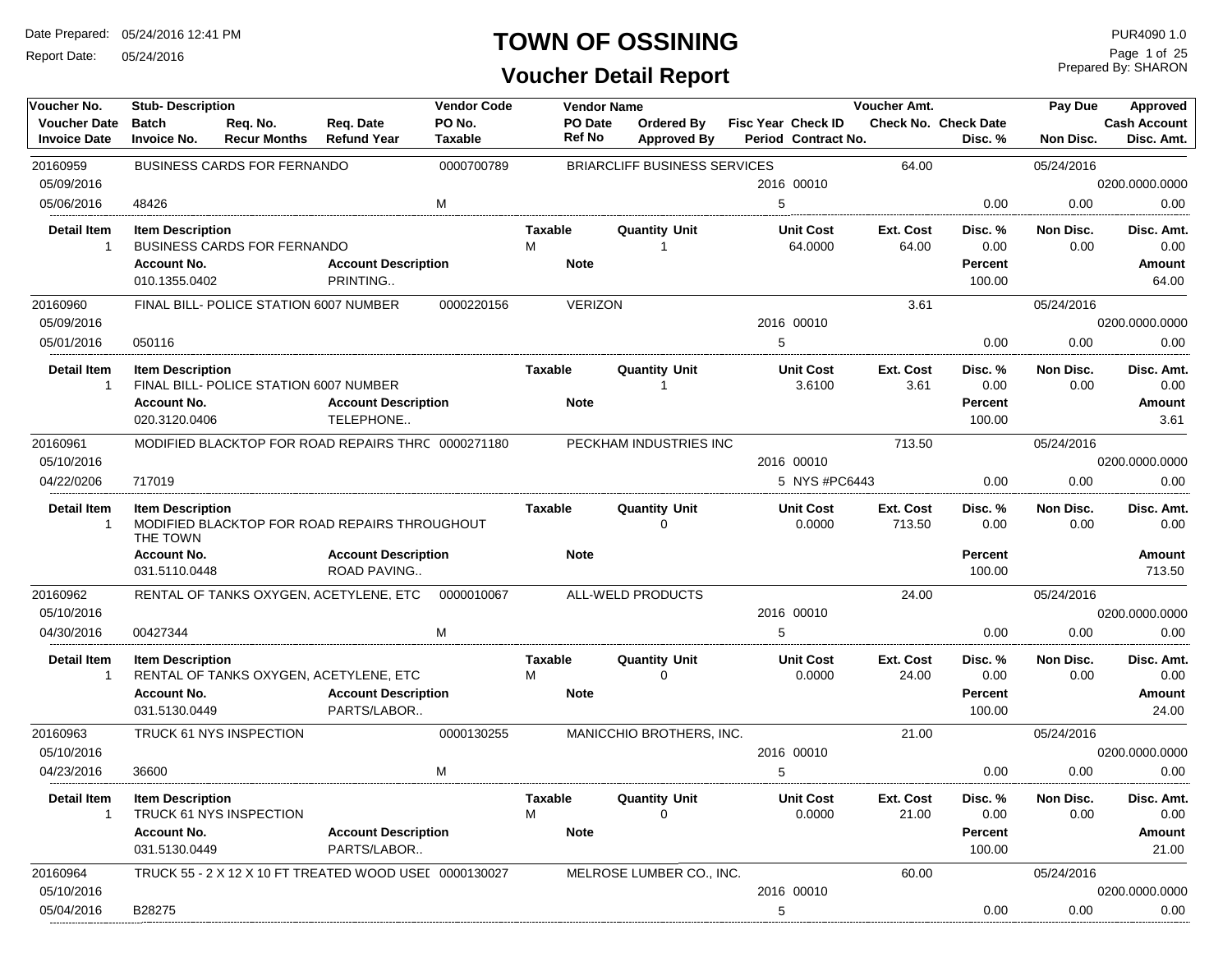# TOWN OF OSSINING

## Voucher Detail Report

Date Prepared: 05/24/2016 12:41 PM
Report Date: 05/24/2016

PUR4090 1.0
Prepared By: SHARON

| Voucher No. / Voucher Date / Invoice Date | Stub- Description / Batch / Invoice No. | Req. No. / Recur Months | Req. Date / Refund Year | Vendor Code / PO No. / Taxable | Vendor Name / PO Date / Ref No | Ordered By / Approved By | Fisc Year / Period | Check ID / Contract No. | Voucher Amt. / Check No. | Check Date / Disc. % | Pay Due / Non Disc. | Approved / Cash Account / Disc. Amt. |
|---|---|---|---|---|---|---|---|---|---|---|---|---|
| 20160959 | BUSINESS CARDS FOR FERNANDO | | | 0000700789 | BRIARCLIFF BUSINESS SERVICES | | | | 64.00 | | 05/24/2016 | |
| 05/09/2016 | | | | | | | 2016 | 00010 | | | | 0200.0000.0000 |
| 05/06/2016 | 48426 | | | M | | | 5 | | | 0.00 | 0.00 | 0.00 |

| Detail Item | Item Description | Taxable | Quantity Unit | Unit Cost | Ext. Cost | Disc. % | Non Disc. | Disc. Amt. |
|---|---|---|---|---|---|---|---|---|
| 1 | BUSINESS CARDS FOR FERNANDO | M | 1 | 64.0000 | 64.00 | 0.00 | 0.00 | 0.00 |

| Account No. | Account Description | Note | Percent | Amount |
|---|---|---|---|---|
| 010.1355.0402 | PRINTING.. | | 100.00 | 64.00 |

| Voucher No. / Voucher Date / Invoice Date | Stub- Description / Batch / Invoice No. | Req. No. / Recur Months | Req. Date / Refund Year | Vendor Code / PO No. / Taxable | Vendor Name / PO Date / Ref No | Ordered By / Approved By | Fisc Year / Period | Check ID / Contract No. | Voucher Amt. / Check No. | Check Date / Disc. % | Pay Due / Non Disc. | Approved / Cash Account / Disc. Amt. |
|---|---|---|---|---|---|---|---|---|---|---|---|---|
| 20160960 | FINAL BILL- POLICE STATION 6007 NUMBER | | | 0000220156 | VERIZON | | | | 3.61 | | 05/24/2016 | |
| 05/09/2016 | | | | | | | 2016 | 00010 | | | | 0200.0000.0000 |
| 05/01/2016 | 050116 | | | | | | 5 | | | 0.00 | 0.00 | 0.00 |

| Detail Item | Item Description | Taxable | Quantity Unit | Unit Cost | Ext. Cost | Disc. % | Non Disc. | Disc. Amt. |
|---|---|---|---|---|---|---|---|---|
| 1 | FINAL BILL- POLICE STATION 6007 NUMBER | | 1 | 3.6100 | 3.61 | 0.00 | 0.00 | 0.00 |

| Account No. | Account Description | Note | Percent | Amount |
|---|---|---|---|---|
| 020.3120.0406 | TELEPHONE.. | | 100.00 | 3.61 |

| Voucher No. / Voucher Date / Invoice Date | Stub- Description / Batch / Invoice No. | Req. No. / Recur Months | Req. Date / Refund Year | Vendor Code / PO No. / Taxable | Vendor Name / PO Date / Ref No | Ordered By / Approved By | Fisc Year / Period | Check ID / Contract No. | Voucher Amt. / Check No. | Check Date / Disc. % | Pay Due / Non Disc. | Approved / Cash Account / Disc. Amt. |
|---|---|---|---|---|---|---|---|---|---|---|---|---|
| 20160961 | MODIFIED BLACKTOP FOR ROAD REPAIRS THRO | | | 0000271180 | PECKHAM INDUSTRIES INC | | | | 713.50 | | 05/24/2016 | |
| 05/10/2016 | | | | | | | 2016 | 00010 | | | | 0200.0000.0000 |
| 04/22/0206 | 717019 | | | | | | 5 | NYS #PC6443 | | 0.00 | 0.00 | 0.00 |

| Detail Item | Item Description | Taxable | Quantity Unit | Unit Cost | Ext. Cost | Disc. % | Non Disc. | Disc. Amt. |
|---|---|---|---|---|---|---|---|---|
| 1 | MODIFIED BLACKTOP FOR ROAD REPAIRS THROUGHOUT THE TOWN | | 0 | 0.0000 | 713.50 | 0.00 | 0.00 | 0.00 |

| Account No. | Account Description | Note | Percent | Amount |
|---|---|---|---|---|
| 031.5110.0448 | ROAD PAVING.. | | 100.00 | 713.50 |

| Voucher No. / Voucher Date / Invoice Date | Stub- Description / Batch / Invoice No. | Req. No. / Recur Months | Req. Date / Refund Year | Vendor Code / PO No. / Taxable | Vendor Name / PO Date / Ref No | Ordered By / Approved By | Fisc Year / Period | Check ID / Contract No. | Voucher Amt. / Check No. | Check Date / Disc. % | Pay Due / Non Disc. | Approved / Cash Account / Disc. Amt. |
|---|---|---|---|---|---|---|---|---|---|---|---|---|
| 20160962 | RENTAL OF TANKS OXYGEN, ACETYLENE, ETC | | | 0000010067 | ALL-WELD PRODUCTS | | | | 24.00 | | 05/24/2016 | |
| 05/10/2016 | | | | | | | 2016 | 00010 | | | | 0200.0000.0000 |
| 04/30/2016 | 00427344 | | | M | | | 5 | | | 0.00 | 0.00 | 0.00 |

| Detail Item | Item Description | Taxable | Quantity Unit | Unit Cost | Ext. Cost | Disc. % | Non Disc. | Disc. Amt. |
|---|---|---|---|---|---|---|---|---|
| 1 | RENTAL OF TANKS OXYGEN, ACETYLENE, ETC | M | 0 | 0.0000 | 24.00 | 0.00 | 0.00 | 0.00 |

| Account No. | Account Description | Note | Percent | Amount |
|---|---|---|---|---|
| 031.5130.0449 | PARTS/LABOR.. | | 100.00 | 24.00 |

| Voucher No. / Voucher Date / Invoice Date | Stub- Description / Batch / Invoice No. | Req. No. / Recur Months | Req. Date / Refund Year | Vendor Code / PO No. / Taxable | Vendor Name / PO Date / Ref No | Ordered By / Approved By | Fisc Year / Period | Check ID / Contract No. | Voucher Amt. / Check No. | Check Date / Disc. % | Pay Due / Non Disc. | Approved / Cash Account / Disc. Amt. |
|---|---|---|---|---|---|---|---|---|---|---|---|---|
| 20160963 | TRUCK 61 NYS INSPECTION | | | 0000130255 | MANICCHIO BROTHERS, INC. | | | | 21.00 | | 05/24/2016 | |
| 05/10/2016 | | | | | | | 2016 | 00010 | | | | 0200.0000.0000 |
| 04/23/2016 | 36600 | | | M | | | 5 | | | 0.00 | 0.00 | 0.00 |

| Detail Item | Item Description | Taxable | Quantity Unit | Unit Cost | Ext. Cost | Disc. % | Non Disc. | Disc. Amt. |
|---|---|---|---|---|---|---|---|---|
| 1 | TRUCK 61 NYS INSPECTION | M | 0 | 0.0000 | 21.00 | 0.00 | 0.00 | 0.00 |

| Account No. | Account Description | Note | Percent | Amount |
|---|---|---|---|---|
| 031.5130.0449 | PARTS/LABOR.. | | 100.00 | 21.00 |

| Voucher No. / Voucher Date / Invoice Date | Stub- Description / Batch / Invoice No. | Req. No. / Recur Months | Req. Date / Refund Year | Vendor Code / PO No. / Taxable | Vendor Name / PO Date / Ref No | Ordered By / Approved By | Fisc Year / Period | Check ID / Contract No. | Voucher Amt. / Check No. | Check Date / Disc. % | Pay Due / Non Disc. | Approved / Cash Account / Disc. Amt. |
|---|---|---|---|---|---|---|---|---|---|---|---|---|
| 20160964 | TRUCK 55 - 2 X 12 X 10 FT TREATED WOOD USEI | | | 0000130027 | MELROSE LUMBER CO., INC. | | | | 60.00 | | 05/24/2016 | |
| 05/10/2016 | | | | | | | 2016 | 00010 | | | | 0200.0000.0000 |
| 05/04/2016 | B28275 | | | | | | 5 | | | 0.00 | 0.00 | 0.00 |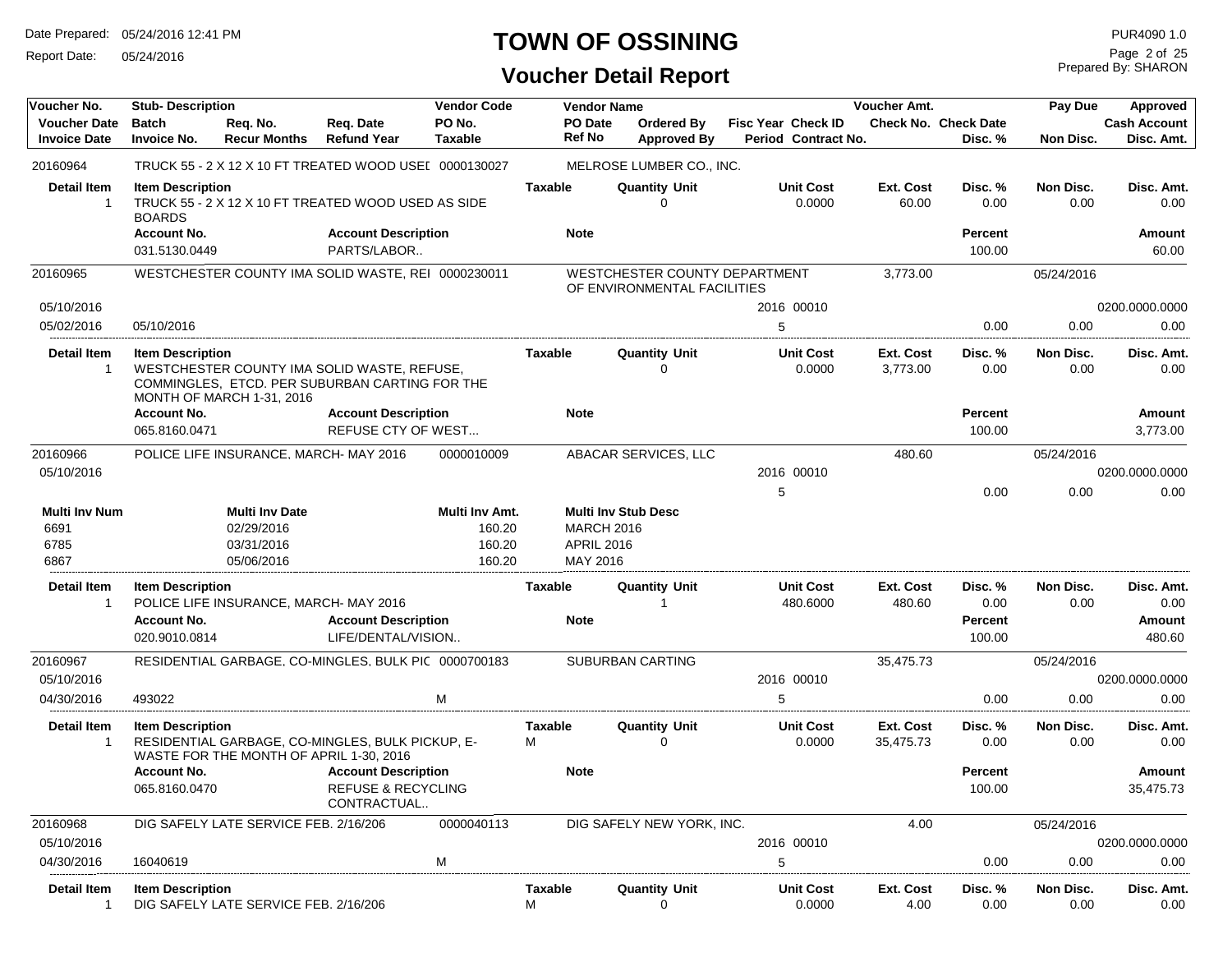# TOWN OF OSSINING

## Voucher Detail Report

Date Prepared: 05/24/2016 12:41 PM
Report Date: 05/24/2016

PUR4090 1.0
Prepared By: SHARON

| Voucher No. | Stub- Description | | | Vendor Code | Vendor Name | | | Voucher Amt. | | Pay Due | Approved |
|---|---|---|---|---|---|---|---|---|---|---|---|
| Voucher Date | Batch | Req. No. | Req. Date | PO No. | PO Date | Ordered By | Fisc Year Check ID | Check No. Check Date | | | Cash Account |
| Invoice Date | Invoice No. | Recur Months | Refund Year | Taxable | Ref No | Approved By | Period Contract No. | | Disc. % | Non Disc. | Disc. Amt. |

**20160964** — TRUCK 55 - 2 X 12 X 10 FT TREATED WOOD USEI — 0000130027 — MELROSE LUMBER CO., INC.

| Detail Item | Item Description | Taxable | Quantity Unit | Unit Cost | Ext. Cost | Disc. % | Non Disc. | Disc. Amt. |
|---|---|---|---|---|---|---|---|---|
| 1 | TRUCK 55 - 2 X 12 X 10 FT TREATED WOOD USED AS SIDE BOARDS | | 0 | 0.0000 | 60.00 | 0.00 | 0.00 | 0.00 |

| Account No. | Account Description | Note | Percent | Amount |
|---|---|---|---|---|
| 031.5130.0449 | PARTS/LABOR.. | | 100.00 | 60.00 |

**20160965** — WESTCHESTER COUNTY IMA SOLID WASTE, REI — 0000230011 — WESTCHESTER COUNTY DEPARTMENT OF ENVIRONMENTAL FACILITIES — 3,773.00 — 05/24/2016

| Voucher Date | Invoice Date | Invoice No. | Fisc Year | Check ID | Period | Disc. % | Non Disc. | Disc. Amt. | Cash Account |
|---|---|---|---|---|---|---|---|---|---|
| 05/10/2016 | 05/02/2016 | 05/10/2016 | 2016 | 00010 | 5 | 0.00 | 0.00 | 0.00 | 0200.0000.0000 |

| Detail Item | Item Description | Taxable | Quantity Unit | Unit Cost | Ext. Cost | Disc. % | Non Disc. | Disc. Amt. |
|---|---|---|---|---|---|---|---|---|
| 1 | WESTCHESTER COUNTY IMA SOLID WASTE, REFUSE, COMMINGLES, ETCD. PER SUBURBAN CARTING FOR THE MONTH OF MARCH 1-31, 2016 | | 0 | 0.0000 | 3,773.00 | 0.00 | 0.00 | 0.00 |

| Account No. | Account Description | Note | Percent | Amount |
|---|---|---|---|---|
| 065.8160.0471 | REFUSE CTY OF WEST... | | 100.00 | 3,773.00 |

**20160966** — POLICE LIFE INSURANCE, MARCH- MAY 2016 — 0000010009 — ABACAR SERVICES, LLC — 480.60 — 05/24/2016

| Voucher Date | Fisc Year | Check ID | Period | Disc. % | Non Disc. | Disc. Amt. | Cash Account |
|---|---|---|---|---|---|---|---|
| 05/10/2016 | 2016 | 00010 | 5 | 0.00 | 0.00 | 0.00 | 0200.0000.0000 |

| Multi Inv Num | Multi Inv Date | Multi Inv Amt. | Multi Inv Stub Desc |
|---|---|---|---|
| 6691 | 02/29/2016 | 160.20 | MARCH 2016 |
| 6785 | 03/31/2016 | 160.20 | APRIL 2016 |
| 6867 | 05/06/2016 | 160.20 | MAY 2016 |

| Detail Item | Item Description | Taxable | Quantity Unit | Unit Cost | Ext. Cost | Disc. % | Non Disc. | Disc. Amt. |
|---|---|---|---|---|---|---|---|---|
| 1 | POLICE LIFE INSURANCE, MARCH- MAY 2016 | | 1 | 480.6000 | 480.60 | 0.00 | 0.00 | 0.00 |

| Account No. | Account Description | Note | Percent | Amount |
|---|---|---|---|---|
| 020.9010.0814 | LIFE/DENTAL/VISION.. | | 100.00 | 480.60 |

**20160967** — RESIDENTIAL GARBAGE, CO-MINGLES, BULK PIC — 0000700183 — SUBURBAN CARTING — 35,475.73 — 05/24/2016

| Voucher Date | Invoice Date | Invoice No. | Taxable | Fisc Year | Check ID | Period | Disc. % | Non Disc. | Disc. Amt. | Cash Account |
|---|---|---|---|---|---|---|---|---|---|---|
| 05/10/2016 | 04/30/2016 | 493022 | M | 2016 | 00010 | 5 | 0.00 | 0.00 | 0.00 | 0200.0000.0000 |

| Detail Item | Item Description | Taxable | Quantity Unit | Unit Cost | Ext. Cost | Disc. % | Non Disc. | Disc. Amt. |
|---|---|---|---|---|---|---|---|---|
| 1 | RESIDENTIAL GARBAGE, CO-MINGLES, BULK PICKUP, E-WASTE FOR THE MONTH OF APRIL 1-30, 2016 | M | 0 | 0.0000 | 35,475.73 | 0.00 | 0.00 | 0.00 |

| Account No. | Account Description | Note | Percent | Amount |
|---|---|---|---|---|
| 065.8160.0470 | REFUSE & RECYCLING CONTRACTUAL.. | | 100.00 | 35,475.73 |

**20160968** — DIG SAFELY LATE SERVICE FEB. 2/16/206 — 0000040113 — DIG SAFELY NEW YORK, INC. — 4.00 — 05/24/2016

| Voucher Date | Invoice Date | Invoice No. | Taxable | Fisc Year | Check ID | Period | Disc. % | Non Disc. | Disc. Amt. | Cash Account |
|---|---|---|---|---|---|---|---|---|---|---|
| 05/10/2016 | 04/30/2016 | 16040619 | M | 2016 | 00010 | 5 | 0.00 | 0.00 | 0.00 | 0200.0000.0000 |

| Detail Item | Item Description | Taxable | Quantity Unit | Unit Cost | Ext. Cost | Disc. % | Non Disc. | Disc. Amt. |
|---|---|---|---|---|---|---|---|---|
| 1 | DIG SAFELY LATE SERVICE FEB. 2/16/206 | M | 0 | 0.0000 | 4.00 | 0.00 | 0.00 | 0.00 |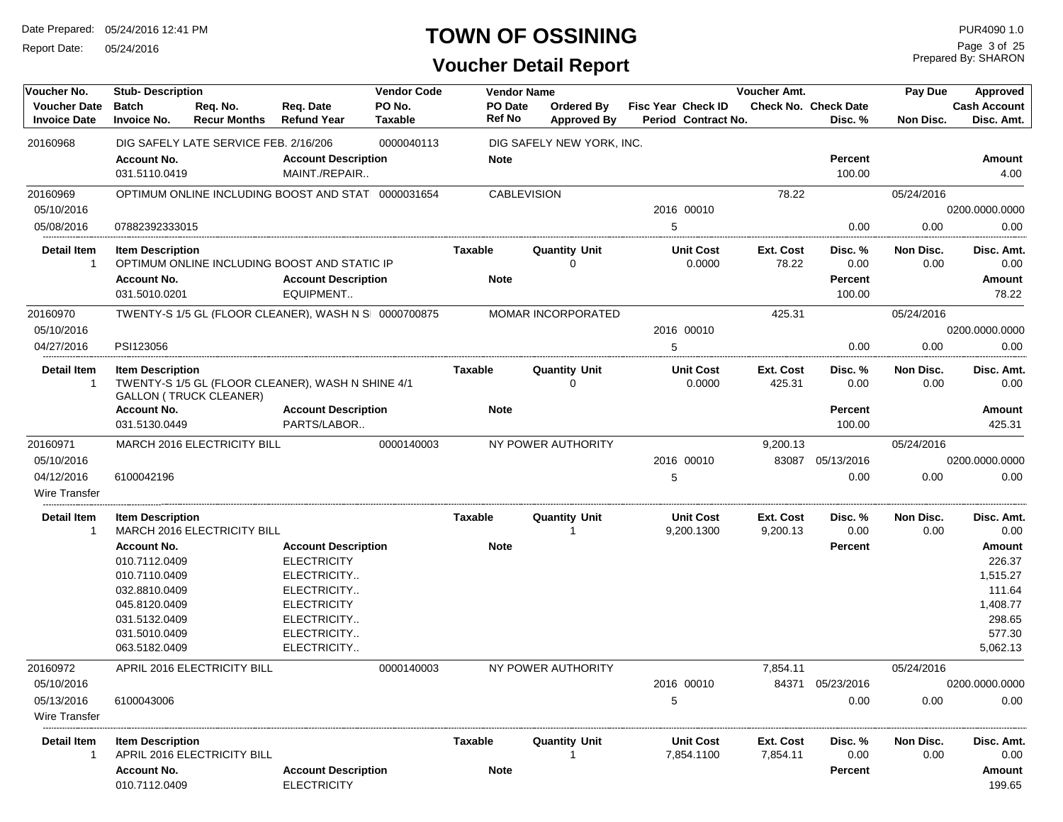# TOWN OF OSSINING

## Voucher Detail Report

Date Prepared: 05/24/2016 12:41 PM
Report Date: 05/24/2016

PUR4090 1.0
Prepared By: SHARON

| Voucher No. / Voucher Date / Invoice Date | Stub- Description / Batch / Invoice No. | Req. No. / Recur Months | Req. Date / Refund Year | Vendor Code / PO No. / Taxable | Vendor Name / PO Date / Ref No | Ordered By / Approved By | Fisc Year / Period | Check ID / Contract No. | Voucher Amt. / Check No. | Check Date / Disc. % | Pay Due / Non Disc. | Approved / Cash Account / Disc. Amt. |
|---|---|---|---|---|---|---|---|---|---|---|---|---|
| 20160968 | DIG SAFELY LATE SERVICE FEB. 2/16/206 | | | 0000040113 | DIG SAFELY NEW YORK, INC. | | | | | | | |
| | **Account No.** | | **Account Description** | | **Note** | | | | | **Percent** | | **Amount** |
| | 031.5110.0419 | | MAINT./REPAIR.. | | | | | | | 100.00 | | 4.00 |
| 20160969 | OPTIMUM ONLINE INCLUDING BOOST AND STAT | | | 0000031654 | CABLEVISION | | | | 78.22 | | 05/24/2016 | |
| 05/10/2016 | | | | | | | 2016 | 00010 | | | | 0200.0000.0000 |
| 05/08/2016 | 07882392333015 | | | | | | 5 | | | 0.00 | 0.00 | 0.00 |
| **Detail Item** | **Item Description** | | | **Taxable** | | **Quantity Unit** | | **Unit Cost** | **Ext. Cost** | **Disc. %** | **Non Disc.** | **Disc. Amt.** |
| 1 | OPTIMUM ONLINE INCLUDING BOOST AND STATIC IP | | | | | 0 | | 0.0000 | 78.22 | 0.00 | 0.00 | 0.00 |
| | **Account No.** | | **Account Description** | | **Note** | | | | | **Percent** | | **Amount** |
| | 031.5010.0201 | | EQUIPMENT.. | | | | | | | 100.00 | | 78.22 |
| 20160970 | TWENTY-S 1/5 GL (FLOOR CLEANER), WASH N S | | | 0000700875 | MOMAR INCORPORATED | | | | 425.31 | | 05/24/2016 | |
| 05/10/2016 | | | | | | | 2016 | 00010 | | | | 0200.0000.0000 |
| 04/27/2016 | PSI123056 | | | | | | 5 | | | 0.00 | 0.00 | 0.00 |
| **Detail Item** | **Item Description** | | | **Taxable** | | **Quantity Unit** | | **Unit Cost** | **Ext. Cost** | **Disc. %** | **Non Disc.** | **Disc. Amt.** |
| 1 | TWENTY-S 1/5 GL (FLOOR CLEANER), WASH N SHINE 4/1 GALLON ( TRUCK CLEANER) | | | | | 0 | | 0.0000 | 425.31 | 0.00 | 0.00 | 0.00 |
| | **Account No.** | | **Account Description** | | **Note** | | | | | **Percent** | | **Amount** |
| | 031.5130.0449 | | PARTS/LABOR.. | | | | | | | 100.00 | | 425.31 |
| 20160971 | MARCH 2016 ELECTRICITY BILL | | | 0000140003 | NY POWER AUTHORITY | | | | 9,200.13 | | 05/24/2016 | |
| 05/10/2016 | | | | | | | 2016 | 00010 | 83087 | 05/13/2016 | | 0200.0000.0000 |
| 04/12/2016 | 6100042196 | | | | | | 5 | | | 0.00 | 0.00 | 0.00 |
| Wire Transfer | | | | | | | | | | | | |
| **Detail Item** | **Item Description** | | | **Taxable** | | **Quantity Unit** | | **Unit Cost** | **Ext. Cost** | **Disc. %** | **Non Disc.** | **Disc. Amt.** |
| 1 | MARCH 2016 ELECTRICITY BILL | | | | | 1 | | 9,200.1300 | 9,200.13 | 0.00 | 0.00 | 0.00 |
| | **Account No.** | | **Account Description** | | **Note** | | | | | **Percent** | | **Amount** |
| | 010.7112.0409 | | ELECTRICITY | | | | | | | | | 226.37 |
| | 010.7110.0409 | | ELECTRICITY.. | | | | | | | | | 1,515.27 |
| | 032.8810.0409 | | ELECTRICITY.. | | | | | | | | | 111.64 |
| | 045.8120.0409 | | ELECTRICITY | | | | | | | | | 1,408.77 |
| | 031.5132.0409 | | ELECTRICITY.. | | | | | | | | | 298.65 |
| | 031.5010.0409 | | ELECTRICITY.. | | | | | | | | | 577.30 |
| | 063.5182.0409 | | ELECTRICITY.. | | | | | | | | | 5,062.13 |
| 20160972 | APRIL 2016 ELECTRICITY BILL | | | 0000140003 | NY POWER AUTHORITY | | | | 7,854.11 | | 05/24/2016 | |
| 05/10/2016 | | | | | | | 2016 | 00010 | 84371 | 05/23/2016 | | 0200.0000.0000 |
| 05/13/2016 | 6100043006 | | | | | | 5 | | | 0.00 | 0.00 | 0.00 |
| Wire Transfer | | | | | | | | | | | | |
| **Detail Item** | **Item Description** | | | **Taxable** | | **Quantity Unit** | | **Unit Cost** | **Ext. Cost** | **Disc. %** | **Non Disc.** | **Disc. Amt.** |
| 1 | APRIL 2016 ELECTRICITY BILL | | | | | 1 | | 7,854.1100 | 7,854.11 | 0.00 | 0.00 | 0.00 |
| | **Account No.** | | **Account Description** | | **Note** | | | | | **Percent** | | **Amount** |
| | 010.7112.0409 | | ELECTRICITY | | | | | | | | | 199.65 |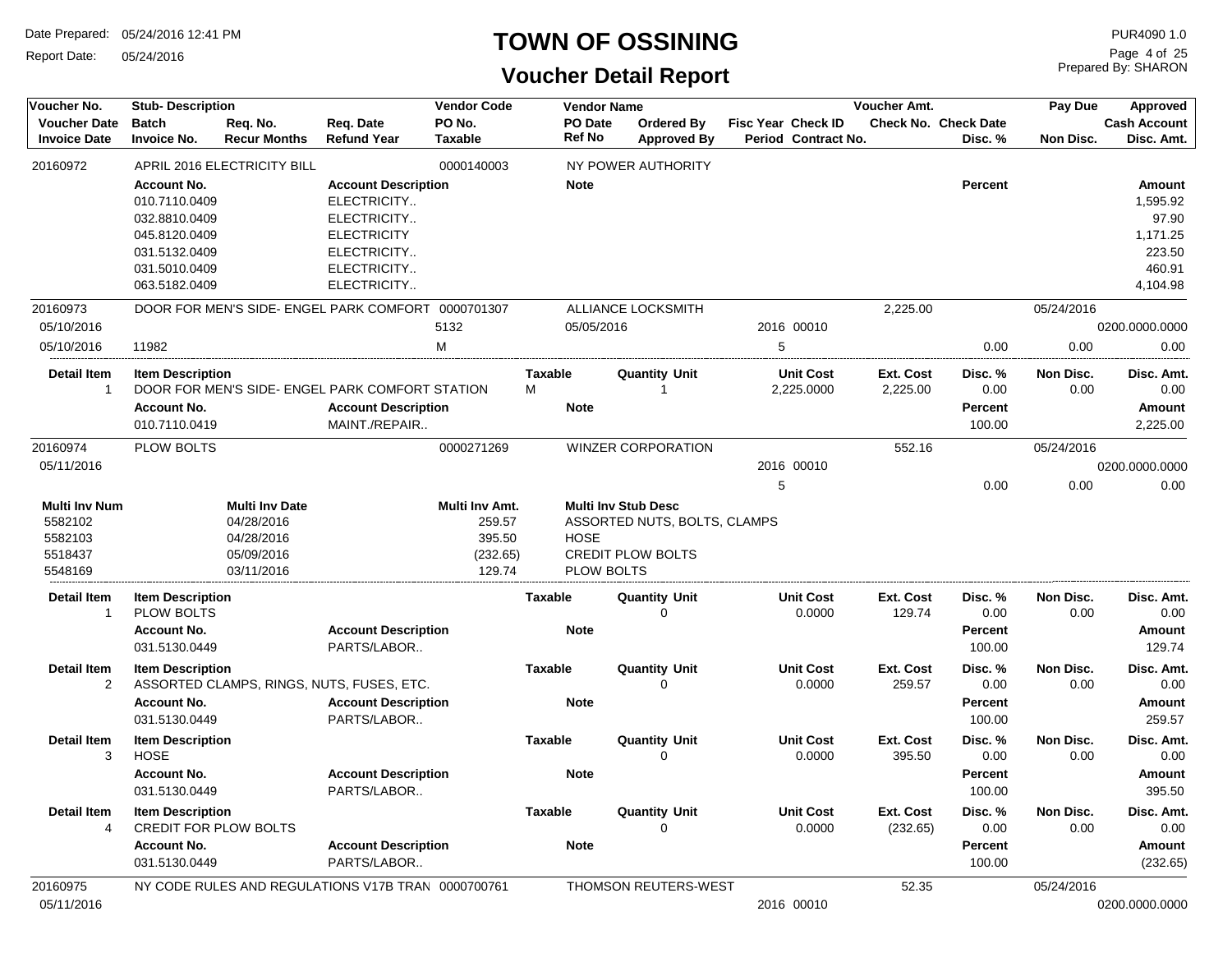# TOWN OF OSSINING

## Voucher Detail Report

Date Prepared: 05/24/2016 12:41 PM
Report Date: 05/24/2016

PUR4090 1.0
Prepared By: SHARON

| Voucher No. | Stub- Description | | | Vendor Code | Vendor Name | | | | Voucher Amt. | | Pay Due | Approved |
|---|---|---|---|---|---|---|---|---|---|---|---|---|
| Voucher Date | Batch | Req. No. | Req. Date | PO No. | PO Date | Ordered By | Fisc Year | Check ID | Check No. | Check Date | | Cash Account |
| Invoice Date | Invoice No. | Recur Months | Refund Year | Taxable | Ref No | Approved By | Period | Contract No. | | Disc. % | Non Disc. | Disc. Amt. |

### 20160972 — APRIL 2016 ELECTRICITY BILL — 0000140003 — NY POWER AUTHORITY

| Account No. | Account Description | Note | Percent | Amount |
|---|---|---|---|---|
| 010.7110.0409 | ELECTRICITY.. | | | 1,595.92 |
| 032.8810.0409 | ELECTRICITY.. | | | 97.90 |
| 045.8120.0409 | ELECTRICITY | | | 1,171.25 |
| 031.5132.0409 | ELECTRICITY.. | | | 223.50 |
| 031.5010.0409 | ELECTRICITY.. | | | 460.91 |
| 063.5182.0409 | ELECTRICITY.. | | | 4,104.98 |

### 20160973 — DOOR FOR MEN'S SIDE- ENGEL PARK COMFORT — 0000701307 — ALLIANCE LOCKSMITH

| Voucher Date | Invoice Date | Invoice No. | PO No. | Taxable | PO Date | Fisc Year | Check ID | Period | Voucher Amt. | Disc. % | Pay Due | Non Disc. | Cash Account | Disc. Amt. |
|---|---|---|---|---|---|---|---|---|---|---|---|---|---|---|
| 05/10/2016 | 05/10/2016 | 11982 | 5132 | M | 05/05/2016 | 2016 | 00010 | 5 | 2,225.00 | 0.00 | 05/24/2016 | 0.00 | 0200.0000.0000 | 0.00 |

| Detail Item | Item Description | Taxable | Quantity Unit | Unit Cost | Ext. Cost | Disc. % | Non Disc. | Disc. Amt. |
|---|---|---|---|---|---|---|---|---|
| 1 | DOOR FOR MEN'S SIDE- ENGEL PARK COMFORT STATION | M | 1 | 2,225.0000 | 2,225.00 | 0.00 | 0.00 | 0.00 |

| Account No. | Account Description | Note | Percent | Amount |
|---|---|---|---|---|
| 010.7110.0419 | MAINT./REPAIR.. | | 100.00 | 2,225.00 |

### 20160974 — PLOW BOLTS — 0000271269 — WINZER CORPORATION

| Voucher Date | Fisc Year | Check ID | Period | Voucher Amt. | Disc. % | Pay Due | Non Disc. | Cash Account | Disc. Amt. |
|---|---|---|---|---|---|---|---|---|---|
| 05/11/2016 | 2016 | 00010 | 5 | 552.16 | 0.00 | 05/24/2016 | 0.00 | 0200.0000.0000 | 0.00 |

| Multi Inv Num | Multi Inv Date | Multi Inv Amt. | Multi Inv Stub Desc |
|---|---|---|---|
| 5582102 | 04/28/2016 | 259.57 | ASSORTED NUTS, BOLTS, CLAMPS |
| 5582103 | 04/28/2016 | 395.50 | HOSE |
| 5518437 | 05/09/2016 | (232.65) | CREDIT PLOW BOLTS |
| 5548169 | 03/11/2016 | 129.74 | PLOW BOLTS |

| Detail Item | Item Description | Taxable | Quantity Unit | Unit Cost | Ext. Cost | Disc. % | Non Disc. | Disc. Amt. |
|---|---|---|---|---|---|---|---|---|
| 1 | PLOW BOLTS | | 0 | 0.0000 | 129.74 | 0.00 | 0.00 | 0.00 |

| Account No. | Account Description | Note | Percent | Amount |
|---|---|---|---|---|
| 031.5130.0449 | PARTS/LABOR.. | | 100.00 | 129.74 |

| Detail Item | Item Description | Taxable | Quantity Unit | Unit Cost | Ext. Cost | Disc. % | Non Disc. | Disc. Amt. |
|---|---|---|---|---|---|---|---|---|
| 2 | ASSORTED CLAMPS, RINGS, NUTS, FUSES, ETC. | | 0 | 0.0000 | 259.57 | 0.00 | 0.00 | 0.00 |

| Account No. | Account Description | Note | Percent | Amount |
|---|---|---|---|---|
| 031.5130.0449 | PARTS/LABOR.. | | 100.00 | 259.57 |

| Detail Item | Item Description | Taxable | Quantity Unit | Unit Cost | Ext. Cost | Disc. % | Non Disc. | Disc. Amt. |
|---|---|---|---|---|---|---|---|---|
| 3 | HOSE | | 0 | 0.0000 | 395.50 | 0.00 | 0.00 | 0.00 |

| Account No. | Account Description | Note | Percent | Amount |
|---|---|---|---|---|
| 031.5130.0449 | PARTS/LABOR.. | | 100.00 | 395.50 |

| Detail Item | Item Description | Taxable | Quantity Unit | Unit Cost | Ext. Cost | Disc. % | Non Disc. | Disc. Amt. |
|---|---|---|---|---|---|---|---|---|
| 4 | CREDIT FOR PLOW BOLTS | | 0 | 0.0000 | (232.65) | 0.00 | 0.00 | 0.00 |

| Account No. | Account Description | Note | Percent | Amount |
|---|---|---|---|---|
| 031.5130.0449 | PARTS/LABOR.. | | 100.00 | (232.65) |

### 20160975 — NY CODE RULES AND REGULATIONS V17B TRAN — 0000700761 — THOMSON REUTERS-WEST

| Voucher Date | Fisc Year | Check ID | Voucher Amt. | Pay Due | Cash Account |
|---|---|---|---|---|---|
| 05/11/2016 | 2016 | 00010 | 52.35 | 05/24/2016 | 0200.0000.0000 |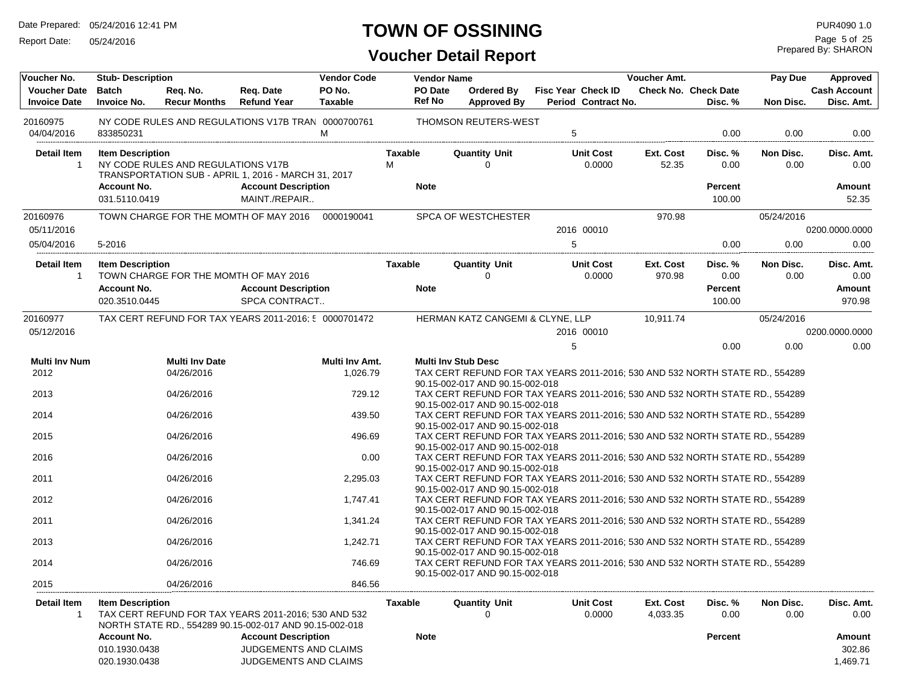# TOWN OF OSSINING

## Voucher Detail Report

Date Prepared: 05/24/2016 12:41 PM
Report Date: 05/24/2016

PUR4090 1.0
Prepared By: SHARON

| Voucher No. | Stub- Description | | | Vendor Code | Vendor Name | | | | Voucher Amt. | | Pay Due | Approved |
|---|---|---|---|---|---|---|---|---|---|---|---|---|
| Voucher Date | Batch | Req. No. | Req. Date | PO No. | PO Date | Ordered By | Fisc Year Check ID | | Check No. Check Date | | | Cash Account |
| Invoice Date | Invoice No. | Recur Months | Refund Year | Taxable | Ref No | Approved By | Period Contract No. | | | Disc. % | Non Disc. | Disc. Amt. |
| 20160975 | NY CODE RULES AND REGULATIONS V17B TRAN | | | 0000700761 | THOMSON REUTERS-WEST | | | | | | | |
| 04/04/2016 | 833850231 | | | M | | | 5 | | | 0.00 | 0.00 | 0.00 |

| Detail Item | Item Description | Taxable | Quantity Unit | Unit Cost | Ext. Cost | Disc. % | Non Disc. | Disc. Amt. |
|---|---|---|---|---|---|---|---|---|
| 1 | NY CODE RULES AND REGULATIONS V17B TRANSPORTATION SUB - APRIL 1, 2016 - MARCH 31, 2017 | M | 0 | 0.0000 | 52.35 | 0.00 | 0.00 | 0.00 |

| Account No. | Account Description | Note | Percent | Amount |
|---|---|---|---|---|
| 031.5110.0419 | MAINT./REPAIR.. | | 100.00 | 52.35 |

| Voucher No. | Stub- Description | Vendor Code | Vendor Name | Fisc Year Check ID | Voucher Amt. | Disc. % | Pay Due / Non Disc. | Approved / Cash Account / Disc. Amt. |
|---|---|---|---|---|---|---|---|---|
| 20160976 | TOWN CHARGE FOR THE MOMTH OF MAY 2016 | 0000190041 | SPCA OF WESTCHESTER | | 970.98 | | 05/24/2016 | |
| 05/11/2016 | | | | 2016 00010 | | | | 0200.0000.0000 |
| 05/04/2016 | 5-2016 | | | 5 | | 0.00 | 0.00 | 0.00 |

| Detail Item | Item Description | Taxable | Quantity Unit | Unit Cost | Ext. Cost | Disc. % | Non Disc. | Disc. Amt. |
|---|---|---|---|---|---|---|---|---|
| 1 | TOWN CHARGE FOR THE MOMTH OF MAY 2016 | | 0 | 0.0000 | 970.98 | 0.00 | 0.00 | 0.00 |

| Account No. | Account Description | Note | Percent | Amount |
|---|---|---|---|---|
| 020.3510.0445 | SPCA CONTRACT.. | | 100.00 | 970.98 |

| Voucher No. | Stub- Description | Vendor Code | Vendor Name | Fisc Year Check ID | Voucher Amt. | Disc. % | Pay Due / Non Disc. | Approved / Cash Account / Disc. Amt. |
|---|---|---|---|---|---|---|---|---|
| 20160977 | TAX CERT REFUND FOR TAX YEARS 2011-2016; 5 | 0000701472 | HERMAN KATZ CANGEMI & CLYNE, LLP | | 10,911.74 | | 05/24/2016 | |
| 05/12/2016 | | | | 2016 00010 | | | | 0200.0000.0000 |
| | | | | 5 | | 0.00 | 0.00 | 0.00 |

| Multi Inv Num | Multi Inv Date | Multi Inv Amt. | Multi Inv Stub Desc |
|---|---|---|---|
| 2012 | 04/26/2016 | 1,026.79 | TAX CERT REFUND FOR TAX YEARS 2011-2016; 530 AND 532 NORTH STATE RD., 554289 90.15-002-017 AND 90.15-002-018 |
| 2013 | 04/26/2016 | 729.12 | TAX CERT REFUND FOR TAX YEARS 2011-2016; 530 AND 532 NORTH STATE RD., 554289 90.15-002-017 AND 90.15-002-018 |
| 2014 | 04/26/2016 | 439.50 | TAX CERT REFUND FOR TAX YEARS 2011-2016; 530 AND 532 NORTH STATE RD., 554289 90.15-002-017 AND 90.15-002-018 |
| 2015 | 04/26/2016 | 496.69 | TAX CERT REFUND FOR TAX YEARS 2011-2016; 530 AND 532 NORTH STATE RD., 554289 90.15-002-017 AND 90.15-002-018 |
| 2016 | 04/26/2016 | 0.00 | TAX CERT REFUND FOR TAX YEARS 2011-2016; 530 AND 532 NORTH STATE RD., 554289 90.15-002-017 AND 90.15-002-018 |
| 2011 | 04/26/2016 | 2,295.03 | TAX CERT REFUND FOR TAX YEARS 2011-2016; 530 AND 532 NORTH STATE RD., 554289 90.15-002-017 AND 90.15-002-018 |
| 2012 | 04/26/2016 | 1,747.41 | TAX CERT REFUND FOR TAX YEARS 2011-2016; 530 AND 532 NORTH STATE RD., 554289 90.15-002-017 AND 90.15-002-018 |
| 2011 | 04/26/2016 | 1,341.24 | TAX CERT REFUND FOR TAX YEARS 2011-2016; 530 AND 532 NORTH STATE RD., 554289 90.15-002-017 AND 90.15-002-018 |
| 2013 | 04/26/2016 | 1,242.71 | TAX CERT REFUND FOR TAX YEARS 2011-2016; 530 AND 532 NORTH STATE RD., 554289 90.15-002-017 AND 90.15-002-018 |
| 2014 | 04/26/2016 | 746.69 | TAX CERT REFUND FOR TAX YEARS 2011-2016; 530 AND 532 NORTH STATE RD., 554289 90.15-002-017 AND 90.15-002-018 |
| 2015 | 04/26/2016 | 846.56 | |

| Detail Item | Item Description | Taxable | Quantity Unit | Unit Cost | Ext. Cost | Disc. % | Non Disc. | Disc. Amt. |
|---|---|---|---|---|---|---|---|---|
| 1 | TAX CERT REFUND FOR TAX YEARS 2011-2016; 530 AND 532 NORTH STATE RD., 554289 90.15-002-017 AND 90.15-002-018 | | 0 | 0.0000 | 4,033.35 | 0.00 | 0.00 | 0.00 |

| Account No. | Account Description | Note | Percent | Amount |
|---|---|---|---|---|
| 010.1930.0438 | JUDGEMENTS AND CLAIMS | | | 302.86 |
| 020.1930.0438 | JUDGEMENTS AND CLAIMS | | | 1,469.71 |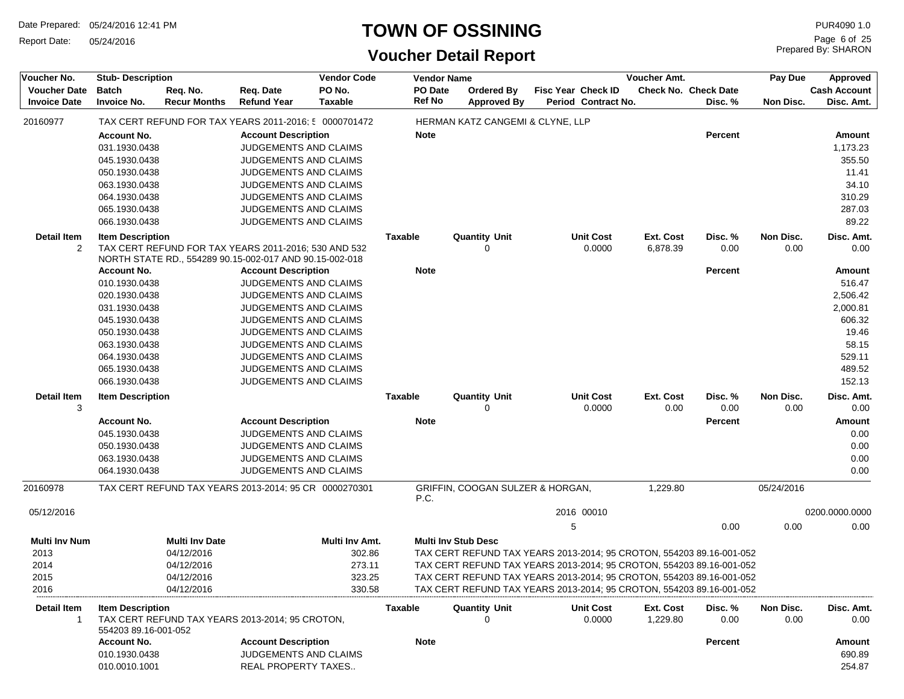# TOWN OF OSSINING

## Voucher Detail Report

Date Prepared: 05/24/2016 12:41 PM
Report Date: 05/24/2016
PUR4090 1.0
Prepared By: SHARON

| Voucher No. / Voucher Date / Invoice Date | Stub- Description / Batch / Invoice No. | Req. No. / Recur Months | Req. Date / Refund Year | Vendor Code / PO No. / Taxable | Vendor Name / PO Date / Ref No | Ordered By / Approved By | Fisc Year / Period | Check ID / Contract No. | Voucher Amt. / Check No. | Check Date / Disc. % | Pay Due / Non Disc. | Approved / Cash Account / Disc. Amt. |
|---|---|---|---|---|---|---|---|---|---|---|---|---|

**20160977** — TAX CERT REFUND FOR TAX YEARS 2011-2016; 5 — 0000701472 — HERMAN KATZ CANGEMI & CLYNE, LLP

| Account No. | Account Description | Note | Percent | Amount |
|---|---|---|---|---|
| 031.1930.0438 | JUDGEMENTS AND CLAIMS | | | 1,173.23 |
| 045.1930.0438 | JUDGEMENTS AND CLAIMS | | | 355.50 |
| 050.1930.0438 | JUDGEMENTS AND CLAIMS | | | 11.41 |
| 063.1930.0438 | JUDGEMENTS AND CLAIMS | | | 34.10 |
| 064.1930.0438 | JUDGEMENTS AND CLAIMS | | | 310.29 |
| 065.1930.0438 | JUDGEMENTS AND CLAIMS | | | 287.03 |
| 066.1930.0438 | JUDGEMENTS AND CLAIMS | | | 89.22 |

| Detail Item | Item Description | Taxable | Quantity | Unit | Unit Cost | Ext. Cost | Disc. % | Non Disc. | Disc. Amt. |
|---|---|---|---|---|---|---|---|---|---|
| 2 | TAX CERT REFUND FOR TAX YEARS 2011-2016; 530 AND 532 NORTH STATE RD., 554289 90.15-002-017 AND 90.15-002-018 | | 0 | | 0.0000 | 6,878.39 | 0.00 | 0.00 | 0.00 |

| Account No. | Account Description | Note | Percent | Amount |
|---|---|---|---|---|
| 010.1930.0438 | JUDGEMENTS AND CLAIMS | | | 516.47 |
| 020.1930.0438 | JUDGEMENTS AND CLAIMS | | | 2,506.42 |
| 031.1930.0438 | JUDGEMENTS AND CLAIMS | | | 2,000.81 |
| 045.1930.0438 | JUDGEMENTS AND CLAIMS | | | 606.32 |
| 050.1930.0438 | JUDGEMENTS AND CLAIMS | | | 19.46 |
| 063.1930.0438 | JUDGEMENTS AND CLAIMS | | | 58.15 |
| 064.1930.0438 | JUDGEMENTS AND CLAIMS | | | 529.11 |
| 065.1930.0438 | JUDGEMENTS AND CLAIMS | | | 489.52 |
| 066.1930.0438 | JUDGEMENTS AND CLAIMS | | | 152.13 |

| Detail Item | Item Description | Taxable | Quantity | Unit | Unit Cost | Ext. Cost | Disc. % | Non Disc. | Disc. Amt. |
|---|---|---|---|---|---|---|---|---|---|
| 3 | | | 0 | | 0.0000 | 0.00 | 0.00 | 0.00 | 0.00 |

| Account No. | Account Description | Note | Percent | Amount |
|---|---|---|---|---|
| 045.1930.0438 | JUDGEMENTS AND CLAIMS | | | 0.00 |
| 050.1930.0438 | JUDGEMENTS AND CLAIMS | | | 0.00 |
| 063.1930.0438 | JUDGEMENTS AND CLAIMS | | | 0.00 |
| 064.1930.0438 | JUDGEMENTS AND CLAIMS | | | 0.00 |

**20160978** — TAX CERT REFUND TAX YEARS 2013-2014; 95 CR — 0000270301 — GRIFFIN, COOGAN SULZER & HORGAN, P.C. — Voucher Amt.: 1,229.80 — Pay Due: 05/24/2016

Voucher Date: 05/12/2016 — Fisc Year: 2016 — Check ID: 00010 — Period: 5 — Disc. %: 0.00 — Non Disc.: 0.00 — Cash Account: 0200.0000.0000 — Disc. Amt.: 0.00

| Multi Inv Num | Multi Inv Date | Multi Inv Amt. | Multi Inv Stub Desc |
|---|---|---|---|
| 2013 | 04/12/2016 | 302.86 | TAX CERT REFUND TAX YEARS 2013-2014; 95 CROTON, 554203 89.16-001-052 |
| 2014 | 04/12/2016 | 273.11 | TAX CERT REFUND TAX YEARS 2013-2014; 95 CROTON, 554203 89.16-001-052 |
| 2015 | 04/12/2016 | 323.25 | TAX CERT REFUND TAX YEARS 2013-2014; 95 CROTON, 554203 89.16-001-052 |
| 2016 | 04/12/2016 | 330.58 | TAX CERT REFUND TAX YEARS 2013-2014; 95 CROTON, 554203 89.16-001-052 |

| Detail Item | Item Description | Taxable | Quantity | Unit | Unit Cost | Ext. Cost | Disc. % | Non Disc. | Disc. Amt. |
|---|---|---|---|---|---|---|---|---|---|
| 1 | TAX CERT REFUND TAX YEARS 2013-2014; 95 CROTON, 554203 89.16-001-052 | | 0 | | 0.0000 | 1,229.80 | 0.00 | 0.00 | 0.00 |

| Account No. | Account Description | Note | Percent | Amount |
|---|---|---|---|---|
| 010.1930.0438 | JUDGEMENTS AND CLAIMS | | | 690.89 |
| 010.0010.1001 | REAL PROPERTY TAXES.. | | | 254.87 |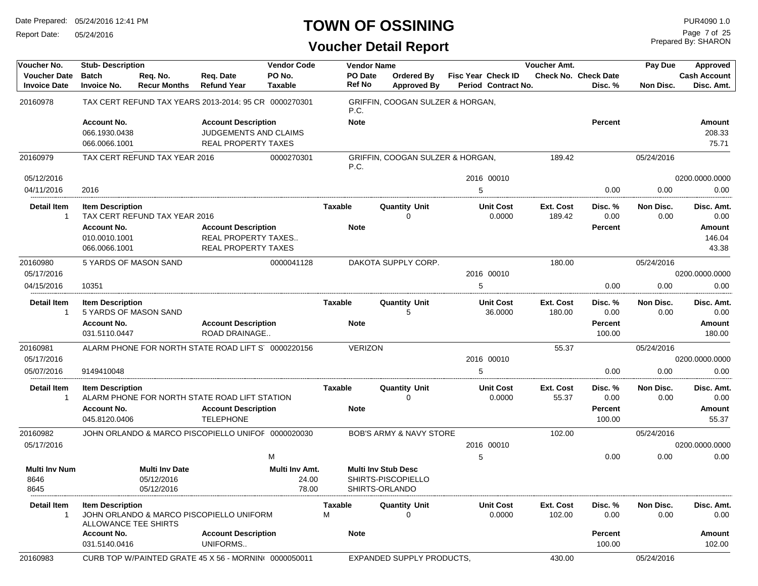# TOWN OF OSSINING

## Voucher Detail Report

Date Prepared: 05/24/2016 12:41 PM
Report Date: 05/24/2016

PUR4090 1.0
Prepared By: SHARON

| Voucher No. | Stub- Description | Req. No. | Req. Date | Vendor Code | Vendor Name | Ordered By | Fisc Year Check ID | Voucher Amt. | | Pay Due | Approved |
|---|---|---|---|---|---|---|---|---|---|---|---|
| Voucher Date | Batch | Recur Months | Refund Year | PO No. | PO Date | Approved By | Period Contract No. | Check No. | Check Date | | Cash Account |
| Invoice Date | Invoice No. | | | Taxable | Ref No | | | | Disc. % | Non Disc. | Disc. Amt. |

**20160978** — TAX CERT REFUND TAX YEARS 2013-2014; 95 CR — 0000270301 — GRIFFIN, COOGAN SULZER & HORGAN, P.C.

| Account No. | Account Description | Note | Percent | Amount |
|---|---|---|---|---|
| 066.1930.0438 | JUDGEMENTS AND CLAIMS | | | 208.33 |
| 066.0066.1001 | REAL PROPERTY TAXES | | | 75.71 |

**20160979** — TAX CERT REFUND TAX YEAR 2016 — 0000270301 — GRIFFIN, COOGAN SULZER & HORGAN, P.C. — Voucher Amt. 189.42 — Pay Due 05/24/2016

| Voucher Date | Invoice Date | Invoice No. | Fisc Year | Check ID | Period | Disc. % | Non Disc. | Cash Account | Disc. Amt. |
|---|---|---|---|---|---|---|---|---|---|
| 05/12/2016 | 04/11/2016 | 2016 | 2016 | 00010 | 5 | 0.00 | 0.00 | 0200.0000.0000 | 0.00 |

| Detail Item | Item Description | Taxable | Quantity Unit | Unit Cost | Ext. Cost | Disc. % | Non Disc. | Disc. Amt. |
|---|---|---|---|---|---|---|---|---|
| 1 | TAX CERT REFUND TAX YEAR 2016 | | 0 | 0.0000 | 189.42 | 0.00 | 0.00 | 0.00 |

| Account No. | Account Description | Note | Percent | Amount |
|---|---|---|---|---|
| 010.0010.1001 | REAL PROPERTY TAXES.. | | | 146.04 |
| 066.0066.1001 | REAL PROPERTY TAXES | | | 43.38 |

**20160980** — 5 YARDS OF MASON SAND — 0000041128 — DAKOTA SUPPLY CORP. — Voucher Amt. 180.00 — Pay Due 05/24/2016

| Voucher Date | Invoice Date | Invoice No. | Fisc Year | Check ID | Period | Disc. % | Non Disc. | Cash Account | Disc. Amt. |
|---|---|---|---|---|---|---|---|---|---|
| 05/17/2016 | 04/15/2016 | 10351 | 2016 | 00010 | 5 | 0.00 | 0.00 | 0200.0000.0000 | 0.00 |

| Detail Item | Item Description | Taxable | Quantity Unit | Unit Cost | Ext. Cost | Disc. % | Non Disc. | Disc. Amt. |
|---|---|---|---|---|---|---|---|---|
| 1 | 5 YARDS OF MASON SAND | | 5 | 36.0000 | 180.00 | 0.00 | 0.00 | 0.00 |

| Account No. | Account Description | Note | Percent | Amount |
|---|---|---|---|---|
| 031.5110.0447 | ROAD DRAINAGE.. | | 100.00 | 180.00 |

**20160981** — ALARM PHONE FOR NORTH STATE ROAD LIFT S — 0000220156 — VERIZON — Voucher Amt. 55.37 — Pay Due 05/24/2016

| Voucher Date | Invoice Date | Invoice No. | Fisc Year | Check ID | Period | Disc. % | Non Disc. | Cash Account | Disc. Amt. |
|---|---|---|---|---|---|---|---|---|---|
| 05/17/2016 | 05/07/2016 | 9149410048 | 2016 | 00010 | 5 | 0.00 | 0.00 | 0200.0000.0000 | 0.00 |

| Detail Item | Item Description | Taxable | Quantity Unit | Unit Cost | Ext. Cost | Disc. % | Non Disc. | Disc. Amt. |
|---|---|---|---|---|---|---|---|---|
| 1 | ALARM PHONE FOR NORTH STATE ROAD LIFT STATION | | 0 | 0.0000 | 55.37 | 0.00 | 0.00 | 0.00 |

| Account No. | Account Description | Note | Percent | Amount |
|---|---|---|---|---|
| 045.8120.0406 | TELEPHONE | | 100.00 | 55.37 |

**20160982** — JOHN ORLANDO & MARCO PISCOPIELLO UNIFOR — 0000020030 — BOB'S ARMY & NAVY STORE — Voucher Amt. 102.00 — Pay Due 05/24/2016

| Voucher Date | Taxable | Fisc Year | Check ID | Period | Disc. % | Non Disc. | Cash Account | Disc. Amt. |
|---|---|---|---|---|---|---|---|---|
| 05/17/2016 | M | 2016 | 00010 | 5 | 0.00 | 0.00 | 0200.0000.0000 | 0.00 |

| Multi Inv Num | Multi Inv Date | Multi Inv Amt. | Multi Inv Stub Desc |
|---|---|---|---|
| 8646 | 05/12/2016 | 24.00 | SHIRTS-PISCOPIELLO |
| 8645 | 05/12/2016 | 78.00 | SHIRTS-ORLANDO |

| Detail Item | Item Description | Taxable | Quantity Unit | Unit Cost | Ext. Cost | Disc. % | Non Disc. | Disc. Amt. |
|---|---|---|---|---|---|---|---|---|
| 1 | JOHN ORLANDO & MARCO PISCOPIELLO UNIFORM ALLOWANCE TEE SHIRTS | M | 0 | 0.0000 | 102.00 | 0.00 | 0.00 | 0.00 |

| Account No. | Account Description | Note | Percent | Amount |
|---|---|---|---|---|
| 031.5140.0416 | UNIFORMS.. | | 100.00 | 102.00 |

**20160983** — CURB TOP W/PAINTED GRATE 45 X 56 - MORNIN — 0000050011 — EXPANDED SUPPLY PRODUCTS, — Voucher Amt. 430.00 — Pay Due 05/24/2016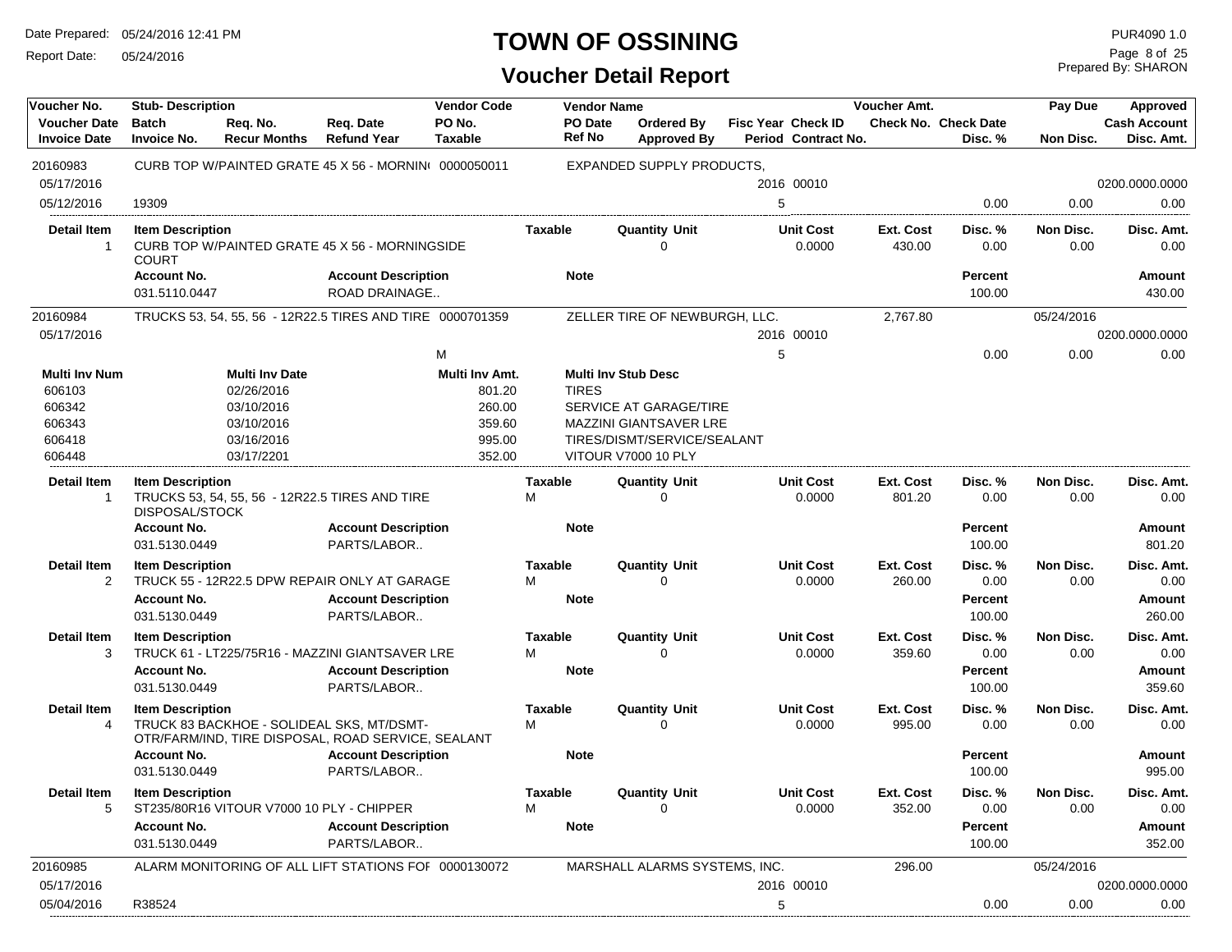# TOWN OF OSSINING

## Voucher Detail Report

Date Prepared: 05/24/2016 12:41 PM
Report Date: 05/24/2016

PUR4090 1.0
Prepared By: SHARON

| Voucher No. | Stub- Description | | | Vendor Code | Vendor Name | | | Voucher Amt. | | Pay Due | Approved |
|---|---|---|---|---|---|---|---|---|---|---|---|
| **Voucher Date** | **Batch** | **Req. No.** | **Req. Date** | **PO No.** | **PO Date** | **Ordered By** | **Fisc Year Check ID** | **Check No.** | **Check Date** | | **Cash Account** |
| **Invoice Date** | **Invoice No.** | **Recur Months** | **Refund Year** | **Taxable** | **Ref No** | **Approved By** | **Period Contract No.** | | **Disc. %** | **Non Disc.** | **Disc. Amt.** |
| 20160983 | CURB TOP W/PAINTED GRATE 45 X 56 - MORNIN( | | | 0000050011 | EXPANDED SUPPLY PRODUCTS, | | | | | | |
| 05/17/2016 | | | | | | | 2016 00010 | | | | 0200.0000.0000 |
| 05/12/2016 | 19309 | | | | | | 5 | | 0.00 | 0.00 | 0.00 |

| Detail Item | Item Description | Taxable | Quantity Unit | Unit Cost | Ext. Cost | Disc. % | Non Disc. | Disc. Amt. |
|---|---|---|---|---|---|---|---|---|
| 1 | CURB TOP W/PAINTED GRATE 45 X 56 - MORNINGSIDE COURT | | 0 | 0.0000 | 430.00 | 0.00 | 0.00 | 0.00 |

| Account No. | Account Description | Note | Percent | Amount |
|---|---|---|---|---|
| 031.5110.0447 | ROAD DRAINAGE.. | | 100.00 | 430.00 |

| Voucher No. | Stub- Description | Vendor Code | Vendor Name | Fisc Year Check ID | Voucher Amt. | Disc. % | Pay Due / Non Disc. | Approved |
|---|---|---|---|---|---|---|---|---|
| 20160984 | TRUCKS 53, 54, 55, 56 - 12R22.5 TIRES AND TIRE | 0000701359 | ZELLER TIRE OF NEWBURGH, LLC. | | 2,767.80 | | 05/24/2016 | |
| 05/17/2016 | | | | 2016 00010 | | | | 0200.0000.0000 |
| | | M | | 5 | | 0.00 | 0.00 | 0.00 |

| Multi Inv Num | Multi Inv Date | Multi Inv Amt. | Multi Inv Stub Desc |
|---|---|---|---|
| 606103 | 02/26/2016 | 801.20 | TIRES |
| 606342 | 03/10/2016 | 260.00 | SERVICE AT GARAGE/TIRE |
| 606343 | 03/10/2016 | 359.60 | MAZZINI GIANTSAVER LRE |
| 606418 | 03/16/2016 | 995.00 | TIRES/DISMT/SERVICE/SEALANT |
| 606448 | 03/17/2201 | 352.00 | VITOUR V7000 10 PLY |

| Detail Item | Item Description | Taxable | Quantity Unit | Unit Cost | Ext. Cost | Disc. % | Non Disc. | Disc. Amt. |
|---|---|---|---|---|---|---|---|---|
| 1 | TRUCKS 53, 54, 55, 56 - 12R22.5 TIRES AND TIRE DISPOSAL/STOCK | M | 0 | 0.0000 | 801.20 | 0.00 | 0.00 | 0.00 |

| Account No. | Account Description | Note | Percent | Amount |
|---|---|---|---|---|
| 031.5130.0449 | PARTS/LABOR.. | | 100.00 | 801.20 |

| Detail Item | Item Description | Taxable | Quantity Unit | Unit Cost | Ext. Cost | Disc. % | Non Disc. | Disc. Amt. |
|---|---|---|---|---|---|---|---|---|
| 2 | TRUCK 55 - 12R22.5 DPW REPAIR ONLY AT GARAGE | M | 0 | 0.0000 | 260.00 | 0.00 | 0.00 | 0.00 |

| Account No. | Account Description | Note | Percent | Amount |
|---|---|---|---|---|
| 031.5130.0449 | PARTS/LABOR.. | | 100.00 | 260.00 |

| Detail Item | Item Description | Taxable | Quantity Unit | Unit Cost | Ext. Cost | Disc. % | Non Disc. | Disc. Amt. |
|---|---|---|---|---|---|---|---|---|
| 3 | TRUCK 61 - LT225/75R16 - MAZZINI GIANTSAVER LRE | M | 0 | 0.0000 | 359.60 | 0.00 | 0.00 | 0.00 |

| Account No. | Account Description | Note | Percent | Amount |
|---|---|---|---|---|
| 031.5130.0449 | PARTS/LABOR.. | | 100.00 | 359.60 |

| Detail Item | Item Description | Taxable | Quantity Unit | Unit Cost | Ext. Cost | Disc. % | Non Disc. | Disc. Amt. |
|---|---|---|---|---|---|---|---|---|
| 4 | TRUCK 83 BACKHOE - SOLIDEAL SKS, MT/DSMT-OTR/FARM/IND, TIRE DISPOSAL, ROAD SERVICE, SEALANT | M | 0 | 0.0000 | 995.00 | 0.00 | 0.00 | 0.00 |

| Account No. | Account Description | Note | Percent | Amount |
|---|---|---|---|---|
| 031.5130.0449 | PARTS/LABOR.. | | 100.00 | 995.00 |

| Detail Item | Item Description | Taxable | Quantity Unit | Unit Cost | Ext. Cost | Disc. % | Non Disc. | Disc. Amt. |
|---|---|---|---|---|---|---|---|---|
| 5 | ST235/80R16 VITOUR V7000 10 PLY - CHIPPER | M | 0 | 0.0000 | 352.00 | 0.00 | 0.00 | 0.00 |

| Account No. | Account Description | Note | Percent | Amount |
|---|---|---|---|---|
| 031.5130.0449 | PARTS/LABOR.. | | 100.00 | 352.00 |

| Voucher No. | Stub- Description | Vendor Code | Vendor Name | Fisc Year Check ID | Voucher Amt. | Disc. % | Pay Due / Non Disc. | Approved |
|---|---|---|---|---|---|---|---|---|
| 20160985 | ALARM MONITORING OF ALL LIFT STATIONS FOI | 0000130072 | MARSHALL ALARMS SYSTEMS, INC. | | 296.00 | | 05/24/2016 | |
| 05/17/2016 | | | | 2016 00010 | | | | 0200.0000.0000 |
| 05/04/2016 | R38524 | | | 5 | | 0.00 | 0.00 | 0.00 |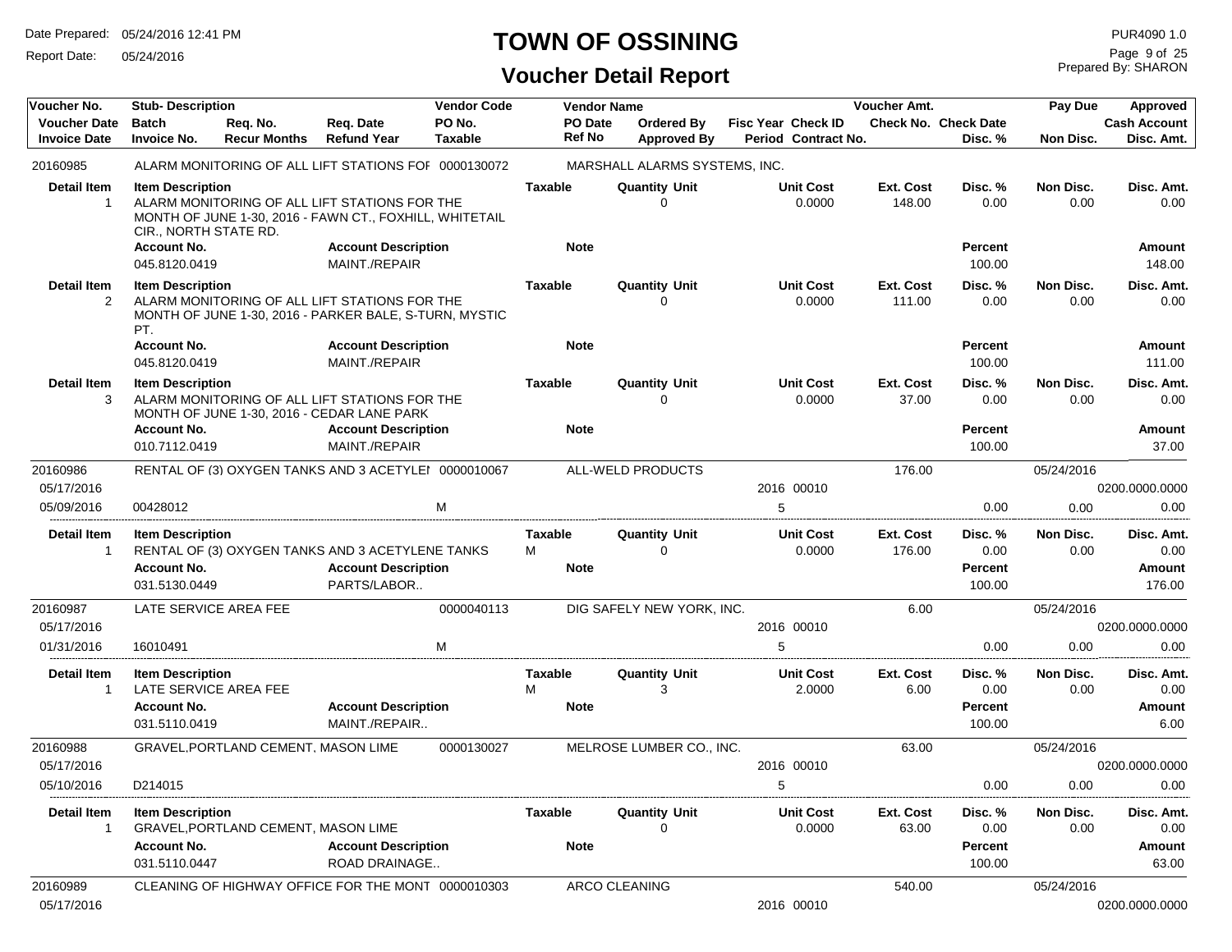# TOWN OF OSSINING

## Voucher Detail Report

Date Prepared: 05/24/2016 12:41 PM
Report Date: 05/24/2016

PUR4090 1.0
Prepared By: SHARON

| Voucher No. / Voucher Date / Invoice Date | Stub- Description / Batch / Invoice No. | Req. No. / Recur Months | Req. Date / Refund Year | Vendor Code / PO No. / Taxable | Vendor Name / PO Date / Ref No | Ordered By / Approved By | Fisc Year / Period | Check ID / Contract No. | Voucher Amt. / Check No. | Check Date / Disc. % | Pay Due / Non Disc. | Approved / Cash Account / Disc. Amt. |
|---|---|---|---|---|---|---|---|---|---|---|---|---|
| 20160985 | ALARM MONITORING OF ALL LIFT STATIONS FOR | | | 0000130072 | MARSHALL ALARMS SYSTEMS, INC. | | | | | | | |

| Detail Item | Item Description | Taxable | Quantity | Unit | Unit Cost | Ext. Cost | Disc. % | Non Disc. | Disc. Amt. |
|---|---|---|---|---|---|---|---|---|---|
| 1 | ALARM MONITORING OF ALL LIFT STATIONS FOR THE MONTH OF JUNE 1-30, 2016 - FAWN CT., FOXHILL, WHITETAIL CIR., NORTH STATE RD. | | 0 | | 0.0000 | 148.00 | 0.00 | 0.00 | 0.00 |

| Account No. | Account Description | Note | Percent | Amount |
|---|---|---|---|---|
| 045.8120.0419 | MAINT./REPAIR | | 100.00 | 148.00 |

| Detail Item | Item Description | Taxable | Quantity | Unit | Unit Cost | Ext. Cost | Disc. % | Non Disc. | Disc. Amt. |
|---|---|---|---|---|---|---|---|---|---|
| 2 | ALARM MONITORING OF ALL LIFT STATIONS FOR THE MONTH OF JUNE 1-30, 2016 - PARKER BALE, S-TURN, MYSTIC PT. | | 0 | | 0.0000 | 111.00 | 0.00 | 0.00 | 0.00 |

| Account No. | Account Description | Note | Percent | Amount |
|---|---|---|---|---|
| 045.8120.0419 | MAINT./REPAIR | | 100.00 | 111.00 |

| Detail Item | Item Description | Taxable | Quantity | Unit | Unit Cost | Ext. Cost | Disc. % | Non Disc. | Disc. Amt. |
|---|---|---|---|---|---|---|---|---|---|
| 3 | ALARM MONITORING OF ALL LIFT STATIONS FOR THE MONTH OF JUNE 1-30, 2016 - CEDAR LANE PARK | | 0 | | 0.0000 | 37.00 | 0.00 | 0.00 | 0.00 |

| Account No. | Account Description | Note | Percent | Amount |
|---|---|---|---|---|
| 010.7112.0419 | MAINT./REPAIR | | 100.00 | 37.00 |

| Voucher No. / Voucher Date / Invoice Date | Stub- Description / Batch / Invoice No. | Vendor Code / PO No. / Taxable | Vendor Name | Fisc Year / Period | Check ID | Voucher Amt. | Disc. % | Pay Due / Non Disc. | Cash Account / Disc. Amt. |
|---|---|---|---|---|---|---|---|---|---|
| 20160986 | RENTAL OF (3) OXYGEN TANKS AND 3 ACETYLE | 0000010067 | ALL-WELD PRODUCTS | | | 176.00 | | 05/24/2016 | |
| 05/17/2016 | | | | 2016 | 00010 | | | | 0200.0000.0000 |
| 05/09/2016 | 00428012 | M | | 5 | | | 0.00 | 0.00 | 0.00 |

| Detail Item | Item Description | Taxable | Quantity | Unit | Unit Cost | Ext. Cost | Disc. % | Non Disc. | Disc. Amt. |
|---|---|---|---|---|---|---|---|---|---|
| 1 | RENTAL OF (3) OXYGEN TANKS AND 3 ACETYLENE TANKS | M | 0 | | 0.0000 | 176.00 | 0.00 | 0.00 | 0.00 |

| Account No. | Account Description | Note | Percent | Amount |
|---|---|---|---|---|
| 031.5130.0449 | PARTS/LABOR.. | | 100.00 | 176.00 |

| Voucher No. / Voucher Date / Invoice Date | Stub- Description / Batch / Invoice No. | Vendor Code / PO No. / Taxable | Vendor Name | Fisc Year / Period | Check ID | Voucher Amt. | Disc. % | Pay Due / Non Disc. | Cash Account / Disc. Amt. |
|---|---|---|---|---|---|---|---|---|---|
| 20160987 | LATE SERVICE AREA FEE | 0000040113 | DIG SAFELY NEW YORK, INC. | | | 6.00 | | 05/24/2016 | |
| 05/17/2016 | | | | 2016 | 00010 | | | | 0200.0000.0000 |
| 01/31/2016 | 16010491 | M | | 5 | | | 0.00 | 0.00 | 0.00 |

| Detail Item | Item Description | Taxable | Quantity | Unit | Unit Cost | Ext. Cost | Disc. % | Non Disc. | Disc. Amt. |
|---|---|---|---|---|---|---|---|---|---|
| 1 | LATE SERVICE AREA FEE | M | 3 | | 2.0000 | 6.00 | 0.00 | 0.00 | 0.00 |

| Account No. | Account Description | Note | Percent | Amount |
|---|---|---|---|---|
| 031.5110.0419 | MAINT./REPAIR.. | | 100.00 | 6.00 |

| Voucher No. / Voucher Date / Invoice Date | Stub- Description / Batch / Invoice No. | Vendor Code / PO No. / Taxable | Vendor Name | Fisc Year / Period | Check ID | Voucher Amt. | Disc. % | Pay Due / Non Disc. | Cash Account / Disc. Amt. |
|---|---|---|---|---|---|---|---|---|---|
| 20160988 | GRAVEL,PORTLAND CEMENT, MASON LIME | 0000130027 | MELROSE LUMBER CO., INC. | | | 63.00 | | 05/24/2016 | |
| 05/17/2016 | | | | 2016 | 00010 | | | | 0200.0000.0000 |
| 05/10/2016 | D214015 | | | 5 | | | 0.00 | 0.00 | 0.00 |

| Detail Item | Item Description | Taxable | Quantity | Unit | Unit Cost | Ext. Cost | Disc. % | Non Disc. | Disc. Amt. |
|---|---|---|---|---|---|---|---|---|---|
| 1 | GRAVEL,PORTLAND CEMENT, MASON LIME | | 0 | | 0.0000 | 63.00 | 0.00 | 0.00 | 0.00 |

| Account No. | Account Description | Note | Percent | Amount |
|---|---|---|---|---|
| 031.5110.0447 | ROAD DRAINAGE.. | | 100.00 | 63.00 |

| Voucher No. / Voucher Date / Invoice Date | Stub- Description / Batch / Invoice No. | Vendor Code / PO No. / Taxable | Vendor Name | Fisc Year / Period | Check ID | Voucher Amt. | Disc. % | Pay Due / Non Disc. | Cash Account / Disc. Amt. |
|---|---|---|---|---|---|---|---|---|---|
| 20160989 | CLEANING OF HIGHWAY OFFICE FOR THE MONT | 0000010303 | ARCO CLEANING | | | 540.00 | | 05/24/2016 | |
| 05/17/2016 | | | | 2016 | 00010 | | | | 0200.0000.0000 |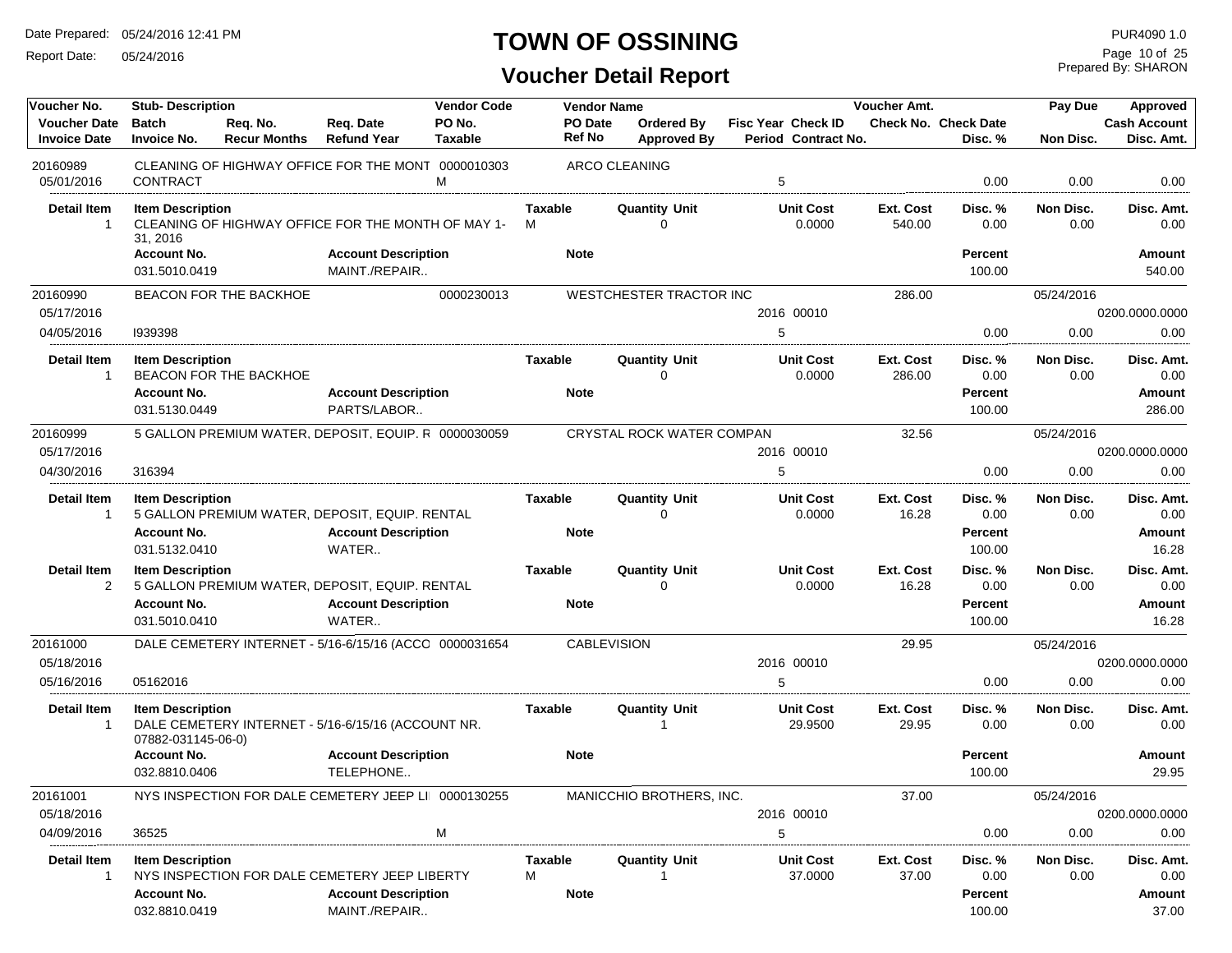# TOWN OF OSSINING

## Voucher Detail Report

Date Prepared: 05/24/2016 12:41 PM
Report Date: 05/24/2016

PUR4090 1.0
Prepared By: SHARON

| Voucher No. / Voucher Date / Invoice Date | Stub- Description / Batch / Invoice No. | Req. No. / Recur Months | Req. Date / Refund Year | Vendor Code / PO No. / Taxable | Vendor Name / PO Date / Ref No | Ordered By / Approved By | Fisc Year / Period | Check ID / Contract No. | Voucher Amt. / Check No. | Check Date / Disc. % | Pay Due / Non Disc. | Approved / Cash Account / Disc. Amt. |
|---|---|---|---|---|---|---|---|---|---|---|---|---|
| 20160989 | CLEANING OF HIGHWAY OFFICE FOR THE MONT | | | 0000010303 | ARCO CLEANING | | | | | | | |
| 05/01/2016 | CONTRACT | | | M | | | 5 | | | 0.00 | 0.00 | 0.00 |

| Detail Item | Item Description | Taxable | Quantity Unit | Unit Cost | Ext. Cost | Disc. % | Non Disc. | Disc. Amt. |
|---|---|---|---|---|---|---|---|---|
| 1 | CLEANING OF HIGHWAY OFFICE FOR THE MONTH OF MAY 1-31, 2016 | M | 0 | 0.0000 | 540.00 | 0.00 | 0.00 | 0.00 |

| Account No. | Account Description | Note | Percent | Amount |
|---|---|---|---|---|
| 031.5010.0419 | MAINT./REPAIR.. | | 100.00 | 540.00 |

| Voucher No. / Voucher Date / Invoice Date | Stub- Description / Invoice No. | Vendor Code | Vendor Name | Fisc Year / Period | Check ID | Voucher Amt. | Disc. % | Pay Due / Non Disc. | Cash Account / Disc. Amt. |
|---|---|---|---|---|---|---|---|---|---|
| 20160990 | BEACON FOR THE BACKHOE | 0000230013 | WESTCHESTER TRACTOR INC | | | 286.00 | | 05/24/2016 | |
| 05/17/2016 | | | | 2016 | 00010 | | | | 0200.0000.0000 |
| 04/05/2016 | I939398 | | | 5 | | | 0.00 | 0.00 | 0.00 |

| Detail Item | Item Description | Taxable | Quantity Unit | Unit Cost | Ext. Cost | Disc. % | Non Disc. | Disc. Amt. |
|---|---|---|---|---|---|---|---|---|
| 1 | BEACON FOR THE BACKHOE | | 0 | 0.0000 | 286.00 | 0.00 | 0.00 | 0.00 |

| Account No. | Account Description | Note | Percent | Amount |
|---|---|---|---|---|
| 031.5130.0449 | PARTS/LABOR.. | | 100.00 | 286.00 |

| Voucher No. / Voucher Date / Invoice Date | Stub- Description / Invoice No. | Vendor Code | Vendor Name | Fisc Year / Period | Check ID | Voucher Amt. | Disc. % | Pay Due / Non Disc. | Cash Account / Disc. Amt. |
|---|---|---|---|---|---|---|---|---|---|
| 20160999 | 5 GALLON PREMIUM WATER, DEPOSIT, EQUIP. R | 0000030059 | CRYSTAL ROCK WATER COMPAN | | | 32.56 | | 05/24/2016 | |
| 05/17/2016 | | | | 2016 | 00010 | | | | 0200.0000.0000 |
| 04/30/2016 | 316394 | | | 5 | | | 0.00 | 0.00 | 0.00 |

| Detail Item | Item Description | Taxable | Quantity Unit | Unit Cost | Ext. Cost | Disc. % | Non Disc. | Disc. Amt. |
|---|---|---|---|---|---|---|---|---|
| 1 | 5 GALLON PREMIUM WATER, DEPOSIT, EQUIP. RENTAL | | 0 | 0.0000 | 16.28 | 0.00 | 0.00 | 0.00 |

| Account No. | Account Description | Note | Percent | Amount |
|---|---|---|---|---|
| 031.5132.0410 | WATER.. | | 100.00 | 16.28 |

| Detail Item | Item Description | Taxable | Quantity Unit | Unit Cost | Ext. Cost | Disc. % | Non Disc. | Disc. Amt. |
|---|---|---|---|---|---|---|---|---|
| 2 | 5 GALLON PREMIUM WATER, DEPOSIT, EQUIP. RENTAL | | 0 | 0.0000 | 16.28 | 0.00 | 0.00 | 0.00 |

| Account No. | Account Description | Note | Percent | Amount |
|---|---|---|---|---|
| 031.5010.0410 | WATER.. | | 100.00 | 16.28 |

| Voucher No. / Voucher Date / Invoice Date | Stub- Description / Invoice No. | Vendor Code | Vendor Name | Fisc Year / Period | Check ID | Voucher Amt. | Disc. % | Pay Due / Non Disc. | Cash Account / Disc. Amt. |
|---|---|---|---|---|---|---|---|---|---|
| 20161000 | DALE CEMETERY INTERNET - 5/16-6/15/16 (ACCO | 0000031654 | CABLEVISION | | | 29.95 | | 05/24/2016 | |
| 05/18/2016 | | | | 2016 | 00010 | | | | 0200.0000.0000 |
| 05/16/2016 | 05162016 | | | 5 | | | 0.00 | 0.00 | 0.00 |

| Detail Item | Item Description | Taxable | Quantity Unit | Unit Cost | Ext. Cost | Disc. % | Non Disc. | Disc. Amt. |
|---|---|---|---|---|---|---|---|---|
| 1 | DALE CEMETERY INTERNET - 5/16-6/15/16 (ACCOUNT NR. 07882-031145-06-0) | | 1 | 29.9500 | 29.95 | 0.00 | 0.00 | 0.00 |

| Account No. | Account Description | Note | Percent | Amount |
|---|---|---|---|---|
| 032.8810.0406 | TELEPHONE.. | | 100.00 | 29.95 |

| Voucher No. / Voucher Date / Invoice Date | Stub- Description / Invoice No. | Vendor Code / Taxable | Vendor Name | Fisc Year / Period | Check ID | Voucher Amt. | Disc. % | Pay Due / Non Disc. | Cash Account / Disc. Amt. |
|---|---|---|---|---|---|---|---|---|---|
| 20161001 | NYS INSPECTION FOR DALE CEMETERY JEEP LI | 0000130255 | MANICCHIO BROTHERS, INC. | | | 37.00 | | 05/24/2016 | |
| 05/18/2016 | | | | 2016 | 00010 | | | | 0200.0000.0000 |
| 04/09/2016 | 36525 | M | | 5 | | | 0.00 | 0.00 | 0.00 |

| Detail Item | Item Description | Taxable | Quantity Unit | Unit Cost | Ext. Cost | Disc. % | Non Disc. | Disc. Amt. |
|---|---|---|---|---|---|---|---|---|
| 1 | NYS INSPECTION FOR DALE CEMETERY JEEP LIBERTY | M | 1 | 37.0000 | 37.00 | 0.00 | 0.00 | 0.00 |

| Account No. | Account Description | Note | Percent | Amount |
|---|---|---|---|---|
| 032.8810.0419 | MAINT./REPAIR.. | | 100.00 | 37.00 |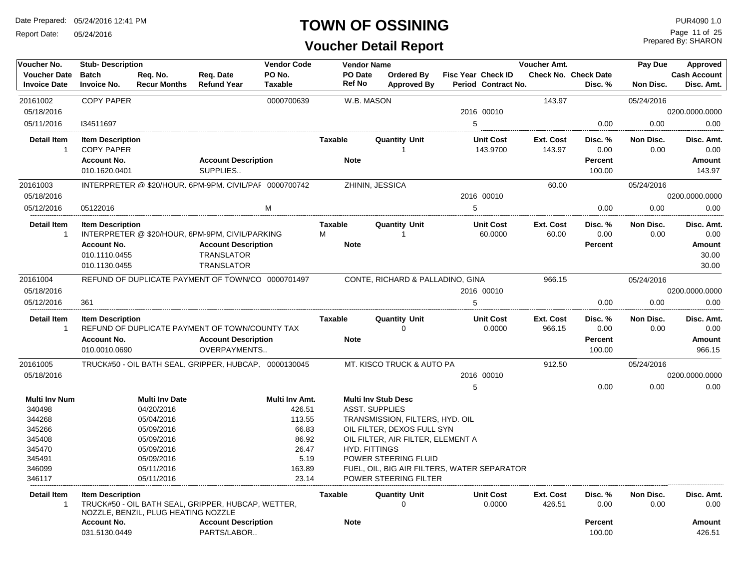# TOWN OF OSSINING

## Voucher Detail Report

Date Prepared: 05/24/2016 12:41 PM
Report Date: 05/24/2016
PUR4090 1.0
Prepared By: SHARON

| Voucher No. | Stub- Description | Req. No. | Req. Date | Vendor Code | Vendor Name | Ordered By | Fisc Year Check ID | Voucher Amt. | Check No. Check Date | Pay Due | Approved |
|---|---|---|---|---|---|---|---|---|---|---|---|
| Voucher Date | Batch | Recur Months | Refund Year | PO No. | PO Date | Approved By | Period Contract No. | | Disc. % | Non Disc. | Cash Account |
| Invoice Date | Invoice No. | | | Taxable | Ref No | | | | | | Disc. Amt. |

**20161002** — COPY PAPER — Vendor Code: 0000700639 — W.B. MASON — Voucher Amt.: 143.97 — Pay Due: 05/24/2016
05/18/2016 — 2016 00010 — 0200.0000.0000
05/11/2016 — I34511697 — 5 — 0.00 — 0.00 — 0.00

| Detail Item | Item Description | Taxable | Quantity Unit | Unit Cost | Ext. Cost | Disc. % | Non Disc. | Disc. Amt. |
|---|---|---|---|---|---|---|---|---|
| 1 | COPY PAPER | | 1 | 143.9700 | 143.97 | 0.00 | 0.00 | 0.00 |

| Account No. | Account Description | Note | Percent | Amount |
|---|---|---|---|---|
| 010.1620.0401 | SUPPLIES.. | | 100.00 | 143.97 |

**20161003** — INTERPRETER @ $20/HOUR, 6PM-9PM, CIVIL/PAF — Vendor Code: 0000700742 — ZHININ, JESSICA — Voucher Amt.: 60.00 — Pay Due: 05/24/2016
05/18/2016 — 2016 00010 — 0200.0000.0000
05/12/2016 — 05122016 — M — 5 — 0.00 — 0.00 — 0.00

| Detail Item | Item Description | Taxable | Quantity Unit | Unit Cost | Ext. Cost | Disc. % | Non Disc. | Disc. Amt. |
|---|---|---|---|---|---|---|---|---|
| 1 | INTERPRETER @ $20/HOUR, 6PM-9PM, CIVIL/PARKING | M | 1 | 60.0000 | 60.00 | 0.00 | 0.00 | 0.00 |

| Account No. | Account Description | Note | Percent | Amount |
|---|---|---|---|---|
| 010.1110.0455 | TRANSLATOR | | | 30.00 |
| 010.1130.0455 | TRANSLATOR | | | 30.00 |

**20161004** — REFUND OF DUPLICATE PAYMENT OF TOWN/CO — Vendor Code: 0000701497 — CONTE, RICHARD & PALLADINO, GINA — Voucher Amt.: 966.15 — Pay Due: 05/24/2016
05/18/2016 — 2016 00010 — 0200.0000.0000
05/12/2016 — 361 — 5 — 0.00 — 0.00 — 0.00

| Detail Item | Item Description | Taxable | Quantity Unit | Unit Cost | Ext. Cost | Disc. % | Non Disc. | Disc. Amt. |
|---|---|---|---|---|---|---|---|---|
| 1 | REFUND OF DUPLICATE PAYMENT OF TOWN/COUNTY TAX | | 0 | 0.0000 | 966.15 | 0.00 | 0.00 | 0.00 |

| Account No. | Account Description | Note | Percent | Amount |
|---|---|---|---|---|
| 010.0010.0690 | OVERPAYMENTS.. | | 100.00 | 966.15 |

**20161005** — TRUCK#50 - OIL BATH SEAL, GRIPPER, HUBCAP, — Vendor Code: 0000130045 — MT. KISCO TRUCK & AUTO PA — Voucher Amt.: 912.50 — Pay Due: 05/24/2016
05/18/2016 — 2016 00010 — 0200.0000.0000
5 — 0.00 — 0.00 — 0.00

| Multi Inv Num | Multi Inv Date | Multi Inv Amt. | Multi Inv Stub Desc |
|---|---|---|---|
| 340498 | 04/20/2016 | 426.51 | ASST. SUPPLIES |
| 344268 | 05/04/2016 | 113.55 | TRANSMISSION, FILTERS, HYD. OIL |
| 345266 | 05/09/2016 | 66.83 | OIL FILTER, DEXOS FULL SYN |
| 345408 | 05/09/2016 | 86.92 | OIL FILTER, AIR FILTER, ELEMENT A |
| 345470 | 05/09/2016 | 26.47 | HYD. FITTINGS |
| 345491 | 05/09/2016 | 5.19 | POWER STEERING FLUID |
| 346099 | 05/11/2016 | 163.89 | FUEL, OIL, BIG AIR FILTERS, WATER SEPARATOR |
| 346117 | 05/11/2016 | 23.14 | POWER STEERING FILTER |

| Detail Item | Item Description | Taxable | Quantity Unit | Unit Cost | Ext. Cost | Disc. % | Non Disc. | Disc. Amt. |
|---|---|---|---|---|---|---|---|---|
| 1 | TRUCK#50 - OIL BATH SEAL, GRIPPER, HUBCAP, WETTER, NOZZLE, BENZIL, PLUG HEATING NOZZLE | | 0 | 0.0000 | 426.51 | 0.00 | 0.00 | 0.00 |

| Account No. | Account Description | Note | Percent | Amount |
|---|---|---|---|---|
| 031.5130.0449 | PARTS/LABOR.. | | 100.00 | 426.51 |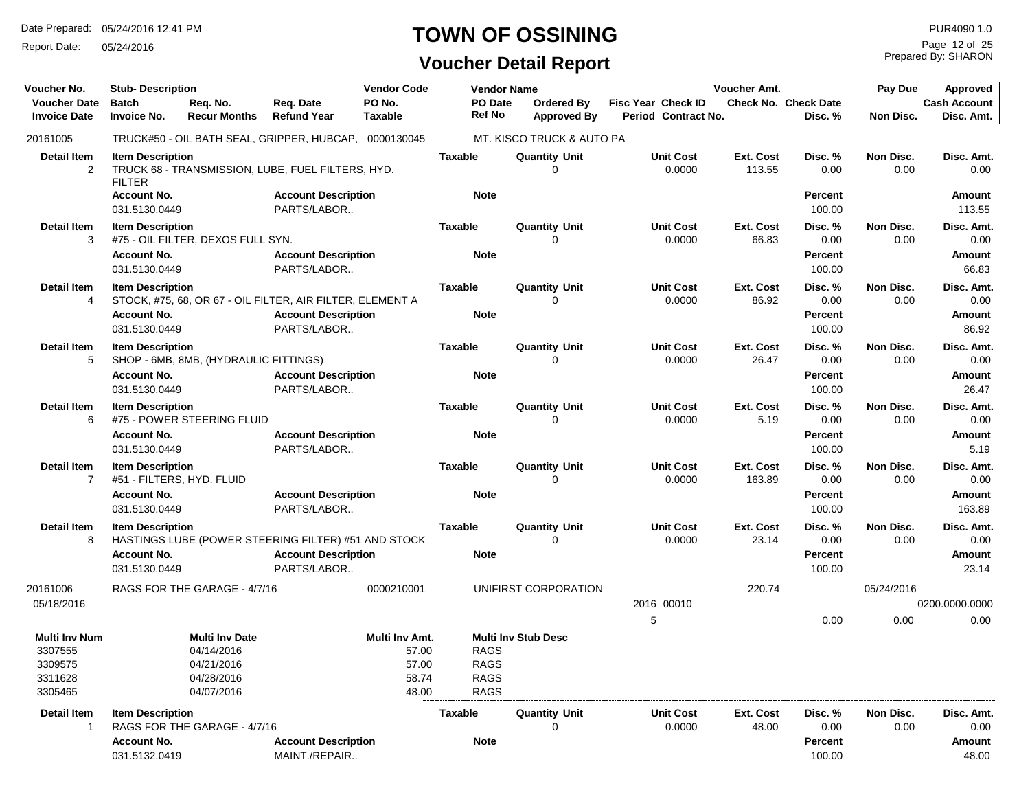# TOWN OF OSSINING

## Voucher Detail Report

Date Prepared: 05/24/2016 12:41 PM
Report Date: 05/24/2016

PUR4090 1.0
Prepared By: SHARON

| Voucher No. | Stub- Description | | | Vendor Code | Vendor Name | | | Voucher Amt. | | Pay Due | Approved |
|---|---|---|---|---|---|---|---|---|---|---|---|
| Voucher Date | Batch | Req. No. | Req. Date | PO No. | PO Date | Ordered By | Fisc Year Check ID | Check No. | Check Date | | Cash Account |
| Invoice Date | Invoice No. | Recur Months | Refund Year | Taxable | Ref No | Approved By | Period Contract No. | | Disc. % | Non Disc. | Disc. Amt. |
| 20161005 | TRUCK#50 - OIL BATH SEAL, GRIPPER, HUBCAP, | | | 0000130045 | MT. KISCO TRUCK & AUTO PA | | | | | | |

| Detail Item | Item Description | Account No. | Account Description | Taxable | Quantity Unit | Note | Unit Cost | Ext. Cost | Disc. % | Percent | Non Disc. | Disc. Amt. | Amount |
|---|---|---|---|---|---|---|---|---|---|---|---|---|---|
| 2 | TRUCK 68 - TRANSMISSION, LUBE, FUEL FILTERS, HYD. FILTER | 031.5130.0449 | PARTS/LABOR.. | | 0 | | 0.0000 | 113.55 | 0.00 | 100.00 | 0.00 | 0.00 | 113.55 |
| 3 | #75 - OIL FILTER, DEXOS FULL SYN. | 031.5130.0449 | PARTS/LABOR.. | | 0 | | 0.0000 | 66.83 | 0.00 | 100.00 | 0.00 | 0.00 | 66.83 |
| 4 | STOCK, #75, 68, OR 67 - OIL FILTER, AIR FILTER, ELEMENT A | 031.5130.0449 | PARTS/LABOR.. | | 0 | | 0.0000 | 86.92 | 0.00 | 100.00 | 0.00 | 0.00 | 86.92 |
| 5 | SHOP - 6MB, 8MB, (HYDRAULIC FITTINGS) | 031.5130.0449 | PARTS/LABOR.. | | 0 | | 0.0000 | 26.47 | 0.00 | 100.00 | 0.00 | 0.00 | 26.47 |
| 6 | #75 - POWER STEERING FLUID | 031.5130.0449 | PARTS/LABOR.. | | 0 | | 0.0000 | 5.19 | 0.00 | 100.00 | 0.00 | 0.00 | 5.19 |
| 7 | #51 - FILTERS, HYD. FLUID | 031.5130.0449 | PARTS/LABOR.. | | 0 | | 0.0000 | 163.89 | 0.00 | 100.00 | 0.00 | 0.00 | 163.89 |
| 8 | HASTINGS LUBE (POWER STEERING FILTER) #51 AND STOCK | 031.5130.0449 | PARTS/LABOR.. | | 0 | | 0.0000 | 23.14 | 0.00 | 100.00 | 0.00 | 0.00 | 23.14 |

| Voucher No. | Stub- Description | Vendor Code | Vendor Name | Fisc Year Check ID | Period | Voucher Amt. | Disc. % | Pay Due | Non Disc. | Approved | Disc. Amt. |
|---|---|---|---|---|---|---|---|---|---|---|---|
| 20161006 | RAGS FOR THE GARAGE - 4/7/16 | 0000210001 | UNIFIRST CORPORATION | 2016 00010 | 5 | 220.74 | 0.00 | 05/24/2016 | 0.00 | 0200.0000.0000 | 0.00 |

Voucher Date: 05/18/2016

| Multi Inv Num | Multi Inv Date | Multi Inv Amt. | Multi Inv Stub Desc |
|---|---|---|---|
| 3307555 | 04/14/2016 | 57.00 | RAGS |
| 3309575 | 04/21/2016 | 57.00 | RAGS |
| 3311628 | 04/28/2016 | 58.74 | RAGS |
| 3305465 | 04/07/2016 | 48.00 | RAGS |

| Detail Item | Item Description | Account No. | Account Description | Taxable | Quantity Unit | Note | Unit Cost | Ext. Cost | Disc. % | Percent | Non Disc. | Disc. Amt. | Amount |
|---|---|---|---|---|---|---|---|---|---|---|---|---|---|
| 1 | RAGS FOR THE GARAGE - 4/7/16 | 031.5132.0419 | MAINT./REPAIR.. | | 0 | | 0.0000 | 48.00 | 0.00 | 100.00 | 0.00 | 0.00 | 48.00 |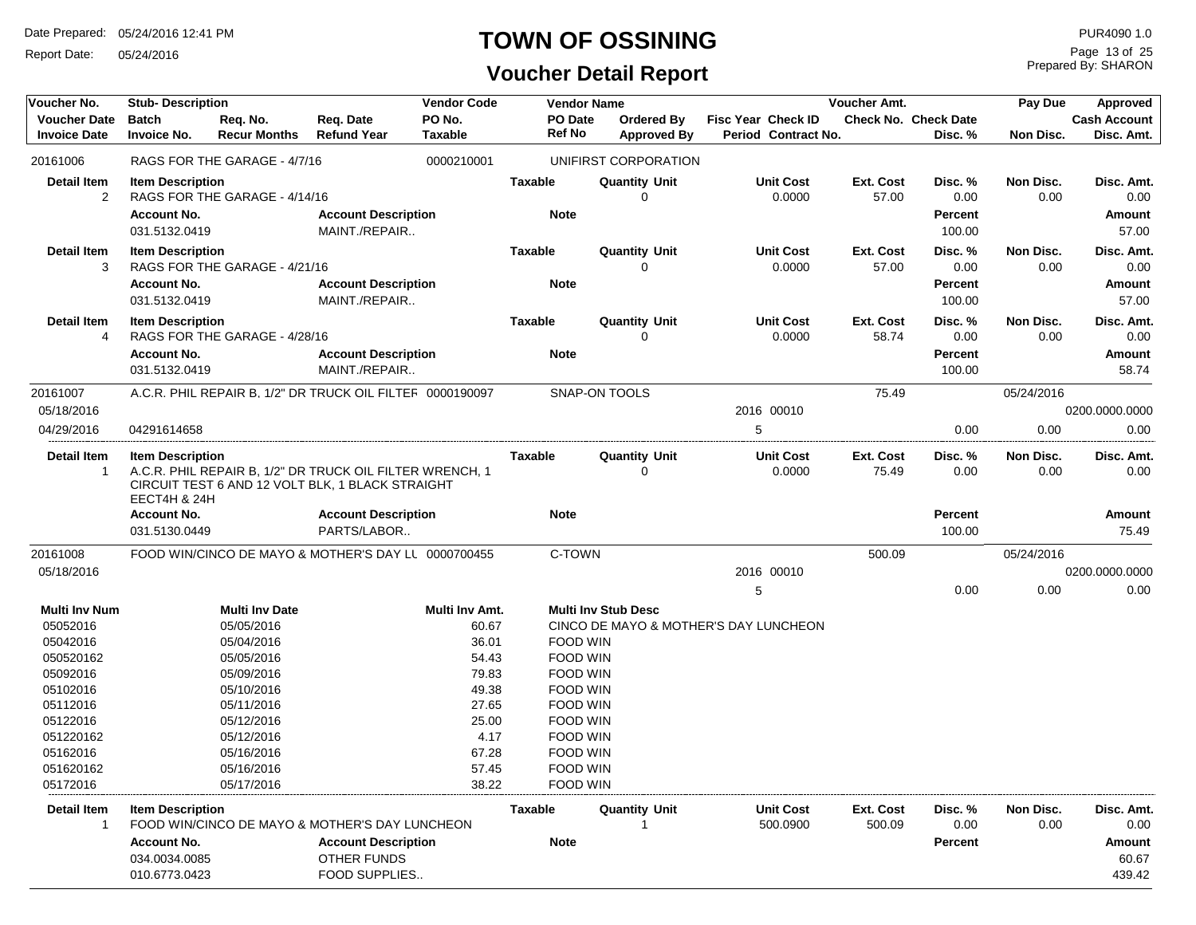# TOWN OF OSSINING

## Voucher Detail Report

Date Prepared: 05/24/2016 12:41 PM
Report Date: 05/24/2016

PUR4090 1.0
Prepared By: SHARON

| Voucher No. | Stub- Description | Req. No. | Req. Date | Vendor Code | Vendor Name | Ordered By | Fisc Year Check ID | Voucher Amt. | Check No. Check Date | Pay Due | Approved |
|---|---|---|---|---|---|---|---|---|---|---|---|
| Voucher Date | Batch | Recur Months | Refund Year | PO No. | PO Date | Approved By | Period Contract No. | | | | Cash Account |
| Invoice Date | Invoice No. | | | Taxable | Ref No | | | | Disc. % | Non Disc. | Disc. Amt. |

**20161006** — RAGS FOR THE GARAGE - 4/7/16 — Vendor Code: 0000210001 — UNIFIRST CORPORATION

| Detail Item | Item Description | Taxable | Quantity Unit | Unit Cost | Ext. Cost | Disc. % | Non Disc. | Disc. Amt. |
|---|---|---|---|---|---|---|---|---|
| 2 | RAGS FOR THE GARAGE - 4/14/16 | | 0 | 0.0000 | 57.00 | 0.00 | 0.00 | 0.00 |

| Account No. | Account Description | Note | Percent | Amount |
|---|---|---|---|---|
| 031.5132.0419 | MAINT./REPAIR.. | | 100.00 | 57.00 |

| Detail Item | Item Description | Taxable | Quantity Unit | Unit Cost | Ext. Cost | Disc. % | Non Disc. | Disc. Amt. |
|---|---|---|---|---|---|---|---|---|
| 3 | RAGS FOR THE GARAGE - 4/21/16 | | 0 | 0.0000 | 57.00 | 0.00 | 0.00 | 0.00 |

| Account No. | Account Description | Note | Percent | Amount |
|---|---|---|---|---|
| 031.5132.0419 | MAINT./REPAIR.. | | 100.00 | 57.00 |

| Detail Item | Item Description | Taxable | Quantity Unit | Unit Cost | Ext. Cost | Disc. % | Non Disc. | Disc. Amt. |
|---|---|---|---|---|---|---|---|---|
| 4 | RAGS FOR THE GARAGE - 4/28/16 | | 0 | 0.0000 | 58.74 | 0.00 | 0.00 | 0.00 |

| Account No. | Account Description | Note | Percent | Amount |
|---|---|---|---|---|
| 031.5132.0419 | MAINT./REPAIR.. | | 100.00 | 58.74 |

---

**20161007** — A.C.R. PHIL REPAIR B, 1/2" DR TRUCK OIL FILTEF — Vendor Code: 0000190097 — SNAP-ON TOOLS — Voucher Amt.: 75.49 — Pay Due: 05/24/2016

| Voucher Date | Invoice Date | Invoice No. | Fisc Year Check ID | Period | Disc. % | Non Disc. | Cash Account / Disc. Amt. |
|---|---|---|---|---|---|---|---|
| 05/18/2016 | 04/29/2016 | 04291614658 | 2016 00010 | 5 | 0.00 | 0.00 | 0200.0000.0000 / 0.00 |

| Detail Item | Item Description | Taxable | Quantity Unit | Unit Cost | Ext. Cost | Disc. % | Non Disc. | Disc. Amt. |
|---|---|---|---|---|---|---|---|---|
| 1 | A.C.R. PHIL REPAIR B, 1/2" DR TRUCK OIL FILTER WRENCH, 1 CIRCUIT TEST 6 AND 12 VOLT BLK, 1 BLACK STRAIGHT EECT4H & 24H | | 0 | 0.0000 | 75.49 | 0.00 | 0.00 | 0.00 |

| Account No. | Account Description | Note | Percent | Amount |
|---|---|---|---|---|
| 031.5130.0449 | PARTS/LABOR.. | | 100.00 | 75.49 |

---

**20161008** — FOOD WIN/CINCO DE MAYO & MOTHER'S DAY LU — Vendor Code: 0000700455 — C-TOWN — Voucher Amt.: 500.09 — Pay Due: 05/24/2016

| Voucher Date | Fisc Year Check ID | Period | Disc. % | Non Disc. | Cash Account / Disc. Amt. |
|---|---|---|---|---|---|
| 05/18/2016 | 2016 00010 | 5 | 0.00 | 0.00 | 0200.0000.0000 / 0.00 |

| Multi Inv Num | Multi Inv Date | Multi Inv Amt. | Multi Inv Stub Desc |
|---|---|---|---|
| 05052016 | 05/05/2016 | 60.67 | CINCO DE MAYO & MOTHER'S DAY LUNCHEON |
| 05042016 | 05/04/2016 | 36.01 | FOOD WIN |
| 050520162 | 05/05/2016 | 54.43 | FOOD WIN |
| 05092016 | 05/09/2016 | 79.83 | FOOD WIN |
| 05102016 | 05/10/2016 | 49.38 | FOOD WIN |
| 05112016 | 05/11/2016 | 27.65 | FOOD WIN |
| 05122016 | 05/12/2016 | 25.00 | FOOD WIN |
| 051220162 | 05/12/2016 | 4.17 | FOOD WIN |
| 05162016 | 05/16/2016 | 67.28 | FOOD WIN |
| 051620162 | 05/16/2016 | 57.45 | FOOD WIN |
| 05172016 | 05/17/2016 | 38.22 | FOOD WIN |

| Detail Item | Item Description | Taxable | Quantity Unit | Unit Cost | Ext. Cost | Disc. % | Non Disc. | Disc. Amt. |
|---|---|---|---|---|---|---|---|---|
| 1 | FOOD WIN/CINCO DE MAYO & MOTHER'S DAY LUNCHEON | | 1 | 500.0900 | 500.09 | 0.00 | 0.00 | 0.00 |

| Account No. | Account Description | Note | Percent | Amount |
|---|---|---|---|---|
| 034.0034.0085 | OTHER FUNDS | | | 60.67 |
| 010.6773.0423 | FOOD SUPPLIES.. | | | 439.42 |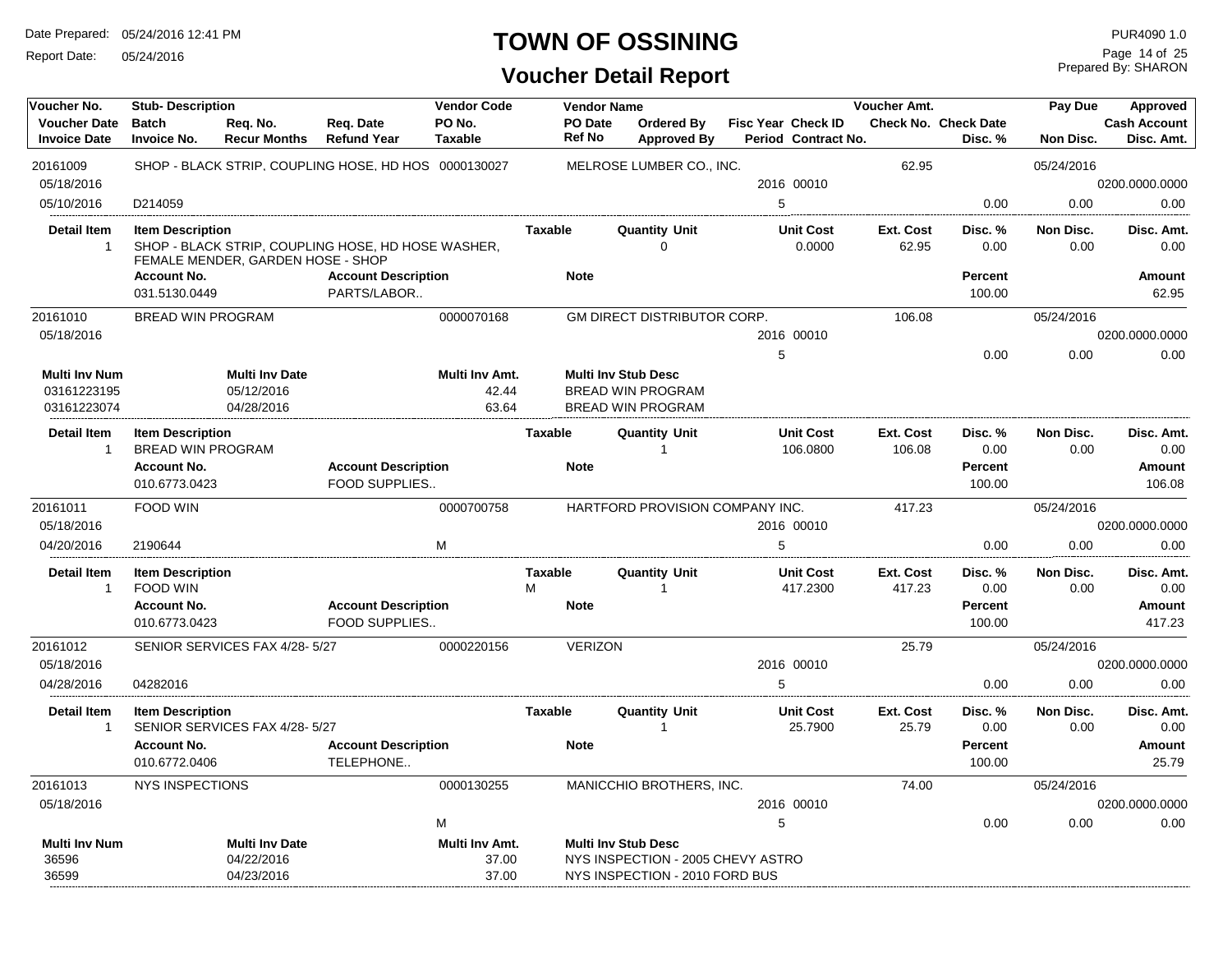# TOWN OF OSSINING

## Voucher Detail Report

Date Prepared: 05/24/2016 12:41 PM
Report Date: 05/24/2016

PUR4090 1.0
Prepared By: SHARON

| Voucher No. / Voucher Date / Invoice Date | Stub- Description / Batch / Invoice No. | Req. No. / Recur Months | Req. Date / Refund Year | Vendor Code / PO No. / Taxable | Vendor Name / PO Date / Ref No | Ordered By / Approved By | Fisc Year / Period | Check ID / Contract No. | Voucher Amt. / Check No. | Check Date / Disc. % | Pay Due / Non Disc. | Approved / Cash Account / Disc. Amt. |
|---|---|---|---|---|---|---|---|---|---|---|---|---|
| 20161009 | SHOP - BLACK STRIP, COUPLING HOSE, HD HOS | | | 0000130027 | MELROSE LUMBER CO., INC. | | | | 62.95 | | 05/24/2016 | |
| 05/18/2016 | | | | | | | 2016 | 00010 | | | | 0200.0000.0000 |
| 05/10/2016 | D214059 | | | | | | 5 | | | 0.00 | 0.00 | 0.00 |

| Detail Item | Item Description | Taxable | Quantity Unit | Unit Cost | Ext. Cost | Disc. % | Non Disc. | Disc. Amt. |
|---|---|---|---|---|---|---|---|---|
| 1 | SHOP - BLACK STRIP, COUPLING HOSE, HD HOSE WASHER, FEMALE MENDER, GARDEN HOSE - SHOP | | 0 | 0.0000 | 62.95 | 0.00 | 0.00 | 0.00 |

| Account No. | Account Description | Note | Percent | Amount |
|---|---|---|---|---|
| 031.5130.0449 | PARTS/LABOR.. | | 100.00 | 62.95 |

| Voucher No. / Voucher Date / Invoice Date | Stub- Description / Batch / Invoice No. | Req. No. / Recur Months | Req. Date / Refund Year | Vendor Code / PO No. / Taxable | Vendor Name / PO Date / Ref No | Ordered By / Approved By | Fisc Year / Period | Check ID / Contract No. | Voucher Amt. / Check No. | Check Date / Disc. % | Pay Due / Non Disc. | Approved / Cash Account / Disc. Amt. |
|---|---|---|---|---|---|---|---|---|---|---|---|---|
| 20161010 | BREAD WIN PROGRAM | | | 0000070168 | GM DIRECT DISTRIBUTOR CORP. | | | | 106.08 | | 05/24/2016 | |
| 05/18/2016 | | | | | | | 2016 | 00010 | | | | 0200.0000.0000 |
| | | | | | | | 5 | | | 0.00 | 0.00 | 0.00 |

| Multi Inv Num | Multi Inv Date | Multi Inv Amt. | Multi Inv Stub Desc |
|---|---|---|---|
| 03161223195 | 05/12/2016 | 42.44 | BREAD WIN PROGRAM |
| 03161223074 | 04/28/2016 | 63.64 | BREAD WIN PROGRAM |

| Detail Item | Item Description | Taxable | Quantity Unit | Unit Cost | Ext. Cost | Disc. % | Non Disc. | Disc. Amt. |
|---|---|---|---|---|---|---|---|---|
| 1 | BREAD WIN PROGRAM | | 1 | 106.0800 | 106.08 | 0.00 | 0.00 | 0.00 |

| Account No. | Account Description | Note | Percent | Amount |
|---|---|---|---|---|
| 010.6773.0423 | FOOD SUPPLIES.. | | 100.00 | 106.08 |

| Voucher No. / Voucher Date / Invoice Date | Stub- Description / Batch / Invoice No. | Req. No. / Recur Months | Req. Date / Refund Year | Vendor Code / PO No. / Taxable | Vendor Name / PO Date / Ref No | Ordered By / Approved By | Fisc Year / Period | Check ID / Contract No. | Voucher Amt. / Check No. | Check Date / Disc. % | Pay Due / Non Disc. | Approved / Cash Account / Disc. Amt. |
|---|---|---|---|---|---|---|---|---|---|---|---|---|
| 20161011 | FOOD WIN | | | 0000700758 | HARTFORD PROVISION COMPANY INC. | | | | 417.23 | | 05/24/2016 | |
| 05/18/2016 | | | | | | | 2016 | 00010 | | | | 0200.0000.0000 |
| 04/20/2016 | 2190644 | | | M | | | 5 | | | 0.00 | 0.00 | 0.00 |

| Detail Item | Item Description | Taxable | Quantity Unit | Unit Cost | Ext. Cost | Disc. % | Non Disc. | Disc. Amt. |
|---|---|---|---|---|---|---|---|---|
| 1 | FOOD WIN | M | 1 | 417.2300 | 417.23 | 0.00 | 0.00 | 0.00 |

| Account No. | Account Description | Note | Percent | Amount |
|---|---|---|---|---|
| 010.6773.0423 | FOOD SUPPLIES.. | | 100.00 | 417.23 |

| Voucher No. / Voucher Date / Invoice Date | Stub- Description / Batch / Invoice No. | Req. No. / Recur Months | Req. Date / Refund Year | Vendor Code / PO No. / Taxable | Vendor Name / PO Date / Ref No | Ordered By / Approved By | Fisc Year / Period | Check ID / Contract No. | Voucher Amt. / Check No. | Check Date / Disc. % | Pay Due / Non Disc. | Approved / Cash Account / Disc. Amt. |
|---|---|---|---|---|---|---|---|---|---|---|---|---|
| 20161012 | SENIOR SERVICES FAX 4/28- 5/27 | | | 0000220156 | VERIZON | | | | 25.79 | | 05/24/2016 | |
| 05/18/2016 | | | | | | | 2016 | 00010 | | | | 0200.0000.0000 |
| 04/28/2016 | 04282016 | | | | | | 5 | | | 0.00 | 0.00 | 0.00 |

| Detail Item | Item Description | Taxable | Quantity Unit | Unit Cost | Ext. Cost | Disc. % | Non Disc. | Disc. Amt. |
|---|---|---|---|---|---|---|---|---|
| 1 | SENIOR SERVICES FAX 4/28- 5/27 | | 1 | 25.7900 | 25.79 | 0.00 | 0.00 | 0.00 |

| Account No. | Account Description | Note | Percent | Amount |
|---|---|---|---|---|
| 010.6772.0406 | TELEPHONE.. | | 100.00 | 25.79 |

| Voucher No. / Voucher Date / Invoice Date | Stub- Description / Batch / Invoice No. | Req. No. / Recur Months | Req. Date / Refund Year | Vendor Code / PO No. / Taxable | Vendor Name / PO Date / Ref No | Ordered By / Approved By | Fisc Year / Period | Check ID / Contract No. | Voucher Amt. / Check No. | Check Date / Disc. % | Pay Due / Non Disc. | Approved / Cash Account / Disc. Amt. |
|---|---|---|---|---|---|---|---|---|---|---|---|---|
| 20161013 | NYS INSPECTIONS | | | 0000130255 | MANICCHIO BROTHERS, INC. | | | | 74.00 | | 05/24/2016 | |
| 05/18/2016 | | | | | | | 2016 | 00010 | | | | 0200.0000.0000 |
| | | | | M | | | 5 | | | 0.00 | 0.00 | 0.00 |

| Multi Inv Num | Multi Inv Date | Multi Inv Amt. | Multi Inv Stub Desc |
|---|---|---|---|
| 36596 | 04/22/2016 | 37.00 | NYS INSPECTION - 2005 CHEVY ASTRO |
| 36599 | 04/23/2016 | 37.00 | NYS INSPECTION - 2010 FORD BUS |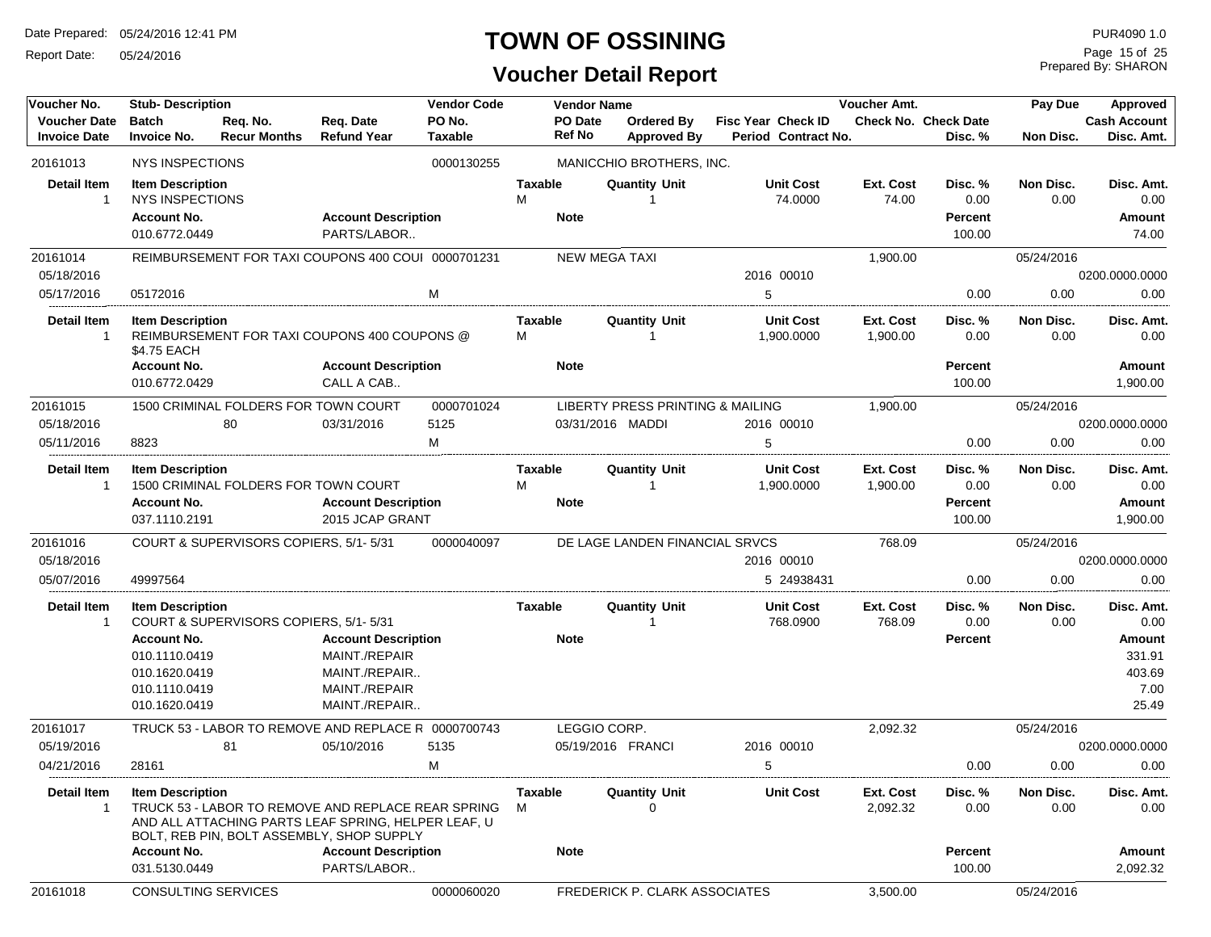# TOWN OF OSSINING

## Voucher Detail Report

Date Prepared: 05/24/2016 12:41 PM
Report Date: 05/24/2016

PUR4090 1.0
Prepared By: SHARON

| Voucher No. | Stub- Description | Req. No. | Req. Date | Vendor Code | Vendor Name | | | Voucher Amt. | | Pay Due | Approved |
|---|---|---|---|---|---|---|---|---|---|---|---|
| Voucher Date | Batch | Recur Months | Refund Year | PO No. | PO Date | Ordered By | Fisc Year Check ID | Check No. | Check Date | | Cash Account |
| Invoice Date | Invoice No. | | | Taxable | Ref No | Approved By | Period Contract No. | | Disc. % | Non Disc. | Disc. Amt. |
| 20161013 | NYS INSPECTIONS | | | 0000130255 | MANICCHIO BROTHERS, INC. | | | | | | |

| Detail Item | Item Description | Taxable | Quantity Unit | Unit Cost | Ext. Cost | Disc. % | Non Disc. | Disc. Amt. |
|---|---|---|---|---|---|---|---|---|
| 1 | NYS INSPECTIONS | M | 1 | 74.0000 | 74.00 | 0.00 | 0.00 | 0.00 |

| Account No. | Account Description | Note | Percent | Amount |
|---|---|---|---|---|
| 010.6772.0449 | PARTS/LABOR.. | | 100.00 | 74.00 |

| Voucher No. | Stub- Description | Req. No. | Req. Date | Vendor Code | Vendor Name | | | Voucher Amt. | | Pay Due | Approved |
|---|---|---|---|---|---|---|---|---|---|---|---|
| 20161014 | REIMBURSEMENT FOR TAXI COUPONS 400 COUI | | | 0000701231 | NEW MEGA TAXI | | | 1,900.00 | | 05/24/2016 | |
| 05/18/2016 | | | | | | | 2016 00010 | | | | 0200.0000.0000 |
| 05/17/2016 | 05172016 | | | M | | | 5 | | 0.00 | 0.00 | 0.00 |

| Detail Item | Item Description | Taxable | Quantity Unit | Unit Cost | Ext. Cost | Disc. % | Non Disc. | Disc. Amt. |
|---|---|---|---|---|---|---|---|---|
| 1 | REIMBURSEMENT FOR TAXI COUPONS 400 COUPONS @ $4.75 EACH | M | 1 | 1,900.0000 | 1,900.00 | 0.00 | 0.00 | 0.00 |

| Account No. | Account Description | Note | Percent | Amount |
|---|---|---|---|---|
| 010.6772.0429 | CALL A CAB.. | | 100.00 | 1,900.00 |

| Voucher No. | Stub- Description | Req. No. | Req. Date | Vendor Code | Vendor Name | | | Voucher Amt. | | Pay Due | Approved |
|---|---|---|---|---|---|---|---|---|---|---|---|
| 20161015 | 1500 CRIMINAL FOLDERS FOR TOWN COURT | | | 0000701024 | LIBERTY PRESS PRINTING & MAILING | | | 1,900.00 | | 05/24/2016 | |
| 05/18/2016 | | 80 | 03/31/2016 | 5125 | 03/31/2016 | MADDI | 2016 00010 | | | | 0200.0000.0000 |
| 05/11/2016 | 8823 | | | M | | | 5 | | 0.00 | 0.00 | 0.00 |

| Detail Item | Item Description | Taxable | Quantity Unit | Unit Cost | Ext. Cost | Disc. % | Non Disc. | Disc. Amt. |
|---|---|---|---|---|---|---|---|---|
| 1 | 1500 CRIMINAL FOLDERS FOR TOWN COURT | M | 1 | 1,900.0000 | 1,900.00 | 0.00 | 0.00 | 0.00 |

| Account No. | Account Description | Note | Percent | Amount |
|---|---|---|---|---|
| 037.1110.2191 | 2015 JCAP GRANT | | 100.00 | 1,900.00 |

| Voucher No. | Stub- Description | Req. No. | Req. Date | Vendor Code | Vendor Name | | | Voucher Amt. | | Pay Due | Approved |
|---|---|---|---|---|---|---|---|---|---|---|---|
| 20161016 | COURT & SUPERVISORS COPIERS, 5/1- 5/31 | | | 0000040097 | DE LAGE LANDEN FINANCIAL SRVCS | | | 768.09 | | 05/24/2016 | |
| 05/18/2016 | | | | | | | 2016 00010 | | | | 0200.0000.0000 |
| 05/07/2016 | 49997564 | | | | | | 5 24938431 | | 0.00 | 0.00 | 0.00 |

| Detail Item | Item Description | Taxable | Quantity Unit | Unit Cost | Ext. Cost | Disc. % | Non Disc. | Disc. Amt. |
|---|---|---|---|---|---|---|---|---|
| 1 | COURT & SUPERVISORS COPIERS, 5/1- 5/31 | | 1 | 768.0900 | 768.09 | 0.00 | 0.00 | 0.00 |

| Account No. | Account Description | Note | Percent | Amount |
|---|---|---|---|---|
| 010.1110.0419 | MAINT./REPAIR | | | 331.91 |
| 010.1620.0419 | MAINT./REPAIR.. | | | 403.69 |
| 010.1110.0419 | MAINT./REPAIR | | | 7.00 |
| 010.1620.0419 | MAINT./REPAIR.. | | | 25.49 |

| Voucher No. | Stub- Description | Req. No. | Req. Date | Vendor Code | Vendor Name | | | Voucher Amt. | | Pay Due | Approved |
|---|---|---|---|---|---|---|---|---|---|---|---|
| 20161017 | TRUCK 53 - LABOR TO REMOVE AND REPLACE R | | | 0000700743 | LEGGIO CORP. | | | 2,092.32 | | 05/24/2016 | |
| 05/19/2016 | | 81 | 05/10/2016 | 5135 | 05/19/2016 | FRANCI | 2016 00010 | | | | 0200.0000.0000 |
| 04/21/2016 | 28161 | | | M | | | 5 | | 0.00 | 0.00 | 0.00 |

| Detail Item | Item Description | Taxable | Quantity Unit | Unit Cost | Ext. Cost | Disc. % | Non Disc. | Disc. Amt. |
|---|---|---|---|---|---|---|---|---|
| 1 | TRUCK 53 - LABOR TO REMOVE AND REPLACE REAR SPRING AND ALL ATTACHING PARTS LEAF SPRING, HELPER LEAF, U BOLT, REB PIN, BOLT ASSEMBLY, SHOP SUPPLY | M | 0 | | 2,092.32 | 0.00 | 0.00 | 0.00 |

| Account No. | Account Description | Note | Percent | Amount |
|---|---|---|---|---|
| 031.5130.0449 | PARTS/LABOR.. | | 100.00 | 2,092.32 |

| Voucher No. | Stub- Description | Req. No. | Req. Date | Vendor Code | Vendor Name | | | Voucher Amt. | | Pay Due | Approved |
|---|---|---|---|---|---|---|---|---|---|---|---|
| 20161018 | CONSULTING SERVICES | | | 0000060020 | FREDERICK P. CLARK ASSOCIATES | | | 3,500.00 | | 05/24/2016 | |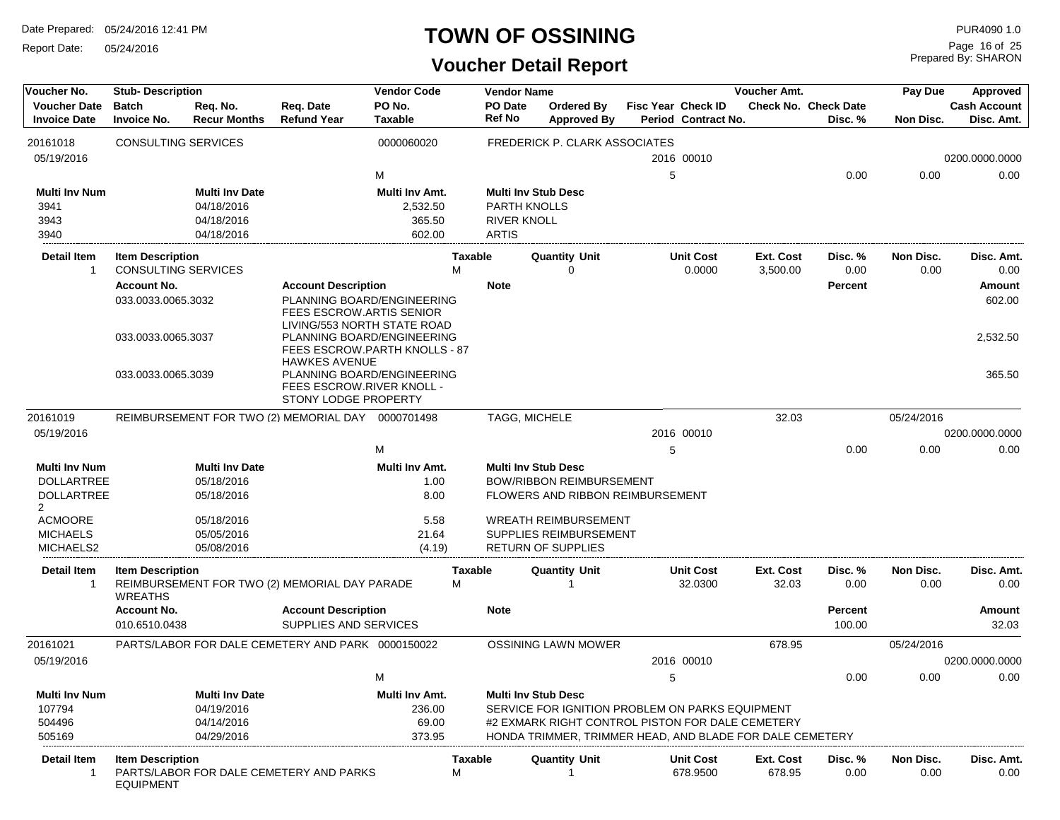# TOWN OF OSSINING

## Voucher Detail Report

Date Prepared: 05/24/2016 12:41 PM
Report Date: 05/24/2016
PUR4090 1.0
Prepared By: SHARON

| Voucher No. | Stub- Description | | | Vendor Code | Vendor Name | | | | Voucher Amt. | | Pay Due | Approved |
|---|---|---|---|---|---|---|---|---|---|---|---|---|
| Voucher Date | Batch | Req. No. | Req. Date | PO No. | PO Date | Ordered By | Fisc Year | Check ID | Check No. | Check Date | | Cash Account |
| Invoice Date | Invoice No. | Recur Months | Refund Year | Taxable | Ref No | Approved By | Period | Contract No. | | Disc. % | Non Disc. | Disc. Amt. |

### 20161018

| Voucher No. | Stub- Description | Vendor Code | Vendor Name | Fisc Year / Period | Check ID | Voucher Amt. | Disc. % | Pay Due / Non Disc. | Cash Account / Disc. Amt. |
|---|---|---|---|---|---|---|---|---|---|
| 20161018 | CONSULTING SERVICES | 0000060020 | FREDERICK P. CLARK ASSOCIATES | | | | | | |
| 05/19/2016 | | | | 2016 | 00010 | | | | 0200.0000.0000 |
| | | M | | 5 | | | 0.00 | 0.00 | 0.00 |

| Multi Inv Num | Multi Inv Date | Multi Inv Amt. | Multi Inv Stub Desc |
|---|---|---|---|
| 3941 | 04/18/2016 | 2,532.50 | PARTH KNOLLS |
| 3943 | 04/18/2016 | 365.50 | RIVER KNOLL |
| 3940 | 04/18/2016 | 602.00 | ARTIS |

| Detail Item | Item Description | Taxable | Quantity Unit | Unit Cost | Ext. Cost | Disc. % | Non Disc. | Disc. Amt. |
|---|---|---|---|---|---|---|---|---|
| 1 | CONSULTING SERVICES | M | 0 | 0.0000 | 3,500.00 | 0.00 | 0.00 | 0.00 |

| Account No. | Account Description | Note | Percent | Amount |
|---|---|---|---|---|
| 033.0033.0065.3032 | PLANNING BOARD/ENGINEERING FEES ESCROW.ARTIS SENIOR LIVING/553 NORTH STATE ROAD | | | 602.00 |
| 033.0033.0065.3037 | PLANNING BOARD/ENGINEERING FEES ESCROW.PARTH KNOLLS - 87 HAWKES AVENUE | | | 2,532.50 |
| 033.0033.0065.3039 | PLANNING BOARD/ENGINEERING FEES ESCROW.RIVER KNOLL - STONY LODGE PROPERTY | | | 365.50 |

### 20161019

| Voucher No. | Stub- Description | Vendor Code | Vendor Name | Fisc Year / Period | Check ID | Voucher Amt. | Disc. % | Pay Due / Non Disc. | Cash Account / Disc. Amt. |
|---|---|---|---|---|---|---|---|---|---|
| 20161019 | REIMBURSEMENT FOR TWO (2) MEMORIAL DAY | 0000701498 | TAGG, MICHELE | | | 32.03 | | 05/24/2016 | |
| 05/19/2016 | | | | 2016 | 00010 | | | | 0200.0000.0000 |
| | | M | | 5 | | | 0.00 | 0.00 | 0.00 |

| Multi Inv Num | Multi Inv Date | Multi Inv Amt. | Multi Inv Stub Desc |
|---|---|---|---|
| DOLLARTREE | 05/18/2016 | 1.00 | BOW/RIBBON REIMBURSEMENT |
| DOLLARTREE 2 | 05/18/2016 | 8.00 | FLOWERS AND RIBBON REIMBURSEMENT |
| ACMOORE | 05/18/2016 | 5.58 | WREATH REIMBURSEMENT |
| MICHAELS | 05/05/2016 | 21.64 | SUPPLIES REIMBURSEMENT |
| MICHAELS2 | 05/08/2016 | (4.19) | RETURN OF SUPPLIES |

| Detail Item | Item Description | Taxable | Quantity Unit | Unit Cost | Ext. Cost | Disc. % | Non Disc. | Disc. Amt. |
|---|---|---|---|---|---|---|---|---|
| 1 | REIMBURSEMENT FOR TWO (2) MEMORIAL DAY PARADE WREATHS | M | 1 | 32.0300 | 32.03 | 0.00 | 0.00 | 0.00 |

| Account No. | Account Description | Note | Percent | Amount |
|---|---|---|---|---|
| 010.6510.0438 | SUPPLIES AND SERVICES | | 100.00 | 32.03 |

### 20161021

| Voucher No. | Stub- Description | Vendor Code | Vendor Name | Fisc Year / Period | Check ID | Voucher Amt. | Disc. % | Pay Due / Non Disc. | Cash Account / Disc. Amt. |
|---|---|---|---|---|---|---|---|---|---|
| 20161021 | PARTS/LABOR FOR DALE CEMETERY AND PARK | 0000150022 | OSSINING LAWN MOWER | | | 678.95 | | 05/24/2016 | |
| 05/19/2016 | | | | 2016 | 00010 | | | | 0200.0000.0000 |
| | | M | | 5 | | | 0.00 | 0.00 | 0.00 |

| Multi Inv Num | Multi Inv Date | Multi Inv Amt. | Multi Inv Stub Desc |
|---|---|---|---|
| 107794 | 04/19/2016 | 236.00 | SERVICE FOR IGNITION PROBLEM ON PARKS EQUIPMENT |
| 504496 | 04/14/2016 | 69.00 | #2 EXMARK RIGHT CONTROL PISTON FOR DALE CEMETERY |
| 505169 | 04/29/2016 | 373.95 | HONDA TRIMMER, TRIMMER HEAD, AND BLADE FOR DALE CEMETERY |

| Detail Item | Item Description | Taxable | Quantity Unit | Unit Cost | Ext. Cost | Disc. % | Non Disc. | Disc. Amt. |
|---|---|---|---|---|---|---|---|---|
| 1 | PARTS/LABOR FOR DALE CEMETERY AND PARKS EQUIPMENT | M | 1 | 678.9500 | 678.95 | 0.00 | 0.00 | 0.00 |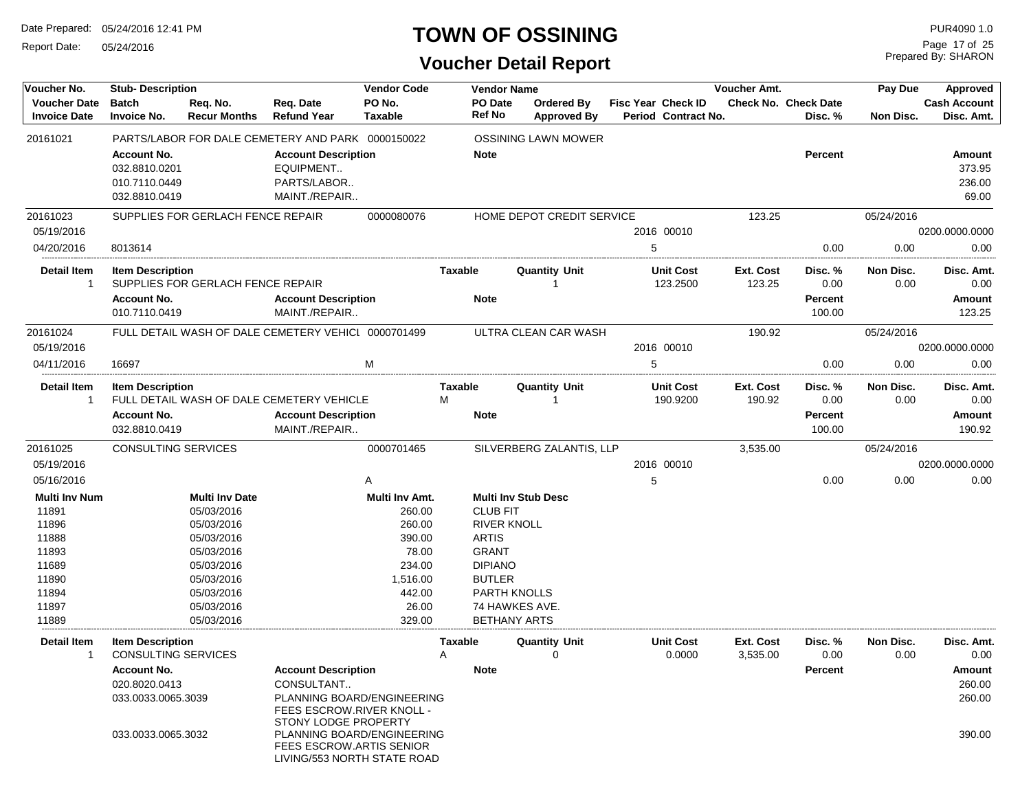# TOWN OF OSSINING

## Voucher Detail Report

Date Prepared: 05/24/2016 12:41 PM
Report Date: 05/24/2016

PUR4090 1.0
Prepared By: SHARON

| Voucher No. | Stub- Description | | | Vendor Code | Vendor Name | | | | Voucher Amt. | | Pay Due | Approved |
|---|---|---|---|---|---|---|---|---|---|---|---|---|
| Voucher Date | Batch | Req. No. | Req. Date | PO No. | PO Date | Ordered By | Fisc Year Check ID | | Check No. | Check Date | | Cash Account |
| Invoice Date | Invoice No. | Recur Months | Refund Year | Taxable | Ref No | Approved By | Period Contract No. | | | Disc. % | Non Disc. | Disc. Amt. |

**20161021** — PARTS/LABOR FOR DALE CEMETERY AND PARK — 0000150022 — OSSINING LAWN MOWER

| Account No. | Account Description | Note | Percent | Amount |
|---|---|---|---|---|
| 032.8810.0201 | EQUIPMENT.. | | | 373.95 |
| 010.7110.0449 | PARTS/LABOR.. | | | 236.00 |
| 032.8810.0419 | MAINT./REPAIR.. | | | 69.00 |

**20161023** — SUPPLIES FOR GERLACH FENCE REPAIR — 0000080076 — HOME DEPOT CREDIT SERVICE — 123.25 — 05/24/2016

| Voucher Date | Invoice Date | Invoice No. | Fisc Year | Check ID | Period | Disc. % | Non Disc. | Cash Account | Disc. Amt. |
|---|---|---|---|---|---|---|---|---|---|
| 05/19/2016 | 04/20/2016 | 8013614 | 2016 | 00010 | 5 | 0.00 | 0.00 | 0200.0000.0000 | 0.00 |

| Detail Item | Item Description | Taxable | Quantity Unit | Unit Cost | Ext. Cost | Disc. % | Non Disc. | Disc. Amt. |
|---|---|---|---|---|---|---|---|---|
| 1 | SUPPLIES FOR GERLACH FENCE REPAIR | | 1 | 123.2500 | 123.25 | 0.00 | 0.00 | 0.00 |

| Account No. | Account Description | Note | Percent | Amount |
|---|---|---|---|---|
| 010.7110.0419 | MAINT./REPAIR.. | | 100.00 | 123.25 |

**20161024** — FULL DETAIL WASH OF DALE CEMETERY VEHICL — 0000701499 — ULTRA CLEAN CAR WASH — 190.92 — 05/24/2016

| Voucher Date | Invoice Date | Invoice No. | Taxable | Fisc Year | Check ID | Period | Disc. % | Non Disc. | Cash Account | Disc. Amt. |
|---|---|---|---|---|---|---|---|---|---|---|
| 05/19/2016 | 04/11/2016 | 16697 | M | 2016 | 00010 | 5 | 0.00 | 0.00 | 0200.0000.0000 | 0.00 |

| Detail Item | Item Description | Taxable | Quantity Unit | Unit Cost | Ext. Cost | Disc. % | Non Disc. | Disc. Amt. |
|---|---|---|---|---|---|---|---|---|
| 1 | FULL DETAIL WASH OF DALE CEMETERY VEHICLE | M | 1 | 190.9200 | 190.92 | 0.00 | 0.00 | 0.00 |

| Account No. | Account Description | Note | Percent | Amount |
|---|---|---|---|---|
| 032.8810.0419 | MAINT./REPAIR.. | | 100.00 | 190.92 |

**20161025** — CONSULTING SERVICES — 0000701465 — SILVERBERG ZALANTIS, LLP — 3,535.00 — 05/24/2016

| Voucher Date | Invoice Date | Taxable | Fisc Year | Check ID | Period | Disc. % | Non Disc. | Cash Account | Disc. Amt. |
|---|---|---|---|---|---|---|---|---|---|
| 05/19/2016 | 05/16/2016 | A | 2016 | 00010 | 5 | 0.00 | 0.00 | 0200.0000.0000 | 0.00 |

| Multi Inv Num | Multi Inv Date | Multi Inv Amt. | Multi Inv Stub Desc |
|---|---|---|---|
| 11891 | 05/03/2016 | 260.00 | CLUB FIT |
| 11896 | 05/03/2016 | 260.00 | RIVER KNOLL |
| 11888 | 05/03/2016 | 390.00 | ARTIS |
| 11893 | 05/03/2016 | 78.00 | GRANT |
| 11689 | 05/03/2016 | 234.00 | DIPIANO |
| 11890 | 05/03/2016 | 1,516.00 | BUTLER |
| 11894 | 05/03/2016 | 442.00 | PARTH KNOLLS |
| 11897 | 05/03/2016 | 26.00 | 74 HAWKES AVE. |
| 11889 | 05/03/2016 | 329.00 | BETHANY ARTS |

| Detail Item | Item Description | Taxable | Quantity Unit | Unit Cost | Ext. Cost | Disc. % | Non Disc. | Disc. Amt. |
|---|---|---|---|---|---|---|---|---|
| 1 | CONSULTING SERVICES | A | 0 | 0.0000 | 3,535.00 | 0.00 | 0.00 | 0.00 |

| Account No. | Account Description | Note | Percent | Amount |
|---|---|---|---|---|
| 020.8020.0413 | CONSULTANT.. | | | 260.00 |
| 033.0033.0065.3039 | PLANNING BOARD/ENGINEERING FEES ESCROW.RIVER KNOLL - STONY LODGE PROPERTY | | | 260.00 |
| 033.0033.0065.3032 | PLANNING BOARD/ENGINEERING FEES ESCROW.ARTIS SENIOR LIVING/553 NORTH STATE ROAD | | | 390.00 |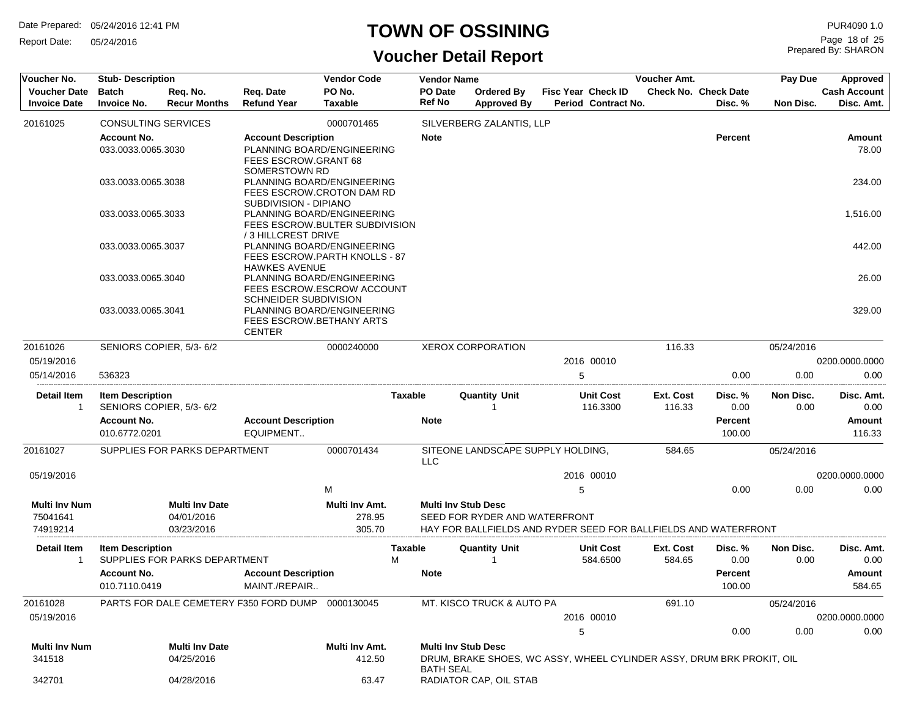# TOWN OF OSSINING

## Voucher Detail Report

Date Prepared: 05/24/2016 12:41 PM
Report Date: 05/24/2016

PUR4090 1.0
Prepared By: SHARON

| Voucher No. | Stub- Description | | | Vendor Code | Vendor Name | | | | Voucher Amt. | | Pay Due | Approved |
|---|---|---|---|---|---|---|---|---|---|---|---|---|
| Voucher Date | Batch | Req. No. | Req. Date | PO No. | PO Date | Ordered By | Fisc Year | Check ID | Check No. | Check Date | | Cash Account |
| Invoice Date | Invoice No. | Recur Months | Refund Year | Taxable | Ref No | Approved By | Period | Contract No. | | Disc. % | Non Disc. | Disc. Amt. |

**20161025** — CONSULTING SERVICES — Vendor Code: 0000701465 — SILVERBERG ZALANTIS, LLP

| Account No. | Account Description | Note | Percent | Amount |
|---|---|---|---|---|
| 033.0033.0065.3030 | PLANNING BOARD/ENGINEERING FEES ESCROW.GRANT 68 SOMERSTOWN RD | | | 78.00 |
| 033.0033.0065.3038 | PLANNING BOARD/ENGINEERING FEES ESCROW.CROTON DAM RD SUBDIVISION - DIPIANO | | | 234.00 |
| 033.0033.0065.3033 | PLANNING BOARD/ENGINEERING FEES ESCROW.BULTER SUBDIVISION / 3 HILLCREST DRIVE | | | 1,516.00 |
| 033.0033.0065.3037 | PLANNING BOARD/ENGINEERING FEES ESCROW.PARTH KNOLLS - 87 HAWKES AVENUE | | | 442.00 |
| 033.0033.0065.3040 | PLANNING BOARD/ENGINEERING FEES ESCROW.ESCROW ACCOUNT SCHNEIDER SUBDIVISION | | | 26.00 |
| 033.0033.0065.3041 | PLANNING BOARD/ENGINEERING FEES ESCROW.BETHANY ARTS CENTER | | | 329.00 |

**20161026** — SENIORS COPIER, 5/3- 6/2 — Vendor Code: 0000240000 — XEROX CORPORATION — Voucher Amt.: 116.33 — Pay Due: 05/24/2016

| Voucher Date | Invoice Date | Invoice No. | Fisc Year | Check ID | Period | Disc. % | Non Disc. | Cash Account | Disc. Amt. |
|---|---|---|---|---|---|---|---|---|---|
| 05/19/2016 | 05/14/2016 | 536323 | 2016 | 00010 | 5 | 0.00 | 0.00 | 0200.0000.0000 | 0.00 |

| Detail Item | Item Description | Taxable | Quantity | Unit | Unit Cost | Ext. Cost | Disc. % | Non Disc. | Disc. Amt. |
|---|---|---|---|---|---|---|---|---|---|
| 1 | SENIORS COPIER, 5/3- 6/2 | | 1 | | 116.3300 | 116.33 | 0.00 | 0.00 | 0.00 |

| Account No. | Account Description | Note | Percent | Amount |
|---|---|---|---|---|
| 010.6772.0201 | EQUIPMENT.. | | 100.00 | 116.33 |

**20161027** — SUPPLIES FOR PARKS DEPARTMENT — Vendor Code: 0000701434 — SITEONE LANDSCAPE SUPPLY HOLDING, LLC — Voucher Amt.: 584.65 — Pay Due: 05/24/2016

| Voucher Date | Taxable | Fisc Year | Check ID | Period | Disc. % | Non Disc. | Cash Account | Disc. Amt. |
|---|---|---|---|---|---|---|---|---|
| 05/19/2016 | M | 2016 | 00010 | 5 | 0.00 | 0.00 | 0200.0000.0000 | 0.00 |

| Multi Inv Num | Multi Inv Date | Multi Inv Amt. | Multi Inv Stub Desc |
|---|---|---|---|
| 75041641 | 04/01/2016 | 278.95 | SEED FOR RYDER AND WATERFRONT |
| 74919214 | 03/23/2016 | 305.70 | HAY FOR BALLFIELDS AND RYDER SEED FOR BALLFIELDS AND WATERFRONT |

| Detail Item | Item Description | Taxable | Quantity | Unit | Unit Cost | Ext. Cost | Disc. % | Non Disc. | Disc. Amt. |
|---|---|---|---|---|---|---|---|---|---|
| 1 | SUPPLIES FOR PARKS DEPARTMENT | M | 1 | | 584.6500 | 584.65 | 0.00 | 0.00 | 0.00 |

| Account No. | Account Description | Note | Percent | Amount |
|---|---|---|---|---|
| 010.7110.0419 | MAINT./REPAIR.. | | 100.00 | 584.65 |

**20161028** — PARTS FOR DALE CEMETERY F350 FORD DUMP — Vendor Code: 0000130045 — MT. KISCO TRUCK & AUTO PA — Voucher Amt.: 691.10 — Pay Due: 05/24/2016

| Voucher Date | Fisc Year | Check ID | Period | Disc. % | Non Disc. | Cash Account | Disc. Amt. |
|---|---|---|---|---|---|---|---|
| 05/19/2016 | 2016 | 00010 | 5 | 0.00 | 0.00 | 0200.0000.0000 | 0.00 |

| Multi Inv Num | Multi Inv Date | Multi Inv Amt. | Multi Inv Stub Desc |
|---|---|---|---|
| 341518 | 04/25/2016 | 412.50 | DRUM, BRAKE SHOES, WC ASSY, WHEEL CYLINDER ASSY, DRUM BRK PROKIT, OIL BATH SEAL |
| 342701 | 04/28/2016 | 63.47 | RADIATOR CAP, OIL STAB |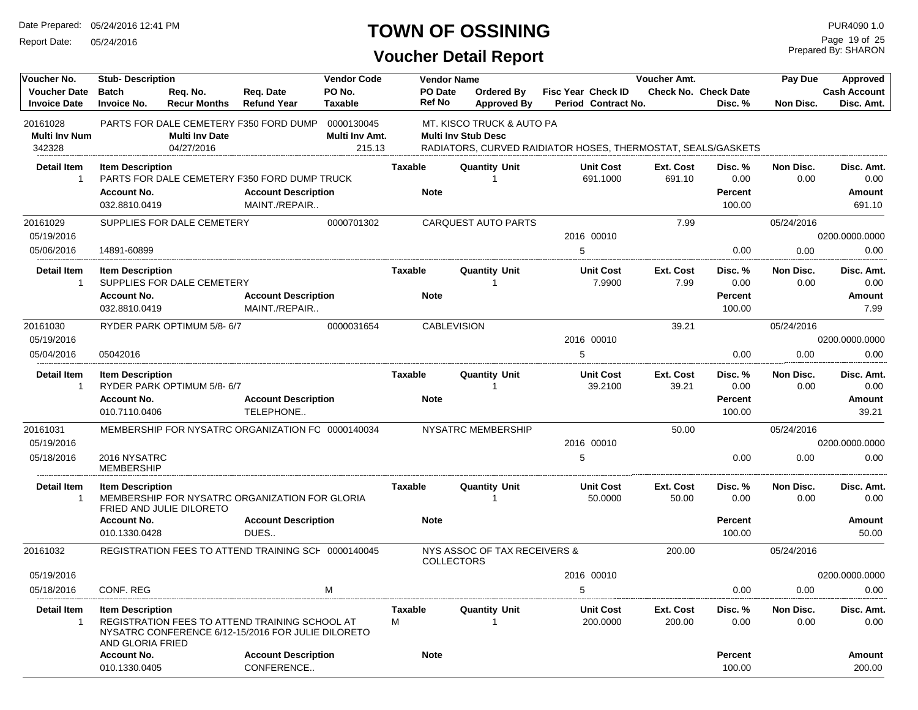# TOWN OF OSSINING

## Voucher Detail Report

Date Prepared: 05/24/2016 12:41 PM
Report Date: 05/24/2016

PUR4090 1.0
Prepared By: SHARON

| Voucher No. / Voucher Date / Invoice Date | Stub- Description / Batch / Invoice No. | Req. No. / Recur Months | Req. Date / Refund Year | Vendor Code / PO No. / Taxable | Vendor Name / PO Date / Ref No | Ordered By / Approved By | Fisc Year / Period | Check ID / Contract No. | Voucher Amt. / Check No. | Check Date / Disc. % | Pay Due / Non Disc. | Approved / Cash Account / Disc. Amt. |
|---|---|---|---|---|---|---|---|---|---|---|---|---|
| 20161028 | PARTS FOR DALE CEMETERY F350 FORD DUMP | | | 0000130045 | MT. KISCO TRUCK & AUTO PA | | | | | | | |
| Multi Inv Num | | Multi Inv Date | | Multi Inv Amt. | Multi Inv Stub Desc | | | | | | | |
| 342328 | | 04/27/2016 | | 215.13 | RADIATORS, CURVED RAIDIATOR HOSES, THERMOSTAT, SEALS/GASKETS | | | | | | | |

| Detail Item | Item Description | Account Description | Taxable | Quantity Unit | Unit Cost | Ext. Cost | Disc. % | Non Disc. | Disc. Amt. |
|---|---|---|---|---|---|---|---|---|---|
| 1 | PARTS FOR DALE CEMETERY F350 FORD DUMP TRUCK | | | 1 | 691.1000 | 691.10 | 0.00 | 0.00 | 0.00 |
| | **Account No.** 032.8810.0419 | MAINT./REPAIR.. | **Note** | | | | **Percent** 100.00 | | **Amount** 691.10 |

| Voucher No. / Voucher Date / Invoice Date | Stub- Description / Batch / Invoice No. | Req. No. / Recur Months | Req. Date / Refund Year | Vendor Code / PO No. / Taxable | Vendor Name / PO Date / Ref No | Ordered By / Approved By | Fisc Year / Period | Check ID / Contract No. | Voucher Amt. / Check No. | Check Date / Disc. % | Pay Due / Non Disc. | Approved / Cash Account / Disc. Amt. |
|---|---|---|---|---|---|---|---|---|---|---|---|---|
| 20161029 | SUPPLIES FOR DALE CEMETERY | | | 0000701302 | CARQUEST AUTO PARTS | | | | 7.99 | | 05/24/2016 | |
| 05/19/2016 | | | | | | | 2016 | 00010 | | | | 0200.0000.0000 |
| 05/06/2016 | 14891-60899 | | | | | | 5 | | | 0.00 | 0.00 | 0.00 |

| Detail Item | Item Description | Account Description | Taxable | Quantity Unit | Unit Cost | Ext. Cost | Disc. % | Non Disc. | Disc. Amt. |
|---|---|---|---|---|---|---|---|---|---|
| 1 | SUPPLIES FOR DALE CEMETERY | | | 1 | 7.9900 | 7.99 | 0.00 | 0.00 | 0.00 |
| | **Account No.** 032.8810.0419 | MAINT./REPAIR.. | **Note** | | | | **Percent** 100.00 | | **Amount** 7.99 |

| Voucher No. / Voucher Date / Invoice Date | Stub- Description / Batch / Invoice No. | Req. No. / Recur Months | Req. Date / Refund Year | Vendor Code / PO No. / Taxable | Vendor Name / PO Date / Ref No | Ordered By / Approved By | Fisc Year / Period | Check ID / Contract No. | Voucher Amt. / Check No. | Check Date / Disc. % | Pay Due / Non Disc. | Approved / Cash Account / Disc. Amt. |
|---|---|---|---|---|---|---|---|---|---|---|---|---|
| 20161030 | RYDER PARK OPTIMUM 5/8- 6/7 | | | 0000031654 | CABLEVISION | | | | 39.21 | | 05/24/2016 | |
| 05/19/2016 | | | | | | | 2016 | 00010 | | | | 0200.0000.0000 |
| 05/04/2016 | 05042016 | | | | | | 5 | | | 0.00 | 0.00 | 0.00 |

| Detail Item | Item Description | Account Description | Taxable | Quantity Unit | Unit Cost | Ext. Cost | Disc. % | Non Disc. | Disc. Amt. |
|---|---|---|---|---|---|---|---|---|---|
| 1 | RYDER PARK OPTIMUM 5/8- 6/7 | | | 1 | 39.2100 | 39.21 | 0.00 | 0.00 | 0.00 |
| | **Account No.** 010.7110.0406 | TELEPHONE.. | **Note** | | | | **Percent** 100.00 | | **Amount** 39.21 |

| Voucher No. / Voucher Date / Invoice Date | Stub- Description / Batch / Invoice No. | Req. No. / Recur Months | Req. Date / Refund Year | Vendor Code / PO No. / Taxable | Vendor Name / PO Date / Ref No | Ordered By / Approved By | Fisc Year / Period | Check ID / Contract No. | Voucher Amt. / Check No. | Check Date / Disc. % | Pay Due / Non Disc. | Approved / Cash Account / Disc. Amt. |
|---|---|---|---|---|---|---|---|---|---|---|---|---|
| 20161031 | MEMBERSHIP FOR NYSATRC ORGANIZATION FC | | | 0000140034 | NYSATRC MEMBERSHIP | | | | 50.00 | | 05/24/2016 | |
| 05/19/2016 | | | | | | | 2016 | 00010 | | | | 0200.0000.0000 |
| 05/18/2016 | 2016 NYSATRC MEMBERSHIP | | | | | | 5 | | | 0.00 | 0.00 | 0.00 |

| Detail Item | Item Description | Account Description | Taxable | Quantity Unit | Unit Cost | Ext. Cost | Disc. % | Non Disc. | Disc. Amt. |
|---|---|---|---|---|---|---|---|---|---|
| 1 | MEMBERSHIP FOR NYSATRC ORGANIZATION FOR GLORIA FRIED AND JULIE DILORETO | | | 1 | 50.0000 | 50.00 | 0.00 | 0.00 | 0.00 |
| | **Account No.** 010.1330.0428 | DUES.. | **Note** | | | | **Percent** 100.00 | | **Amount** 50.00 |

| Voucher No. / Voucher Date / Invoice Date | Stub- Description / Batch / Invoice No. | Req. No. / Recur Months | Req. Date / Refund Year | Vendor Code / PO No. / Taxable | Vendor Name / PO Date / Ref No | Ordered By / Approved By | Fisc Year / Period | Check ID / Contract No. | Voucher Amt. / Check No. | Check Date / Disc. % | Pay Due / Non Disc. | Approved / Cash Account / Disc. Amt. |
|---|---|---|---|---|---|---|---|---|---|---|---|---|
| 20161032 | REGISTRATION FEES TO ATTEND TRAINING SCH | | | 0000140045 | NYS ASSOC OF TAX RECEIVERS & COLLECTORS | | | | 200.00 | | 05/24/2016 | |
| 05/19/2016 | | | | | | | 2016 | 00010 | | | | 0200.0000.0000 |
| 05/18/2016 | CONF. REG | | | M | | | 5 | | | 0.00 | 0.00 | 0.00 |

| Detail Item | Item Description | Account Description | Taxable | Quantity Unit | Unit Cost | Ext. Cost | Disc. % | Non Disc. | Disc. Amt. |
|---|---|---|---|---|---|---|---|---|---|
| 1 | REGISTRATION FEES TO ATTEND TRAINING SCHOOL AT NYSATRC CONFERENCE 6/12-15/2016 FOR JULIE DILORETO AND GLORIA FRIED | | M | 1 | 200.0000 | 200.00 | 0.00 | 0.00 | 0.00 |
| | **Account No.** 010.1330.0405 | CONFERENCE.. | **Note** | | | | **Percent** 100.00 | | **Amount** 200.00 |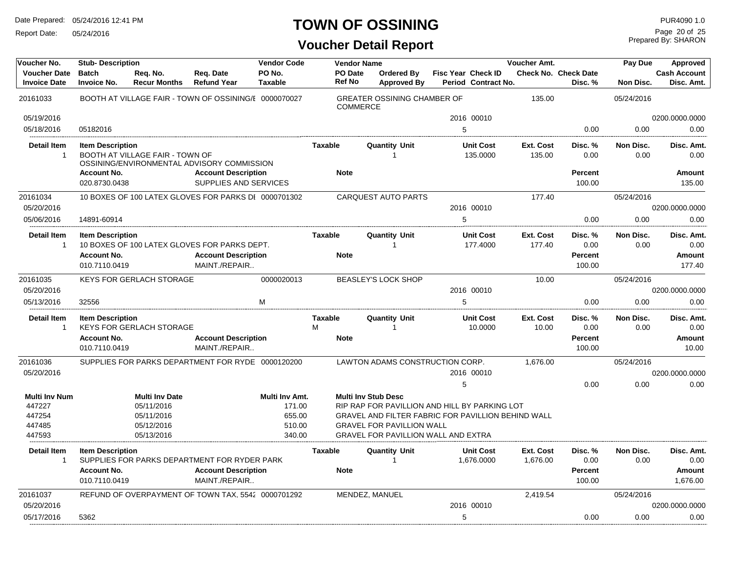# TOWN OF OSSINING

## Voucher Detail Report

Date Prepared: 05/24/2016 12:41 PM
Report Date: 05/24/2016

PUR4090 1.0
Prepared By: SHARON

| Voucher No. | Stub- Description | Req. No. | Req. Date | Vendor Code | Vendor Name | Ordered By | Fisc Year Check ID | Voucher Amt. | | Pay Due | Approved |
|---|---|---|---|---|---|---|---|---|---|---|---|
| Voucher Date | Batch | Req. No. | Req. Date | PO No. | PO Date | Ordered By | Fisc Year Check ID | Check No. | Check Date | | Cash Account |
| Invoice Date | Invoice No. | Recur Months | Refund Year | Taxable | Ref No | Approved By | Period Contract No. | | Disc. % | Non Disc. | Disc. Amt. |
| 20161033 | BOOTH AT VILLAGE FAIR - TOWN OF OSSINING/E | | | 0000070027 | GREATER OSSINING CHAMBER OF COMMERCE | | | 135.00 | | 05/24/2016 | |
| 05/19/2016 | | | | | | | 2016 00010 | | | | 0200.0000.0000 |
| 05/18/2016 | 05182016 | | | | | | 5 | | 0.00 | 0.00 | 0.00 |

| Detail Item | Item Description | Taxable | Quantity Unit | Unit Cost | Ext. Cost | Disc. % | Non Disc. | Disc. Amt. |
|---|---|---|---|---|---|---|---|---|
| 1 | BOOTH AT VILLAGE FAIR - TOWN OF OSSINING/ENVIRONMENTAL ADVISORY COMMISSION | | 1 | 135.0000 | 135.00 | 0.00 | 0.00 | 0.00 |

| Account No. | Account Description | Note | Percent | Amount |
|---|---|---|---|---|
| 020.8730.0438 | SUPPLIES AND SERVICES | | 100.00 | 135.00 |

| Voucher No. | Stub- Description | Vendor Code | Vendor Name | Fisc Year Check ID | Voucher Amt. | Disc. % | Pay Due / Non Disc. | Approved / Disc. Amt. |
|---|---|---|---|---|---|---|---|---|
| 20161034 | 10 BOXES OF 100 LATEX GLOVES FOR PARKS DI | 0000701302 | CARQUEST AUTO PARTS | | 177.40 | | 05/24/2016 | |
| 05/20/2016 | | | | 2016 00010 | | | | 0200.0000.0000 |
| 05/06/2016 | 14891-60914 | | | 5 | | 0.00 | 0.00 | 0.00 |

| Detail Item | Item Description | Taxable | Quantity Unit | Unit Cost | Ext. Cost | Disc. % | Non Disc. | Disc. Amt. |
|---|---|---|---|---|---|---|---|---|
| 1 | 10 BOXES OF 100 LATEX GLOVES FOR PARKS DEPT. | | 1 | 177.4000 | 177.40 | 0.00 | 0.00 | 0.00 |

| Account No. | Account Description | Note | Percent | Amount |
|---|---|---|---|---|
| 010.7110.0419 | MAINT./REPAIR.. | | 100.00 | 177.40 |

| Voucher No. | Stub- Description | Vendor Code | Vendor Name | Fisc Year Check ID | Voucher Amt. | Disc. % | Pay Due / Non Disc. | Approved / Disc. Amt. |
|---|---|---|---|---|---|---|---|---|
| 20161035 | KEYS FOR GERLACH STORAGE | 0000020013 | BEASLEY'S LOCK SHOP | | 10.00 | | 05/24/2016 | |
| 05/20/2016 | | | | 2016 00010 | | | | 0200.0000.0000 |
| 05/13/2016 | 32556 | M | | 5 | | 0.00 | 0.00 | 0.00 |

| Detail Item | Item Description | Taxable | Quantity Unit | Unit Cost | Ext. Cost | Disc. % | Non Disc. | Disc. Amt. |
|---|---|---|---|---|---|---|---|---|
| 1 | KEYS FOR GERLACH STORAGE | M | 1 | 10.0000 | 10.00 | 0.00 | 0.00 | 0.00 |

| Account No. | Account Description | Note | Percent | Amount |
|---|---|---|---|---|
| 010.7110.0419 | MAINT./REPAIR.. | | 100.00 | 10.00 |

| Voucher No. | Stub- Description | Vendor Code | Vendor Name | Fisc Year Check ID | Voucher Amt. | Disc. % | Pay Due / Non Disc. | Approved / Disc. Amt. |
|---|---|---|---|---|---|---|---|---|
| 20161036 | SUPPLIES FOR PARKS DEPARTMENT FOR RYDE | 0000120200 | LAWTON ADAMS CONSTRUCTION CORP. | | 1,676.00 | | 05/24/2016 | |
| 05/20/2016 | | | | 2016 00010 | | | | 0200.0000.0000 |
| | | | | 5 | | 0.00 | 0.00 | 0.00 |

| Multi Inv Num | Multi Inv Date | Multi Inv Amt. | Multi Inv Stub Desc |
|---|---|---|---|
| 447227 | 05/11/2016 | 171.00 | RIP RAP FOR PAVILLION AND HILL BY PARKING LOT |
| 447254 | 05/11/2016 | 655.00 | GRAVEL AND FILTER FABRIC FOR PAVILLION BEHIND WALL |
| 447485 | 05/12/2016 | 510.00 | GRAVEL FOR PAVILLION WALL |
| 447593 | 05/13/2016 | 340.00 | GRAVEL FOR PAVILLION WALL AND EXTRA |

| Detail Item | Item Description | Taxable | Quantity Unit | Unit Cost | Ext. Cost | Disc. % | Non Disc. | Disc. Amt. |
|---|---|---|---|---|---|---|---|---|
| 1 | SUPPLIES FOR PARKS DEPARTMENT FOR RYDER PARK | | 1 | 1,676.0000 | 1,676.00 | 0.00 | 0.00 | 0.00 |

| Account No. | Account Description | Note | Percent | Amount |
|---|---|---|---|---|
| 010.7110.0419 | MAINT./REPAIR.. | | 100.00 | 1,676.00 |

| Voucher No. | Stub- Description | Vendor Code | Vendor Name | Fisc Year Check ID | Voucher Amt. | Disc. % | Pay Due / Non Disc. | Approved / Disc. Amt. |
|---|---|---|---|---|---|---|---|---|
| 20161037 | REFUND OF OVERPAYMENT OF TOWN TAX, 5542 | 0000701292 | MENDEZ, MANUEL | | 2,419.54 | | 05/24/2016 | |
| 05/20/2016 | | | | 2016 00010 | | | | 0200.0000.0000 |
| 05/17/2016 | 5362 | | | 5 | | 0.00 | 0.00 | 0.00 |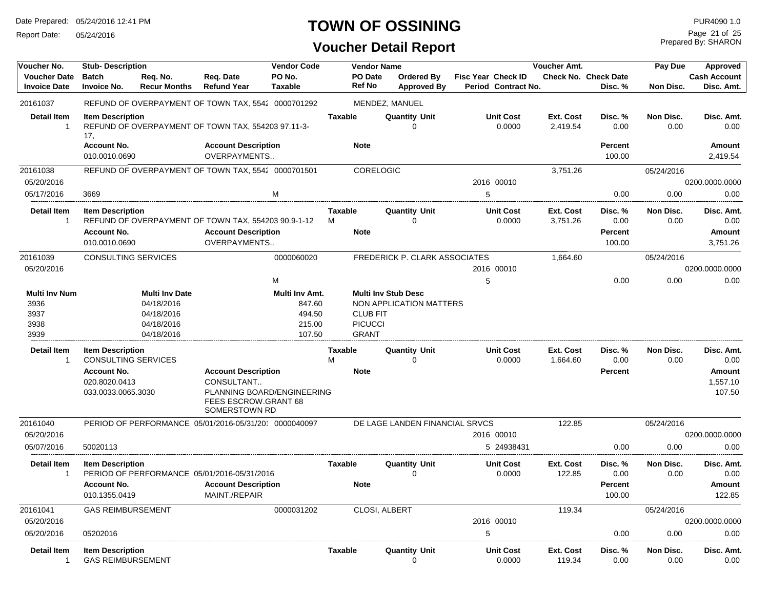# TOWN OF OSSINING

## Voucher Detail Report

Date Prepared: 05/24/2016 12:41 PM
Report Date: 05/24/2016

PUR4090 1.0
Prepared By: SHARON

| Voucher No. | Stub- Description | | | Vendor Code | Vendor Name | | | | Voucher Amt. | | Pay Due | Approved |
|---|---|---|---|---|---|---|---|---|---|---|---|---|
| **Voucher Date** | **Batch** | **Req. No.** | **Req. Date** | **PO No.** | **PO Date** | **Ordered By** | **Fisc Year** | **Check ID** | **Check No.** | **Check Date** | | **Cash Account** |
| **Invoice Date** | **Invoice No.** | **Recur Months** | **Refund Year** | **Taxable** | **Ref No** | **Approved By** | **Period** | **Contract No.** | | **Disc. %** | **Non Disc.** | **Disc. Amt.** |

**20161037** — REFUND OF OVERPAYMENT OF TOWN TAX, 5542 — Vendor Code: 0000701292 — MENDEZ, MANUEL

| Detail Item | Item Description | Taxable | Quantity | Unit | Unit Cost | Ext. Cost | Disc. % | Non Disc. | Disc. Amt. |
|---|---|---|---|---|---|---|---|---|---|
| 1 | REFUND OF OVERPAYMENT OF TOWN TAX, 554203 97.11-3-17, | | 0 | | 0.0000 | 2,419.54 | 0.00 | 0.00 | 0.00 |

| Account No. | Account Description | Note | Percent | Amount |
|---|---|---|---|---|
| 010.0010.0690 | OVERPAYMENTS.. | | 100.00 | 2,419.54 |

**20161038** — REFUND OF OVERPAYMENT OF TOWN TAX, 5542 — Vendor Code: 0000701501 — CORELOGIC — Voucher Amt.: 3,751.26 — Pay Due: 05/24/2016
Voucher Date: 05/20/2016 — Fisc Year: 2016 — Check ID: 00010 — Cash Account: 0200.0000.0000
Invoice Date: 05/17/2016 — Invoice No.: 3669 — Taxable: M — Period: 5 — Disc. %: 0.00 — Non Disc.: 0.00 — Disc. Amt.: 0.00

| Detail Item | Item Description | Taxable | Quantity | Unit | Unit Cost | Ext. Cost | Disc. % | Non Disc. | Disc. Amt. |
|---|---|---|---|---|---|---|---|---|---|
| 1 | REFUND OF OVERPAYMENT OF TOWN TAX, 554203 90.9-1-12 | M | 0 | | 0.0000 | 3,751.26 | 0.00 | 0.00 | 0.00 |

| Account No. | Account Description | Note | Percent | Amount |
|---|---|---|---|---|
| 010.0010.0690 | OVERPAYMENTS.. | | 100.00 | 3,751.26 |

**20161039** — CONSULTING SERVICES — Vendor Code: 0000060020 — FREDERICK P. CLARK ASSOCIATES — Voucher Amt.: 1,664.60 — Pay Due: 05/24/2016
Voucher Date: 05/20/2016 — Fisc Year: 2016 — Check ID: 00010 — Cash Account: 0200.0000.0000
Taxable: M — Period: 5 — Disc. %: 0.00 — Non Disc.: 0.00 — Disc. Amt.: 0.00

| Multi Inv Num | Multi Inv Date | Multi Inv Amt. | Multi Inv Stub Desc |
|---|---|---|---|
| 3936 | 04/18/2016 | 847.60 | NON APPLICATION MATTERS |
| 3937 | 04/18/2016 | 494.50 | CLUB FIT |
| 3938 | 04/18/2016 | 215.00 | PICUCCI |
| 3939 | 04/18/2016 | 107.50 | GRANT |

| Detail Item | Item Description | Taxable | Quantity | Unit | Unit Cost | Ext. Cost | Disc. % | Non Disc. | Disc. Amt. |
|---|---|---|---|---|---|---|---|---|---|
| 1 | CONSULTING SERVICES | M | 0 | | 0.0000 | 1,664.60 | 0.00 | 0.00 | 0.00 |

| Account No. | Account Description | Note | Percent | Amount |
|---|---|---|---|---|
| 020.8020.0413 | CONSULTANT.. | | | 1,557.10 |
| 033.0033.0065.3030 | PLANNING BOARD/ENGINEERING FEES ESCROW.GRANT 68 SOMERSTOWN RD | | | 107.50 |

**20161040** — PERIOD OF PERFORMANCE 05/01/2016-05/31/201 — Vendor Code: 0000040097 — DE LAGE LANDEN FINANCIAL SRVCS — Voucher Amt.: 122.85 — Pay Due: 05/24/2016
Voucher Date: 05/20/2016 — Fisc Year: 2016 — Check ID: 00010 — Cash Account: 0200.0000.0000
Invoice Date: 05/07/2016 — Invoice No.: 50020113 — Period: 5 — Contract No.: 24938431 — Disc. %: 0.00 — Non Disc.: 0.00 — Disc. Amt.: 0.00

| Detail Item | Item Description | Taxable | Quantity | Unit | Unit Cost | Ext. Cost | Disc. % | Non Disc. | Disc. Amt. |
|---|---|---|---|---|---|---|---|---|---|
| 1 | PERIOD OF PERFORMANCE 05/01/2016-05/31/2016 | | 0 | | 0.0000 | 122.85 | 0.00 | 0.00 | 0.00 |

| Account No. | Account Description | Note | Percent | Amount |
|---|---|---|---|---|
| 010.1355.0419 | MAINT./REPAIR | | 100.00 | 122.85 |

**20161041** — GAS REIMBURSEMENT — Vendor Code: 0000031202 — CLOSI, ALBERT — Voucher Amt.: 119.34 — Pay Due: 05/24/2016
Voucher Date: 05/20/2016 — Fisc Year: 2016 — Check ID: 00010 — Cash Account: 0200.0000.0000
Invoice Date: 05/20/2016 — Invoice No.: 05202016 — Period: 5 — Disc. %: 0.00 — Non Disc.: 0.00 — Disc. Amt.: 0.00

| Detail Item | Item Description | Taxable | Quantity | Unit | Unit Cost | Ext. Cost | Disc. % | Non Disc. | Disc. Amt. |
|---|---|---|---|---|---|---|---|---|---|
| 1 | GAS REIMBURSEMENT | | 0 | | 0.0000 | 119.34 | 0.00 | 0.00 | 0.00 |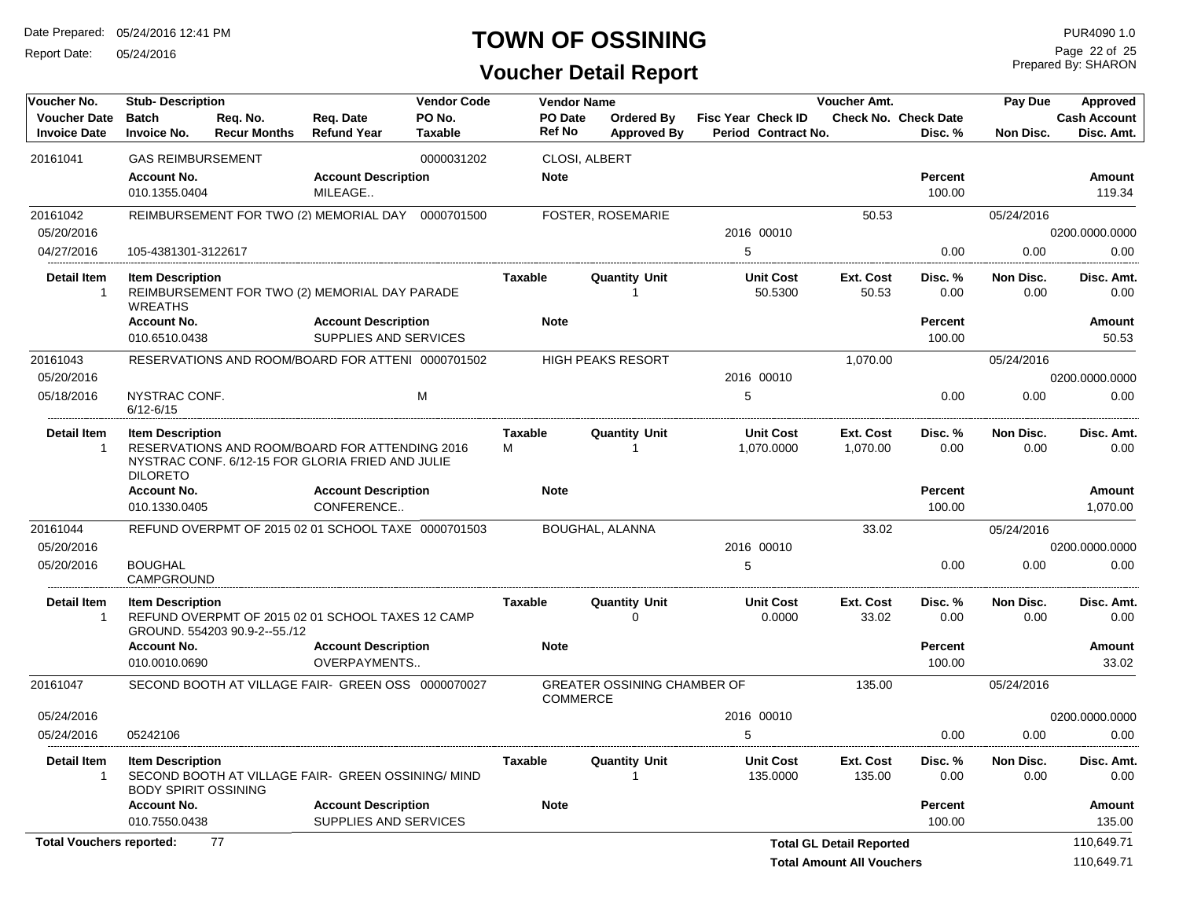# TOWN OF OSSINING

## Voucher Detail Report

Date Prepared: 05/24/2016 12:41 PM
Report Date: 05/24/2016
PUR4090 1.0
Prepared By: SHARON

| Voucher No. / Voucher Date / Invoice Date | Stub- Description / Batch / Invoice No. | Req. No. / Recur Months | Req. Date / Refund Year | Vendor Code / PO No. / Taxable | Vendor Name / PO Date / Ref No | Ordered By / Approved By | Fisc Year / Period | Check ID / Contract No. | Voucher Amt. / Check No. | Check Date / Disc. % | Pay Due / Non Disc. | Approved / Cash Account / Disc. Amt. |
|---|---|---|---|---|---|---|---|---|---|---|---|---|
| 20161041 | GAS REIMBURSEMENT | | | 0000031202 | CLOSI, ALBERT | | | | | | | |
| | **Account No.** | | **Account Description** | | **Note** | | | | | **Percent** | | **Amount** |
| | 010.1355.0404 | | MILEAGE.. | | | | | | | 100.00 | | 119.34 |
| 20161042 | REIMBURSEMENT FOR TWO (2) MEMORIAL DAY | | | 0000701500 | FOSTER, ROSEMARIE | | | | 50.53 | | 05/24/2016 | |
| 05/20/2016 | | | | | | | 2016 | 00010 | | | | 0200.0000.0000 |
| 04/27/2016 | 105-4381301-3122617 | | | | | | 5 | | | 0.00 | 0.00 | 0.00 |
| **Detail Item** | **Item Description** | | | **Taxable** | **Quantity** | **Unit** | | **Unit Cost** | **Ext. Cost** | **Disc. %** | **Non Disc.** | **Disc. Amt.** |
| 1 | REIMBURSEMENT FOR TWO (2) MEMORIAL DAY PARADE WREATHS | | | | 1 | | | 50.5300 | 50.53 | 0.00 | 0.00 | 0.00 |
| | **Account No.** | | **Account Description** | | **Note** | | | | | **Percent** | | **Amount** |
| | 010.6510.0438 | | SUPPLIES AND SERVICES | | | | | | | 100.00 | | 50.53 |
| 20161043 | RESERVATIONS AND ROOM/BOARD FOR ATTENI | | | 0000701502 | HIGH PEAKS RESORT | | | | 1,070.00 | | 05/24/2016 | |
| 05/20/2016 | | | | | | | 2016 | 00010 | | | | 0200.0000.0000 |
| 05/18/2016 | NYSTRAC CONF. 6/12-6/15 | | | M | | | 5 | | | 0.00 | 0.00 | 0.00 |
| **Detail Item** | **Item Description** | | | **Taxable** | **Quantity** | **Unit** | | **Unit Cost** | **Ext. Cost** | **Disc. %** | **Non Disc.** | **Disc. Amt.** |
| 1 | RESERVATIONS AND ROOM/BOARD FOR ATTENDING 2016 NYSTRAC CONF. 6/12-15 FOR GLORIA FRIED AND JULIE DILORETO | | | M | 1 | | | 1,070.0000 | 1,070.00 | 0.00 | 0.00 | 0.00 |
| | **Account No.** | | **Account Description** | | **Note** | | | | | **Percent** | | **Amount** |
| | 010.1330.0405 | | CONFERENCE.. | | | | | | | 100.00 | | 1,070.00 |
| 20161044 | REFUND OVERPMT OF 2015 02 01 SCHOOL TAXE | | | 0000701503 | BOUGHAL, ALANNA | | | | 33.02 | | 05/24/2016 | |
| 05/20/2016 | | | | | | | 2016 | 00010 | | | | 0200.0000.0000 |
| 05/20/2016 | BOUGHAL CAMPGROUND | | | | | | 5 | | | 0.00 | 0.00 | 0.00 |
| **Detail Item** | **Item Description** | | | **Taxable** | **Quantity** | **Unit** | | **Unit Cost** | **Ext. Cost** | **Disc. %** | **Non Disc.** | **Disc. Amt.** |
| 1 | REFUND OVERPMT OF 2015 02 01 SCHOOL TAXES 12 CAMP GROUND. 554203 90.9-2--55./12 | | | | 0 | | | 0.0000 | 33.02 | 0.00 | 0.00 | 0.00 |
| | **Account No.** | | **Account Description** | | **Note** | | | | | **Percent** | | **Amount** |
| | 010.0010.0690 | | OVERPAYMENTS.. | | | | | | | 100.00 | | 33.02 |
| 20161047 | SECOND BOOTH AT VILLAGE FAIR- GREEN OSS | | | 0000070027 | GREATER OSSINING CHAMBER OF COMMERCE | | | | 135.00 | | 05/24/2016 | |
| 05/24/2016 | | | | | | | 2016 | 00010 | | | | 0200.0000.0000 |
| 05/24/2016 | 05242106 | | | | | | 5 | | | 0.00 | 0.00 | 0.00 |
| **Detail Item** | **Item Description** | | | **Taxable** | **Quantity** | **Unit** | | **Unit Cost** | **Ext. Cost** | **Disc. %** | **Non Disc.** | **Disc. Amt.** |
| 1 | SECOND BOOTH AT VILLAGE FAIR- GREEN OSSINING/ MIND BODY SPIRIT OSSINING | | | | 1 | | | 135.0000 | 135.00 | 0.00 | 0.00 | 0.00 |
| | **Account No.** | | **Account Description** | | **Note** | | | | | **Percent** | | **Amount** |
| | 010.7550.0438 | | SUPPLIES AND SERVICES | | | | | | | 100.00 | | 135.00 |

**Total Vouchers reported:** 77

**Total GL Detail Reported** 110,649.71

**Total Amount All Vouchers** 110,649.71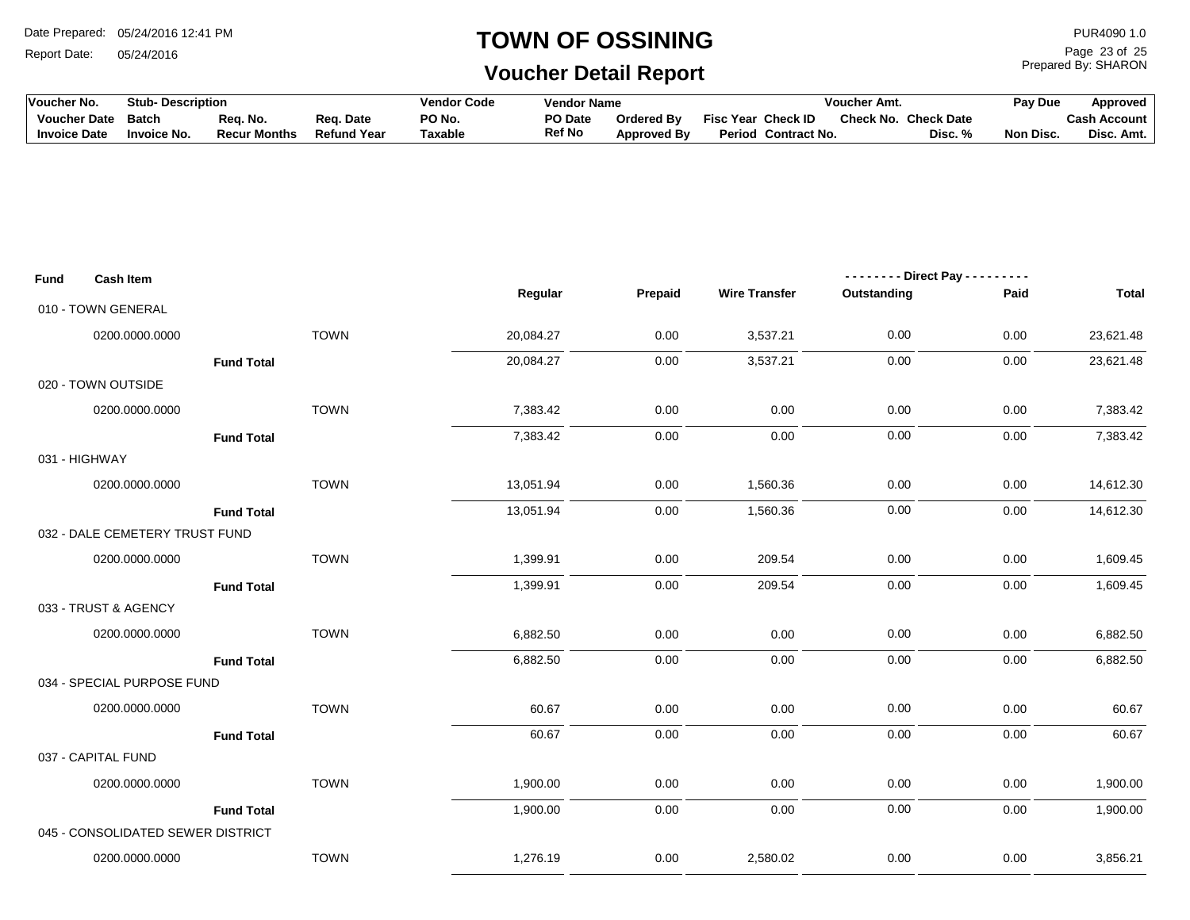# TOWN OF OSSINING

## Voucher Detail Report

Date Prepared: 05/24/2016 12:41 PM
Report Date: 05/24/2016

PUR4090 1.0
Prepared By: SHARON

| Voucher No. | Stub- Description | | | Vendor Code | Vendor Name | | | | Voucher Amt. | | Pay Due | Approved |
|---|---|---|---|---|---|---|---|---|---|---|---|---|
| Voucher Date | Batch | Req. No. | Req. Date | PO No. | PO Date | Ordered By | Fisc Year | Check ID | Check No. | Check Date | | Cash Account |
| Invoice Date | Invoice No. | Recur Months | Refund Year | Taxable | Ref No | Approved By | Period | Contract No. | | Disc. % | Non Disc. | Disc. Amt. |

| Fund | Cash Item | | Regular | Prepaid | Wire Transfer | Direct Pay - Outstanding | Direct Pay - Paid | Total |
|---|---|---|---|---|---|---|---|---|
| 010 - TOWN GENERAL | | | | | | | | |
| | 0200.0000.0000 | TOWN | 20,084.27 | 0.00 | 3,537.21 | 0.00 | 0.00 | 23,621.48 |
| | **Fund Total** | | 20,084.27 | 0.00 | 3,537.21 | 0.00 | 0.00 | 23,621.48 |
| 020 - TOWN OUTSIDE | | | | | | | | |
| | 0200.0000.0000 | TOWN | 7,383.42 | 0.00 | 0.00 | 0.00 | 0.00 | 7,383.42 |
| | **Fund Total** | | 7,383.42 | 0.00 | 0.00 | 0.00 | 0.00 | 7,383.42 |
| 031 - HIGHWAY | | | | | | | | |
| | 0200.0000.0000 | TOWN | 13,051.94 | 0.00 | 1,560.36 | 0.00 | 0.00 | 14,612.30 |
| | **Fund Total** | | 13,051.94 | 0.00 | 1,560.36 | 0.00 | 0.00 | 14,612.30 |
| 032 - DALE CEMETERY TRUST FUND | | | | | | | | |
| | 0200.0000.0000 | TOWN | 1,399.91 | 0.00 | 209.54 | 0.00 | 0.00 | 1,609.45 |
| | **Fund Total** | | 1,399.91 | 0.00 | 209.54 | 0.00 | 0.00 | 1,609.45 |
| 033 - TRUST & AGENCY | | | | | | | | |
| | 0200.0000.0000 | TOWN | 6,882.50 | 0.00 | 0.00 | 0.00 | 0.00 | 6,882.50 |
| | **Fund Total** | | 6,882.50 | 0.00 | 0.00 | 0.00 | 0.00 | 6,882.50 |
| 034 - SPECIAL PURPOSE FUND | | | | | | | | |
| | 0200.0000.0000 | TOWN | 60.67 | 0.00 | 0.00 | 0.00 | 0.00 | 60.67 |
| | **Fund Total** | | 60.67 | 0.00 | 0.00 | 0.00 | 0.00 | 60.67 |
| 037 - CAPITAL FUND | | | | | | | | |
| | 0200.0000.0000 | TOWN | 1,900.00 | 0.00 | 0.00 | 0.00 | 0.00 | 1,900.00 |
| | **Fund Total** | | 1,900.00 | 0.00 | 0.00 | 0.00 | 0.00 | 1,900.00 |
| 045 - CONSOLIDATED SEWER DISTRICT | | | | | | | | |
| | 0200.0000.0000 | TOWN | 1,276.19 | 0.00 | 2,580.02 | 0.00 | 0.00 | 3,856.21 |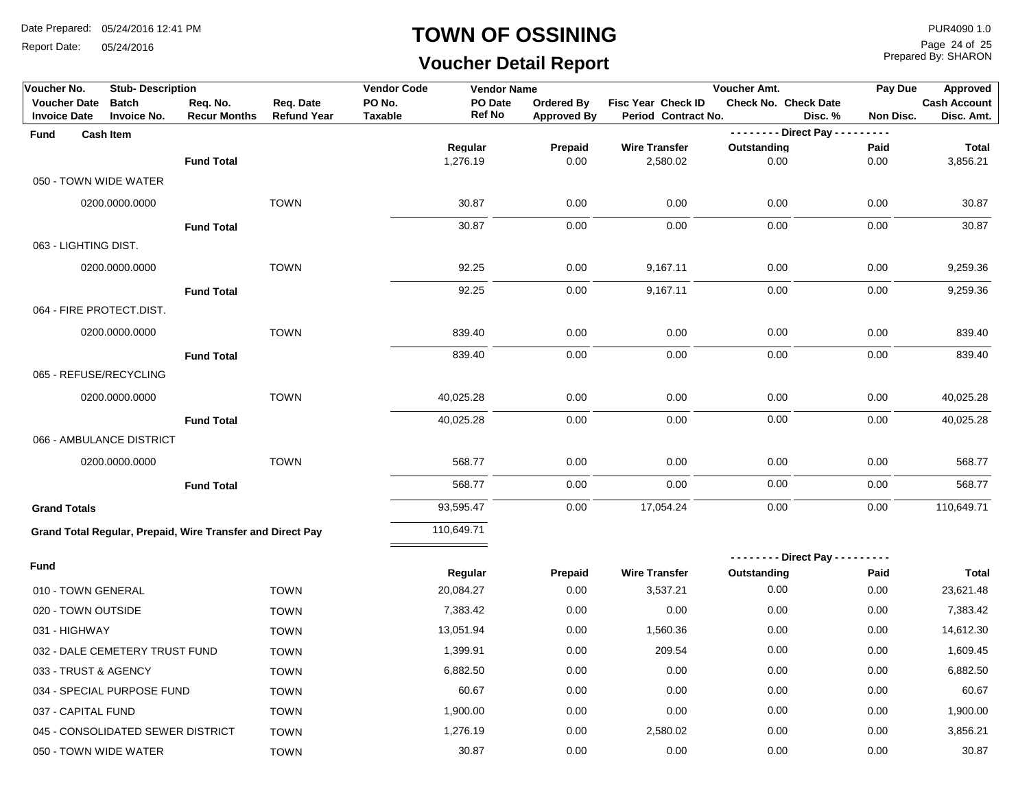# TOWN OF OSSINING

## Voucher Detail Report

Date Prepared: 05/24/2016 12:41 PM
Report Date: 05/24/2016

PUR4090 1.0
Prepared By: SHARON

| Voucher No. | Stub- Description | | | Vendor Code | Vendor Name | | | Voucher Amt. | | Pay Due | Approved |
|---|---|---|---|---|---|---|---|---|---|---|---|
| Voucher Date | Batch | Req. No. | Req. Date | PO No. | PO Date | Ordered By | Fisc Year Check ID | Check No. | Check Date | | Cash Account |
| Invoice Date | Invoice No. | Recur Months | Refund Year | Taxable | Ref No | Approved By | Period Contract No. | | Disc. % | Non Disc. | Disc. Amt. |

| Fund | Cash Item | | | Regular | Prepaid | Wire Transfer | Direct Pay Outstanding | Direct Pay Paid | Total |
|---|---|---|---|---|---|---|---|---|---|
| | | Fund Total | | 1,276.19 | 0.00 | 2,580.02 | 0.00 | 0.00 | 3,856.21 |
| 050 - TOWN WIDE WATER | | | | | | | | | |
| | 0200.0000.0000 | | TOWN | 30.87 | 0.00 | 0.00 | 0.00 | 0.00 | 30.87 |
| | | Fund Total | | 30.87 | 0.00 | 0.00 | 0.00 | 0.00 | 30.87 |
| 063 - LIGHTING DIST. | | | | | | | | | |
| | 0200.0000.0000 | | TOWN | 92.25 | 0.00 | 9,167.11 | 0.00 | 0.00 | 9,259.36 |
| | | Fund Total | | 92.25 | 0.00 | 9,167.11 | 0.00 | 0.00 | 9,259.36 |
| 064 - FIRE PROTECT.DIST. | | | | | | | | | |
| | 0200.0000.0000 | | TOWN | 839.40 | 0.00 | 0.00 | 0.00 | 0.00 | 839.40 |
| | | Fund Total | | 839.40 | 0.00 | 0.00 | 0.00 | 0.00 | 839.40 |
| 065 - REFUSE/RECYCLING | | | | | | | | | |
| | 0200.0000.0000 | | TOWN | 40,025.28 | 0.00 | 0.00 | 0.00 | 0.00 | 40,025.28 |
| | | Fund Total | | 40,025.28 | 0.00 | 0.00 | 0.00 | 0.00 | 40,025.28 |
| 066 - AMBULANCE DISTRICT | | | | | | | | | |
| | 0200.0000.0000 | | TOWN | 568.77 | 0.00 | 0.00 | 0.00 | 0.00 | 568.77 |
| | | Fund Total | | 568.77 | 0.00 | 0.00 | 0.00 | 0.00 | 568.77 |
| **Grand Totals** | | | | 93,595.47 | 0.00 | 17,054.24 | 0.00 | 0.00 | 110,649.71 |

**Grand Total Regular, Prepaid, Wire Transfer and Direct Pay** 110,649.71

| Fund | | Regular | Prepaid | Wire Transfer | Direct Pay Outstanding | Direct Pay Paid | Total |
|---|---|---|---|---|---|---|---|
| 010 - TOWN GENERAL | TOWN | 20,084.27 | 0.00 | 3,537.21 | 0.00 | 0.00 | 23,621.48 |
| 020 - TOWN OUTSIDE | TOWN | 7,383.42 | 0.00 | 0.00 | 0.00 | 0.00 | 7,383.42 |
| 031 - HIGHWAY | TOWN | 13,051.94 | 0.00 | 1,560.36 | 0.00 | 0.00 | 14,612.30 |
| 032 - DALE CEMETERY TRUST FUND | TOWN | 1,399.91 | 0.00 | 209.54 | 0.00 | 0.00 | 1,609.45 |
| 033 - TRUST & AGENCY | TOWN | 6,882.50 | 0.00 | 0.00 | 0.00 | 0.00 | 6,882.50 |
| 034 - SPECIAL PURPOSE FUND | TOWN | 60.67 | 0.00 | 0.00 | 0.00 | 0.00 | 60.67 |
| 037 - CAPITAL FUND | TOWN | 1,900.00 | 0.00 | 0.00 | 0.00 | 0.00 | 1,900.00 |
| 045 - CONSOLIDATED SEWER DISTRICT | TOWN | 1,276.19 | 0.00 | 2,580.02 | 0.00 | 0.00 | 3,856.21 |
| 050 - TOWN WIDE WATER | TOWN | 30.87 | 0.00 | 0.00 | 0.00 | 0.00 | 30.87 |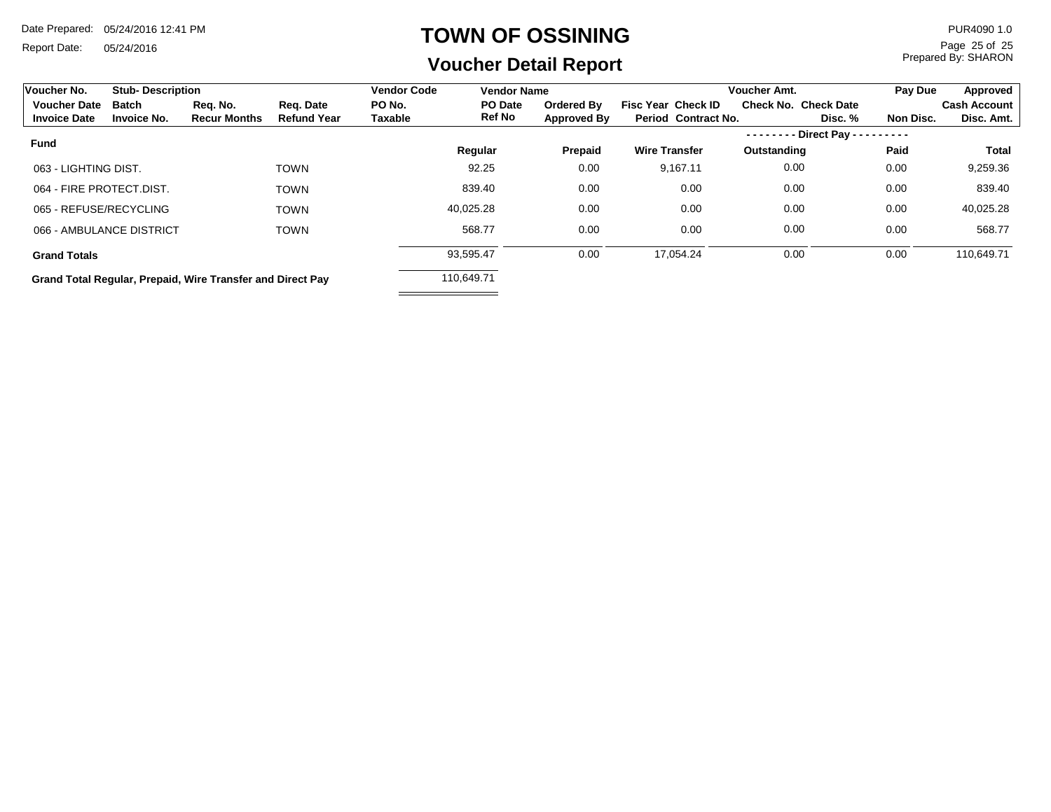# TOWN OF OSSINING

## Voucher Detail Report

Date Prepared: 05/24/2016 12:41 PM
Report Date: 05/24/2016

PUR4090 1.0
Prepared By: SHARON

| Voucher No. | Stub- Description | | | Vendor Code | Vendor Name | | | | Voucher Amt. | | Pay Due | Approved |
|---|---|---|---|---|---|---|---|---|---|---|---|---|
| Voucher Date | Batch | Req. No. | Req. Date | PO No. | PO Date | Ordered By | Fisc Year | Check ID | Check No. | Check Date | | Cash Account |
| Invoice Date | Invoice No. | Recur Months | Refund Year | Taxable | Ref No | Approved By | Period | Contract No. | | Disc. % | Non Disc. | Disc. Amt. |

| Fund | | Regular | Prepaid | Wire Transfer | Direct Pay Outstanding | Direct Pay Paid | Total |
|---|---|---|---|---|---|---|---|
| 063 - LIGHTING DIST. | TOWN | 92.25 | 0.00 | 9,167.11 | 0.00 | 0.00 | 9,259.36 |
| 064 - FIRE PROTECT.DIST. | TOWN | 839.40 | 0.00 | 0.00 | 0.00 | 0.00 | 839.40 |
| 065 - REFUSE/RECYCLING | TOWN | 40,025.28 | 0.00 | 0.00 | 0.00 | 0.00 | 40,025.28 |
| 066 - AMBULANCE DISTRICT | TOWN | 568.77 | 0.00 | 0.00 | 0.00 | 0.00 | 568.77 |
| **Grand Totals** | | 93,595.47 | 0.00 | 17,054.24 | 0.00 | 0.00 | 110,649.71 |
| **Grand Total Regular, Prepaid, Wire Transfer and Direct Pay** | | 110,649.71 | | | | | |